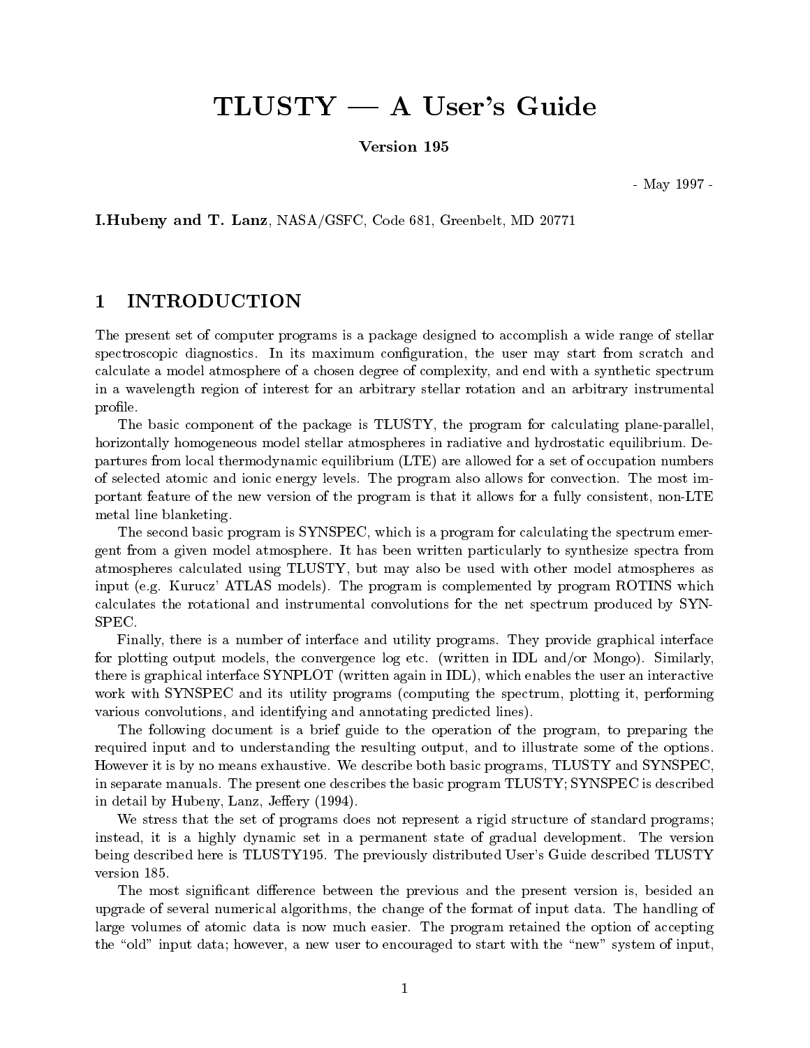# TLUSTY — A User's Guide

**Version 195**

- May 1997 -

**I.Hubeny and T. Lanz**, NASA/GSFC, Code 681, Greenbelt, MD 20771

## 1 INTRODUCTION

The present set of computer programs is a package designed to accomplish a wide range of stellar spectroscopic diagnostics. In its maximum configuration, the user may start from scratch and calculate a model atmosphere of a chosen degree of complexity, and end with a synthetic spectrum in a wavelength region of interest for an arbitrary stellar rotation and an arbitrary instrumental profile.

The basic component of the package is TLUSTY, the program for calculating plane-parallel, horizontally homogeneous model stellar atmospheres in radiative and hydrostatic equilibrium. Departures from local thermodynamic equilibrium (LTE) are allowed for a set of occupation numbers of selected atomic and ionic energy levels. The program also allows for convection. The most important feature of the new version of the program is that it allows for a fully consistent, non-LTE metal line blanketing.

The second basic program is SYNSPEC, which is a program for calculating the spectrum emergent from a given model atmosphere. It has been written particularly to synthesize spectra from atmospheres calculated using TLUSTY, but may also be used with other model atmospheres as input (e.g. Kurucz' ATLAS models). The program is complemented by program ROTINS which calculates the rotational and instrumental convolutions for the net spectrum produced by SYNSPEC.

Finally, there is a number of interface and utility programs. They provide graphical interface for plotting output models, the convergence log etc. (written in IDL and/or Mongo). Similarly, there is graphical interface SYNPLOT (written again in IDL), which enables the user an interactive work with SYNSPEC and its utility programs (computing the spectrum, plotting it, performing various convolutions, and identifying and annotating predicted lines).

The following document is a brief guide to the operation of the program, to preparing the required input and to understanding the resulting output, and to illustrate some of the options. However it is by no means exhaustive. We describe both basic programs, TLUSTY and SYNSPEC, in separate manuals. The present one describes the basic program TLUSTY; SYNSPEC is described in detail by Hubeny, Lanz, Jeffery (1994).

We stress that the set of programs does not represent a rigid structure of standard programs; instead, it is a highly dynamic set in a permanent state of gradual development. The version being described here is TLUSTY195. The previously distributed User's Guide described TLUSTY version 185.

The most significant difference between the previous and the present version is, besided an upgrade of several numerical algorithms, the change of the format of input data. The handling of large volumes of atomic data is now much easier. The program retained the option of accepting the "old" input data; however, a new user to encouraged to start with the "new" system of input,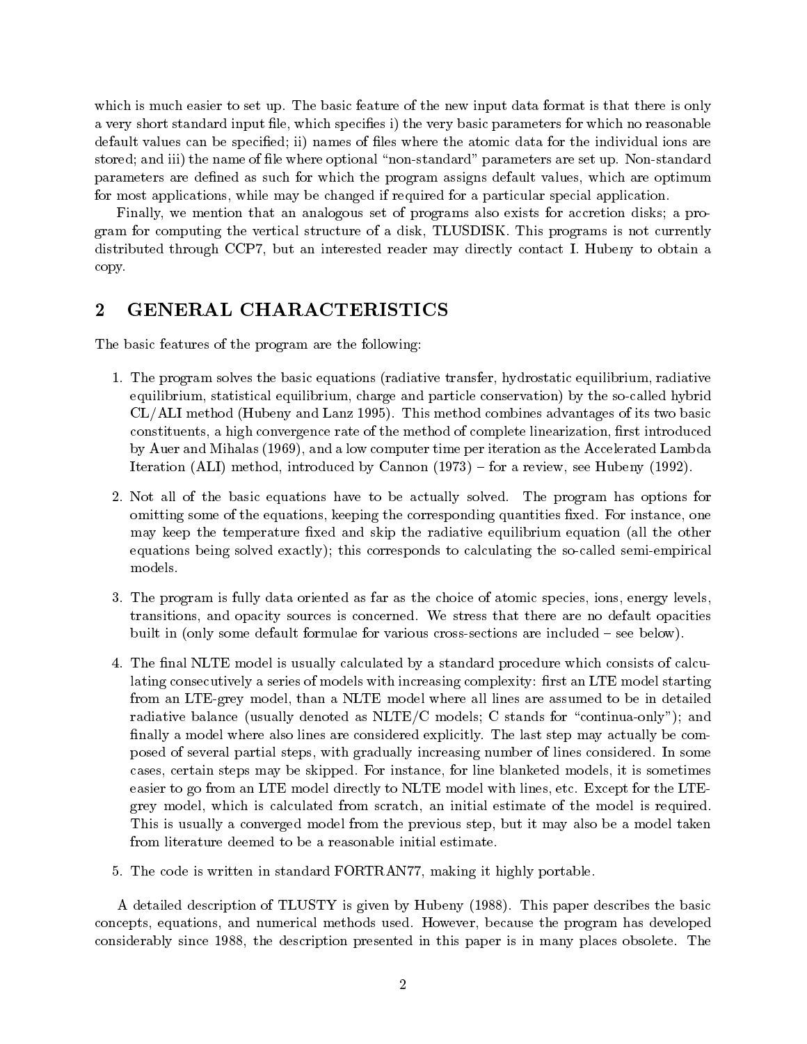which is much easier to set up. The basic feature of the new input data format is that there is only a very short standard input file, which specifies i) the very basic parameters for which no reasonable default values can be specified; ii) names of files where the atomic data for the individual ions are stored; and iii) the name of file where optional "non-standard" parameters are set up. Non-standard parameters are defined as such for which the program assigns default values, which are optimum for most applications, while may be changed if required for a particular special application.

Finally, we mention that an analogous set of programs also exists for accretion disks; a program for computing the vertical structure of a disk, TLUSDISK. This programs is not currently distributed through CCP7, but an interested reader may directly contact I. Hubeny to obtain a copy.

## 2 GENERAL CHARACTERISTICS

The basic features of the program are the following:

1. The program solves the basic equations (radiative transfer, hydrostatic equilibrium, radiative equilibrium, statistical equilibrium, charge and particle conservation) by the so-called hybrid CL/ALI method (Hubeny and Lanz 1995). This method combines advantages of its two basic constituents, a high convergence rate of the method of complete linearization, first introduced by Auer and Mihalas (1969), and a low computer time per iteration as the Accelerated Lambda Iteration (ALI) method, introduced by Cannon (1973) – for a review, see Hubeny (1992).

2. Not all of the basic equations have to be actually solved. The program has options for omitting some of the equations, keeping the corresponding quantities fixed. For instance, one may keep the temperature fixed and skip the radiative equilibrium equation (all the other equations being solved exactly); this corresponds to calculating the so-called semi-empirical models.

3. The program is fully data oriented as far as the choice of atomic species, ions, energy levels, transitions, and opacity sources is concerned. We stress that there are no default opacities built in (only some default formulae for various cross-sections are included – see below).

4. The final NLTE model is usually calculated by a standard procedure which consists of calculating consecutively a series of models with increasing complexity: first an LTE model starting from an LTE-grey model, than a NLTE model where all lines are assumed to be in detailed radiative balance (usually denoted as NLTE/C models; C stands for "continua-only"); and finally a model where also lines are considered explicitly. The last step may actually be composed of several partial steps, with gradually increasing number of lines considered. In some cases, certain steps may be skipped. For instance, for line blanketed models, it is sometimes easier to go from an LTE model directly to NLTE model with lines, etc. Except for the LTE-grey model, which is calculated from scratch, an initial estimate of the model is required. This is usually a converged model from the previous step, but it may also be a model taken from literature deemed to be a reasonable initial estimate.

5. The code is written in standard FORTRAN77, making it highly portable.

A detailed description of TLUSTY is given by Hubeny (1988). This paper describes the basic concepts, equations, and numerical methods used. However, because the program has developed considerably since 1988, the description presented in this paper is in many places obsolete. The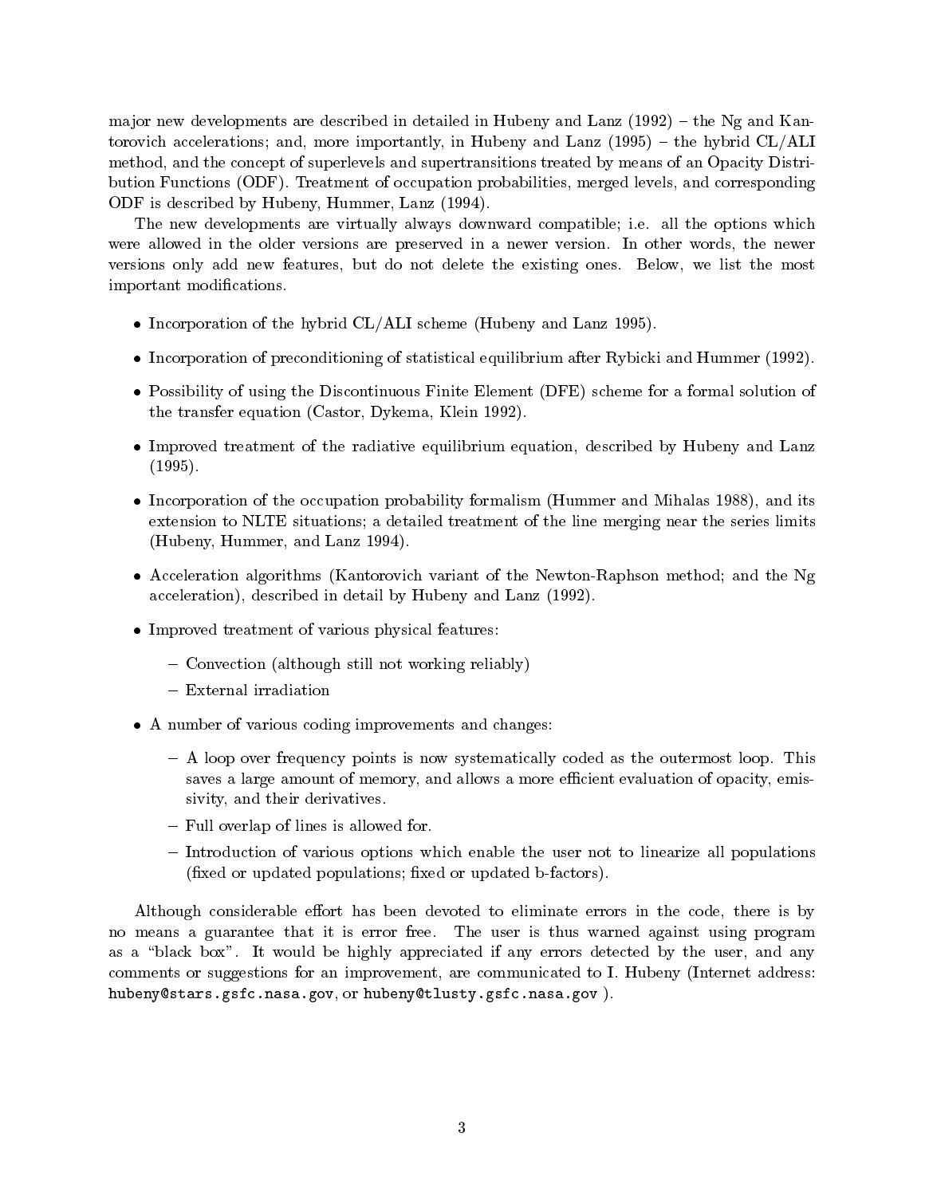major new developments are described in detailed in Hubeny and Lanz (1992) – the Ng and Kantorovich accelerations; and, more importantly, in Hubeny and Lanz (1995) – the hybrid CL/ALI method, and the concept of superlevels and supertransitions treated by means of an Opacity Distribution Functions (ODF). Treatment of occupation probabilities, merged levels, and corresponding ODF is described by Hubeny, Hummer, Lanz (1994).

The new developments are virtually always downward compatible; i.e. all the options which were allowed in the older versions are preserved in a newer version. In other words, the newer versions only add new features, but do not delete the existing ones. Below, we list the most important modifications.

- Incorporation of the hybrid CL/ALI scheme (Hubeny and Lanz 1995).
- Incorporation of preconditioning of statistical equilibrium after Rybicki and Hummer (1992).
- Possibility of using the Discontinuous Finite Element (DFE) scheme for a formal solution of the transfer equation (Castor, Dykema, Klein 1992).
- Improved treatment of the radiative equilibrium equation, described by Hubeny and Lanz (1995).
- Incorporation of the occupation probability formalism (Hummer and Mihalas 1988), and its extension to NLTE situations; a detailed treatment of the line merging near the series limits (Hubeny, Hummer, and Lanz 1994).
- Acceleration algorithms (Kantorovich variant of the Newton-Raphson method; and the Ng acceleration), described in detail by Hubeny and Lanz (1992).
- Improved treatment of various physical features:
  - Convection (although still not working reliably)
  - External irradiation
- A number of various coding improvements and changes:
  - A loop over frequency points is now systematically coded as the outermost loop. This saves a large amount of memory, and allows a more efficient evaluation of opacity, emissivity, and their derivatives.
  - Full overlap of lines is allowed for.
  - Introduction of various options which enable the user not to linearize all populations (fixed or updated populations; fixed or updated b-factors).

Although considerable effort has been devoted to eliminate errors in the code, there is by no means a guarantee that it is error free. The user is thus warned against using program as a "black box". It would be highly appreciated if any errors detected by the user, and any comments or suggestions for an improvement, are communicated to I. Hubeny (Internet address: hubeny@stars.gsfc.nasa.gov, or hubeny@tlusty.gsfc.nasa.gov ).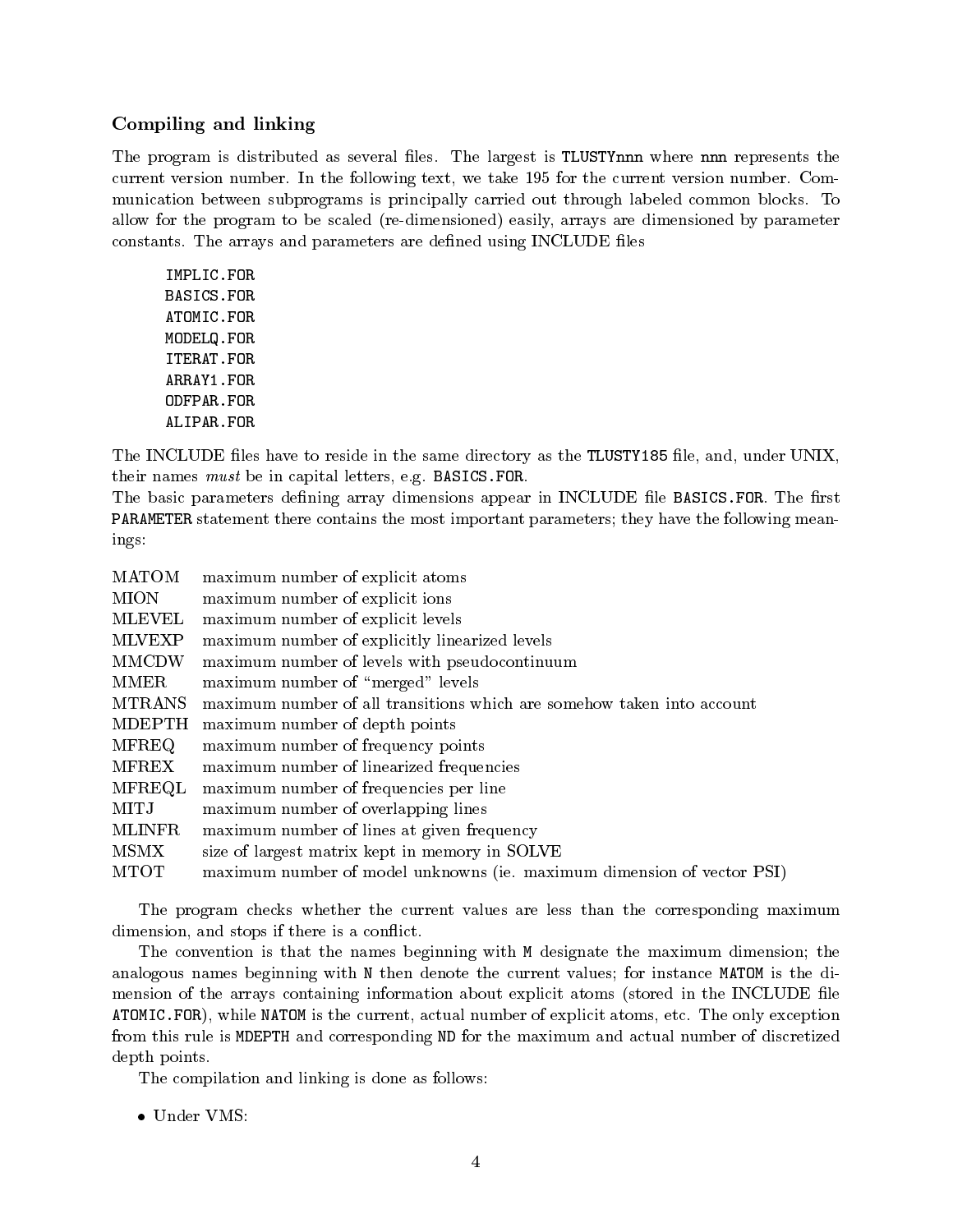### Compiling and linking

The program is distributed as several files. The largest is `TLUSTYnnn` where `nnn` represents the current version number. In the following text, we take 195 for the current version number. Communication between subprograms is principally carried out through labeled common blocks. To allow for the program to be scaled (re-dimensioned) easily, arrays are dimensioned by parameter constants. The arrays and parameters are defined using INCLUDE files

```
IMPLIC.FOR
BASICS.FOR
ATOMIC.FOR
MODELQ.FOR
ITERAT.FOR
ARRAY1.FOR
ODFPAR.FOR
ALIPAR.FOR
```

The INCLUDE files have to reside in the same directory as the `TLUSTY185` file, and, under UNIX, their names *must* be in capital letters, e.g. `BASICS.FOR`.
The basic parameters defining array dimensions appear in INCLUDE file `BASICS.FOR`. The first `PARAMETER` statement there contains the most important parameters; they have the following meanings:

| | |
|---|---|
| MATOM | maximum number of explicit atoms |
| MION | maximum number of explicit ions |
| MLEVEL | maximum number of explicit levels |
| MLVEXP | maximum number of explicitly linearized levels |
| MMCDW | maximum number of levels with pseudocontinuum |
| MMER | maximum number of "merged" levels |
| MTRANS | maximum number of all transitions which are somehow taken into account |
| MDEPTH | maximum number of depth points |
| MFREQ | maximum number of frequency points |
| MFREX | maximum number of linearized frequencies |
| MFREQL | maximum number of frequencies per line |
| MITJ | maximum number of overlapping lines |
| MLINFR | maximum number of lines at given frequency |
| MSMX | size of largest matrix kept in memory in SOLVE |
| MTOT | maximum number of model unknowns (ie. maximum dimension of vector PSI) |

The program checks whether the current values are less than the corresponding maximum dimension, and stops if there is a conflict.

The convention is that the names beginning with `M` designate the maximum dimension; the analogous names beginning with `N` then denote the current values; for instance `MATOM` is the dimension of the arrays containing information about explicit atoms (stored in the INCLUDE file `ATOMIC.FOR`), while `NATOM` is the current, actual number of explicit atoms, etc. The only exception from this rule is `MDEPTH` and corresponding `ND` for the maximum and actual number of discretized depth points.

The compilation and linking is done as follows:

- Under VMS: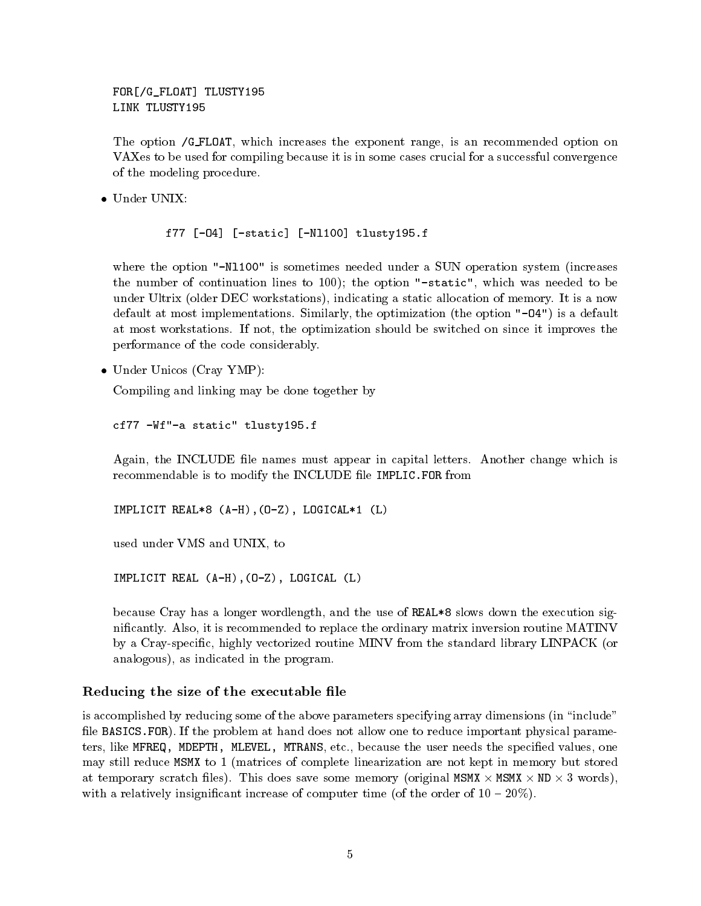```
FOR[/G_FLOAT] TLUSTY195
LINK TLUSTY195
```

The option /G_FLOAT, which increases the exponent range, is an recommended option on VAXes to be used for compiling because it is in some cases crucial for a successful convergence of the modeling procedure.

- Under UNIX:

  ```
  f77 [-O4] [-static] [-Nl100] tlusty195.f
  ```

  where the option "-Nl100" is sometimes needed under a SUN operation system (increases the number of continuation lines to 100); the option "-static", which was needed to be under Ultrix (older DEC workstations), indicating a static allocation of memory. It is a now default at most implementations. Similarly, the optimization (the option "-O4") is a default at most workstations. If not, the optimization should be switched on since it improves the performance of the code considerably.

- Under Unicos (Cray YMP):

  Compiling and linking may be done together by

  ```
  cf77 -Wf"-a static" tlusty195.f
  ```

  Again, the INCLUDE file names must appear in capital letters. Another change which is recommendable is to modify the INCLUDE file IMPLIC.FOR from

  ```
  IMPLICIT REAL*8 (A-H),(O-Z), LOGICAL*1 (L)
  ```

  used under VMS and UNIX, to

  ```
  IMPLICIT REAL (A-H),(O-Z), LOGICAL (L)
  ```

  because Cray has a longer wordlength, and the use of REAL*8 slows down the execution significantly. Also, it is recommended to replace the ordinary matrix inversion routine MATINV by a Cray-specific, highly vectorized routine MINV from the standard library LINPACK (or analogous), as indicated in the program.

### Reducing the size of the executable file

is accomplished by reducing some of the above parameters specifying array dimensions (in "include" file BASICS.FOR). If the problem at hand does not allow one to reduce important physical parameters, like MFREQ, MDEPTH, MLEVEL, MTRANS, etc., because the user needs the specified values, one may still reduce MSMX to 1 (matrices of complete linearization are not kept in memory but stored at temporary scratch files). This does save some memory (original MSMX $\times$ MSMX $\times$ ND $\times$ 3 words), with a relatively insignificant increase of computer time (of the order of $10 - 20\%$).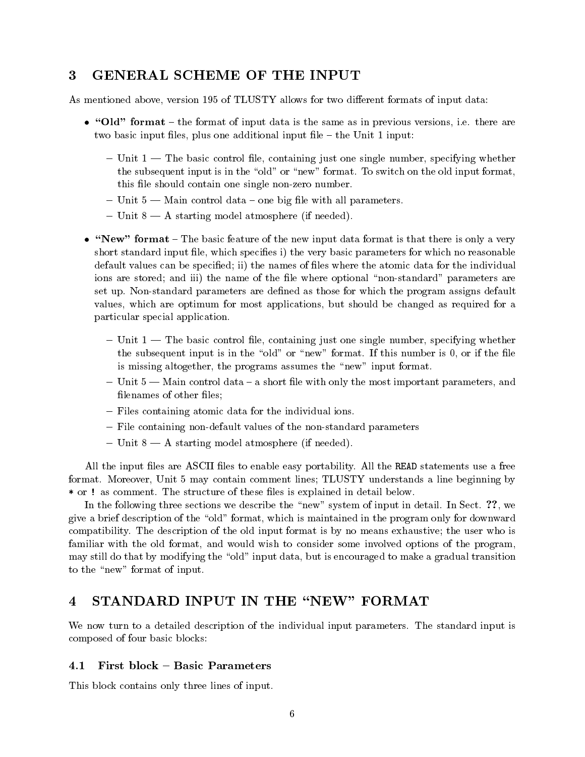# 3 GENERAL SCHEME OF THE INPUT

As mentioned above, version 195 of TLUSTY allows for two different formats of input data:

- **"Old" format** – the format of input data is the same as in previous versions, i.e. there are two basic input files, plus one additional input file – the Unit 1 input:
  - Unit 1 — The basic control file, containing just one single number, specifying whether the subsequent input is in the "old" or "new" format. To switch on the old input format, this file should contain one single non-zero number.
  - Unit 5 — Main control data – one big file with all parameters.
  - Unit 8 — A starting model atmosphere (if needed).
- **"New" format** – The basic feature of the new input data format is that there is only a very short standard input file, which specifies i) the very basic parameters for which no reasonable default values can be specified; ii) the names of files where the atomic data for the individual ions are stored; and iii) the name of the file where optional "non-standard" parameters are set up. Non-standard parameters are defined as those for which the program assigns default values, which are optimum for most applications, but should be changed as required for a particular special application.
  - Unit 1 — The basic control file, containing just one single number, specifying whether the subsequent input is in the "old" or "new" format. If this number is 0, or if the file is missing altogether, the programs assumes the "new" input format.
  - Unit 5 — Main control data – a short file with only the most important parameters, and filenames of other files;
  - Files containing atomic data for the individual ions.
  - File containing non-default values of the non-standard parameters
  - Unit 8 — A starting model atmosphere (if needed).

All the input files are ASCII files to enable easy portability. All the `READ` statements use a free format. Moreover, Unit 5 may contain comment lines; TLUSTY understands a line beginning by `*` or `!` as comment. The structure of these files is explained in detail below.

In the following three sections we describe the "new" system of input in detail. In Sect. **??**, we give a brief description of the "old" format, which is maintained in the program only for downward compatibility. The description of the old input format is by no means exhaustive; the user who is familiar with the old format, and would wish to consider some involved options of the program, may still do that by modifying the "old" input data, but is encouraged to make a gradual transition to the "new" format of input.

# 4 STANDARD INPUT IN THE "NEW" FORMAT

We now turn to a detailed description of the individual input parameters. The standard input is composed of four basic blocks:

## 4.1 First block – Basic Parameters

This block contains only three lines of input.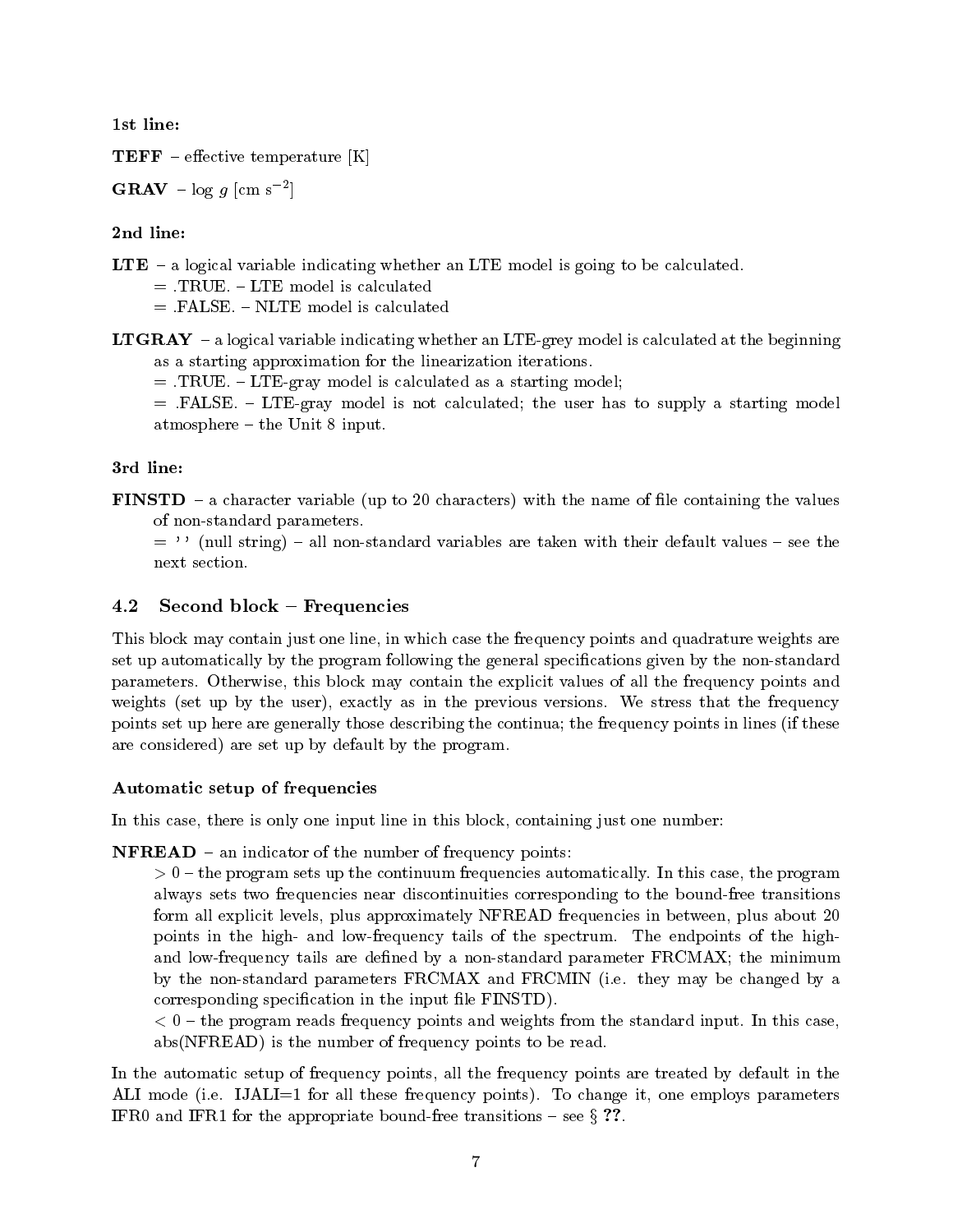**1st line:**

**TEFF** – effective temperature [K]

**GRAV** – log $g$ [cm s$^{-2}$]

**2nd line:**

**LTE** – a logical variable indicating whether an LTE model is going to be calculated.
= .TRUE. – LTE model is calculated
= .FALSE. – NLTE model is calculated

**LTGRAY** – a logical variable indicating whether an LTE-grey model is calculated at the beginning as a starting approximation for the linearization iterations.
= .TRUE. – LTE-gray model is calculated as a starting model;
= .FALSE. – LTE-gray model is not calculated; the user has to supply a starting model atmosphere – the Unit 8 input.

**3rd line:**

**FINSTD** – a character variable (up to 20 characters) with the name of file containing the values of non-standard parameters.
= ' ' (null string) – all non-standard variables are taken with their default values – see the next section.

## 4.2 Second block – Frequencies

This block may contain just one line, in which case the frequency points and quadrature weights are set up automatically by the program following the general specifications given by the non-standard parameters. Otherwise, this block may contain the explicit values of all the frequency points and weights (set up by the user), exactly as in the previous versions. We stress that the frequency points set up here are generally those describing the continua; the frequency points in lines (if these are considered) are set up by default by the program.

### Automatic setup of frequencies

In this case, there is only one input line in this block, containing just one number:

**NFREAD** – an indicator of the number of frequency points:
$> 0$ – the program sets up the continuum frequencies automatically. In this case, the program always sets two frequencies near discontinuities corresponding to the bound-free transitions form all explicit levels, plus approximately NFREAD frequencies in between, plus about 20 points in the high- and low-frequency tails of the spectrum. The endpoints of the high- and low-frequency tails are defined by a non-standard parameter FRCMAX; the minimum by the non-standard parameters FRCMAX and FRCMIN (i.e. they may be changed by a corresponding specification in the input file FINSTD).
$< 0$ – the program reads frequency points and weights from the standard input. In this case, abs(NFREAD) is the number of frequency points to be read.

In the automatic setup of frequency points, all the frequency points are treated by default in the ALI mode (i.e. IJALI=1 for all these frequency points). To change it, one employs parameters IFR0 and IFR1 for the appropriate bound-free transitions – see § **??**.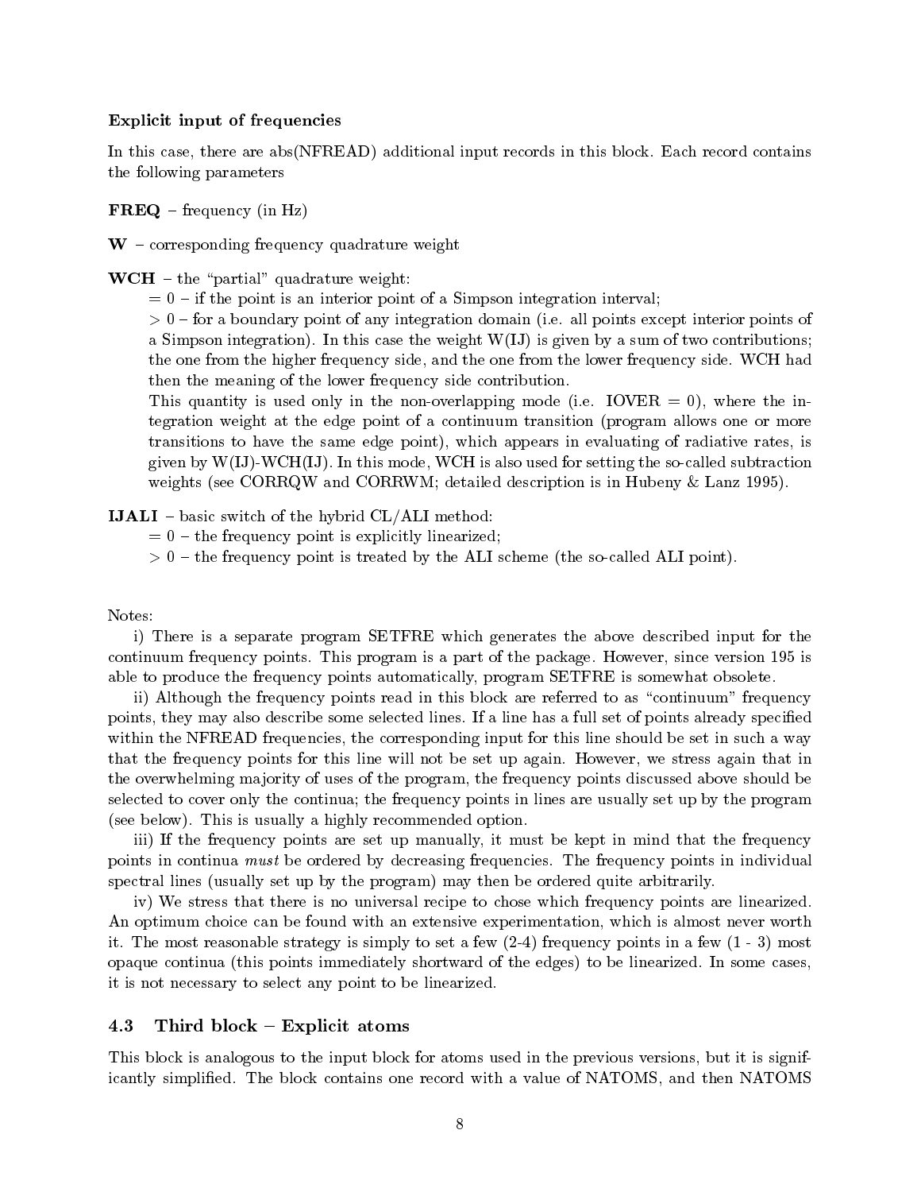**Explicit input of frequencies**

In this case, there are abs(NFREAD) additional input records in this block. Each record contains the following parameters

**FREQ** – frequency (in Hz)

**W** – corresponding frequency quadrature weight

**WCH** – the "partial" quadrature weight:

= 0 – if the point is an interior point of a Simpson integration interval;

> 0 – for a boundary point of any integration domain (i.e. all points except interior points of a Simpson integration). In this case the weight W(IJ) is given by a sum of two contributions; the one from the higher frequency side, and the one from the lower frequency side. WCH had then the meaning of the lower frequency side contribution.

This quantity is used only in the non-overlapping mode (i.e. IOVER = 0), where the integration weight at the edge point of a continuum transition (program allows one or more transitions to have the same edge point), which appears in evaluating of radiative rates, is given by W(IJ)-WCH(IJ). In this mode, WCH is also used for setting the so-called subtraction weights (see CORRQW and CORRWM; detailed description is in Hubeny & Lanz 1995).

**IJALI** – basic switch of the hybrid CL/ALI method:

= 0 – the frequency point is explicitly linearized;

> 0 – the frequency point is treated by the ALI scheme (the so-called ALI point).

Notes:

i) There is a separate program SETFRE which generates the above described input for the continuum frequency points. This program is a part of the package. However, since version 195 is able to produce the frequency points automatically, program SETFRE is somewhat obsolete.

ii) Although the frequency points read in this block are referred to as "continuum" frequency points, they may also describe some selected lines. If a line has a full set of points already specified within the NFREAD frequencies, the corresponding input for this line should be set in such a way that the frequency points for this line will not be set up again. However, we stress again that in the overwhelming majority of uses of the program, the frequency points discussed above should be selected to cover only the continua; the frequency points in lines are usually set up by the program (see below). This is usually a highly recommended option.

iii) If the frequency points are set up manually, it must be kept in mind that the frequency points in continua *must* be ordered by decreasing frequencies. The frequency points in individual spectral lines (usually set up by the program) may then be ordered quite arbitrarily.

iv) We stress that there is no universal recipe to chose which frequency points are linearized. An optimum choice can be found with an extensive experimentation, which is almost never worth it. The most reasonable strategy is simply to set a few (2-4) frequency points in a few (1 - 3) most opaque continua (this points immediately shortward of the edges) to be linearized. In some cases, it is not necessary to select any point to be linearized.

## 4.3 Third block – Explicit atoms

This block is analogous to the input block for atoms used in the previous versions, but it is significantly simplified. The block contains one record with a value of NATOMS, and then NATOMS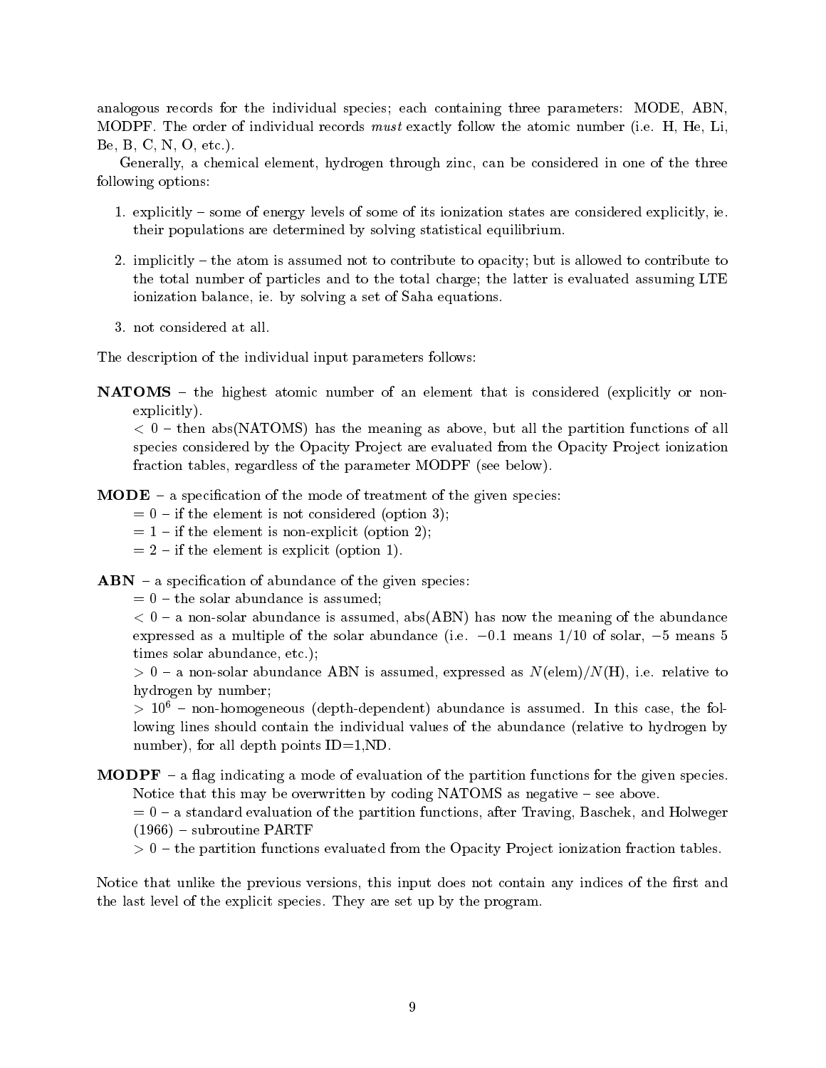analogous records for the individual species; each containing three parameters: MODE, ABN, MODPF. The order of individual records *must* exactly follow the atomic number (i.e. H, He, Li, Be, B, C, N, O, etc.).

Generally, a chemical element, hydrogen through zinc, can be considered in one of the three following options:

1. explicitly – some of energy levels of some of its ionization states are considered explicitly, ie. their populations are determined by solving statistical equilibrium.
2. implicitly – the atom is assumed not to contribute to opacity; but is allowed to contribute to the total number of particles and to the total charge; the latter is evaluated assuming LTE ionization balance, ie. by solving a set of Saha equations.
3. not considered at all.

The description of the individual input parameters follows:

**NATOMS** – the highest atomic number of an element that is considered (explicitly or non-explicitly).
$< 0$ – then abs(NATOMS) has the meaning as above, but all the partition functions of all species considered by the Opacity Project are evaluated from the Opacity Project ionization fraction tables, regardless of the parameter MODPF (see below).

**MODE** – a specification of the mode of treatment of the given species:
$= 0$ – if the element is not considered (option 3);
$= 1$ – if the element is non-explicit (option 2);
$= 2$ – if the element is explicit (option 1).

**ABN** – a specification of abundance of the given species:
$= 0$ – the solar abundance is assumed;
$< 0$ – a non-solar abundance is assumed, abs(ABN) has now the meaning of the abundance expressed as a multiple of the solar abundance (i.e. $-0.1$ means 1/10 of solar, $-5$ means 5 times solar abundance, etc.);
$> 0$ – a non-solar abundance ABN is assumed, expressed as $N(\text{elem})/N(\text{H})$, i.e. relative to hydrogen by number;
$> 10^6$ – non-homogeneous (depth-dependent) abundance is assumed. In this case, the following lines should contain the individual values of the abundance (relative to hydrogen by number), for all depth points ID=1,ND.

**MODPF** – a flag indicating a mode of evaluation of the partition functions for the given species. Notice that this may be overwritten by coding NATOMS as negative – see above.
$= 0$ – a standard evaluation of the partition functions, after Traving, Baschek, and Holweger (1966) – subroutine PARTF
$> 0$ – the partition functions evaluated from the Opacity Project ionization fraction tables.

Notice that unlike the previous versions, this input does not contain any indices of the first and the last level of the explicit species. They are set up by the program.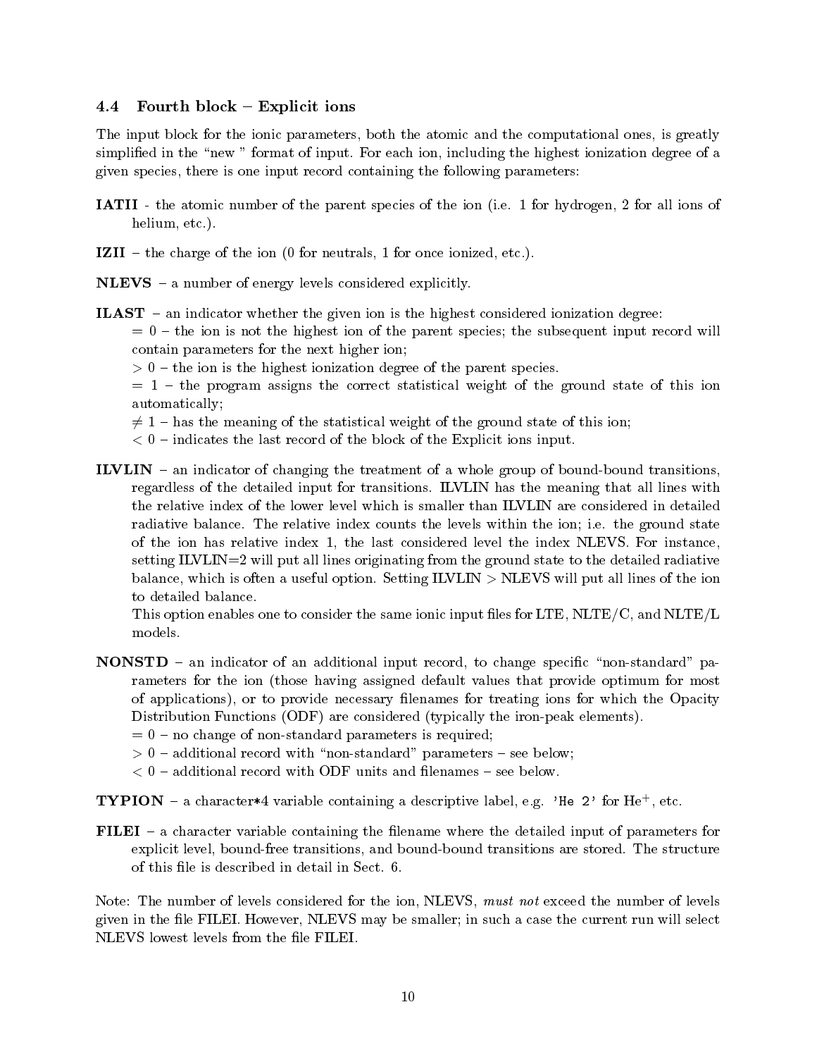### 4.4 Fourth block – Explicit ions

The input block for the ionic parameters, both the atomic and the computational ones, is greatly simplified in the "new " format of input. For each ion, including the highest ionization degree of a given species, there is one input record containing the following parameters:

**IATII** - the atomic number of the parent species of the ion (i.e. 1 for hydrogen, 2 for all ions of helium, etc.).

**IZII** – the charge of the ion (0 for neutrals, 1 for once ionized, etc.).

**NLEVS** – a number of energy levels considered explicitly.

**ILAST** – an indicator whether the given ion is the highest considered ionization degree:
$= 0$ – the ion is not the highest ion of the parent species; the subsequent input record will contain parameters for the next higher ion;
$> 0$ – the ion is the highest ionization degree of the parent species.
$= 1$ – the program assigns the correct statistical weight of the ground state of this ion automatically;
$\neq 1$ – has the meaning of the statistical weight of the ground state of this ion;
$< 0$ – indicates the last record of the block of the Explicit ions input.

**ILVLIN** – an indicator of changing the treatment of a whole group of bound-bound transitions, regardless of the detailed input for transitions. ILVLIN has the meaning that all lines with the relative index of the lower level which is smaller than ILVLIN are considered in detailed radiative balance. The relative index counts the levels within the ion; i.e. the ground state of the ion has relative index 1, the last considered level the index NLEVS. For instance, setting ILVLIN=2 will put all lines originating from the ground state to the detailed radiative balance, which is often a useful option. Setting ILVLIN > NLEVS will put all lines of the ion to detailed balance.
This option enables one to consider the same ionic input files for LTE, NLTE/C, and NLTE/L models.

**NONSTD** – an indicator of an additional input record, to change specific "non-standard" parameters for the ion (those having assigned default values that provide optimum for most of applications), or to provide necessary filenames for treating ions for which the Opacity Distribution Functions (ODF) are considered (typically the iron-peak elements).
$= 0$ – no change of non-standard parameters is required;
$> 0$ – additional record with "non-standard" parameters – see below;
$< 0$ – additional record with ODF units and filenames – see below.

**TYPION** – a character*4 variable containing a descriptive label, e.g. `'He 2'` for $He^{+}$, etc.

**FILEI** – a character variable containing the filename where the detailed input of parameters for explicit level, bound-free transitions, and bound-bound transitions are stored. The structure of this file is described in detail in Sect. 6.

Note: The number of levels considered for the ion, NLEVS, *must not* exceed the number of levels given in the file FILEI. However, NLEVS may be smaller; in such a case the current run will select NLEVS lowest levels from the file FILEI.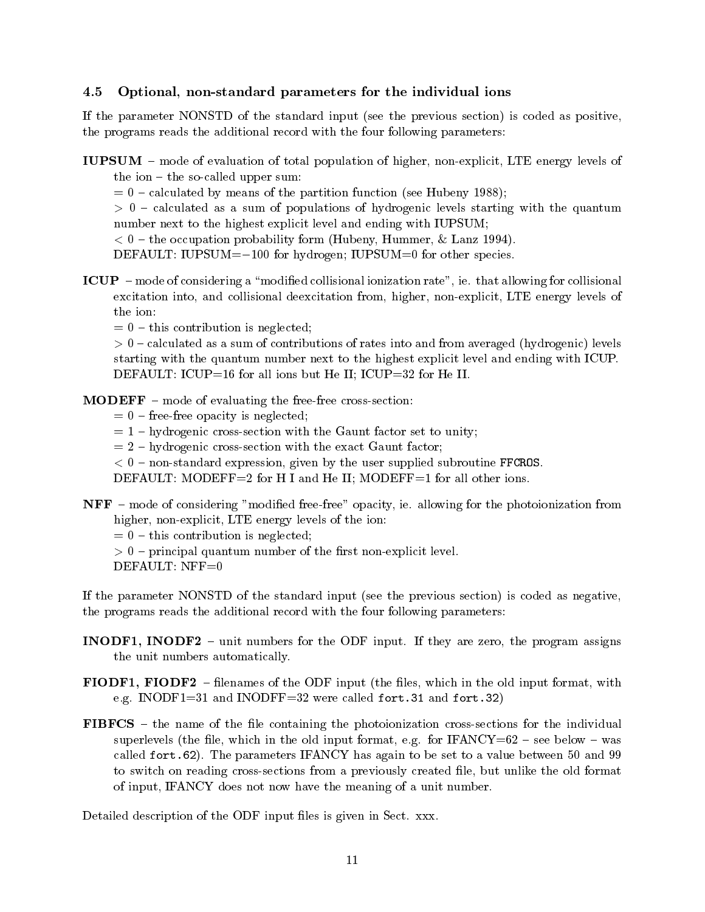### 4.5 Optional, non-standard parameters for the individual ions

If the parameter NONSTD of the standard input (see the previous section) is coded as positive, the programs reads the additional record with the four following parameters:

**IUPSUM** – mode of evaluation of total population of higher, non-explicit, LTE energy levels of the ion – the so-called upper sum:
$= 0$ – calculated by means of the partition function (see Hubeny 1988);
$> 0$ – calculated as a sum of populations of hydrogenic levels starting with the quantum number next to the highest explicit level and ending with IUPSUM;
$< 0$ – the occupation probability form (Hubeny, Hummer, & Lanz 1994).
DEFAULT: IUPSUM=$-100$ for hydrogen; IUPSUM=0 for other species.

**ICUP** – mode of considering a "modified collisional ionization rate", ie. that allowing for collisional excitation into, and collisional deexcitation from, higher, non-explicit, LTE energy levels of the ion:
$= 0$ – this contribution is neglected;
$> 0$ – calculated as a sum of contributions of rates into and from averaged (hydrogenic) levels starting with the quantum number next to the highest explicit level and ending with ICUP.
DEFAULT: ICUP=16 for all ions but He II; ICUP=32 for He II.

**MODEFF** – mode of evaluating the free-free cross-section:
$= 0$ – free-free opacity is neglected;
$= 1$ – hydrogenic cross-section with the Gaunt factor set to unity;
$= 2$ – hydrogenic cross-section with the exact Gaunt factor;
$< 0$ – non-standard expression, given by the user supplied subroutine `FFCROS`.
DEFAULT: MODEFF=2 for H I and He II; MODEFF=1 for all other ions.

**NFF** – mode of considering "modified free-free" opacity, ie. allowing for the photoionization from higher, non-explicit, LTE energy levels of the ion:
$= 0$ – this contribution is neglected;
$> 0$ – principal quantum number of the first non-explicit level.
DEFAULT: NFF=0

If the parameter NONSTD of the standard input (see the previous section) is coded as negative, the programs reads the additional record with the four following parameters:

**INODF1, INODF2** – unit numbers for the ODF input. If they are zero, the program assigns the unit numbers automatically.

**FIODF1, FIODF2** – filenames of the ODF input (the files, which in the old input format, with e.g. INODF1=31 and INODFF=32 were called `fort.31` and `fort.32`)

**FIBFCS** – the name of the file containing the photoionization cross-sections for the individual superlevels (the file, which in the old input format, e.g. for IFANCY=62 – see below – was called `fort.62`). The parameters IFANCY has again to be set to a value between 50 and 99 to switch on reading cross-sections from a previously created file, but unlike the old format of input, IFANCY does not now have the meaning of a unit number.

Detailed description of the ODF input files is given in Sect. xxx.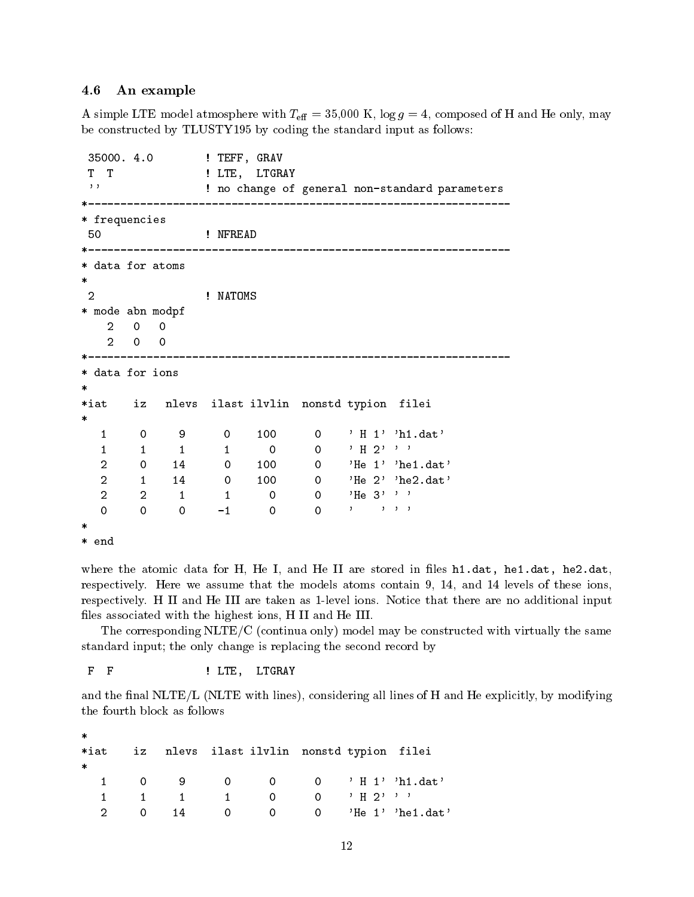### 4.6 An example

A simple LTE model atmosphere with $T_{\rm eff} = 35{,}000$ K, $\log g = 4$, composed of H and He only, may be constructed by TLUSTY195 by coding the standard input as follows:

```
 35000. 4.0          ! TEFF, GRAV
 T  T                ! LTE,  LTGRAY
 ''                  ! no change of general non-standard parameters
*-----------------------------------------------------------------
* frequencies
 50                  ! NFREAD
*-----------------------------------------------------------------
* data for atoms
*
 2                   ! NATOMS
* mode abn modpf
    2   0   0
    2   0   0
*-----------------------------------------------------------------
* data for ions
*
*iat    iz   nlevs  ilast ilvlin  nonstd typion  filei
*
   1     0     9      0    100      0    ' H 1' 'h1.dat'
   1     1     1      1      0      0    ' H 2' ' '
   2     0    14      0    100      0    'He 1' 'he1.dat'
   2     1    14      0    100      0    'He 2' 'he2.dat'
   2     2     1      1      0      0    'He 3' ' '
   0     0     0     -1      0      0    '    ' ' '
*
* end
```

where the atomic data for H, He I, and He II are stored in files **h1.dat, he1.dat, he2.dat**, respectively. Here we assume that the models atoms contain 9, 14, and 14 levels of these ions, respectively. H II and He III are taken as 1-level ions. Notice that there are no additional input files associated with the highest ions, H II and He III.

The corresponding NLTE/C (continua only) model may be constructed with virtually the same standard input; the only change is replacing the second record by

```
 F  F                ! LTE,  LTGRAY
```

and the final NLTE/L (NLTE with lines), considering all lines of H and He explicitly, by modifying the fourth block as follows

```
*
*iat    iz   nlevs  ilast ilvlin  nonstd typion  filei
*
   1     0     9      0      0      0    ' H 1' 'h1.dat'
   1     1     1      1      0      0    ' H 2' ' '
   2     0    14      0      0      0    'He 1' 'he1.dat'
```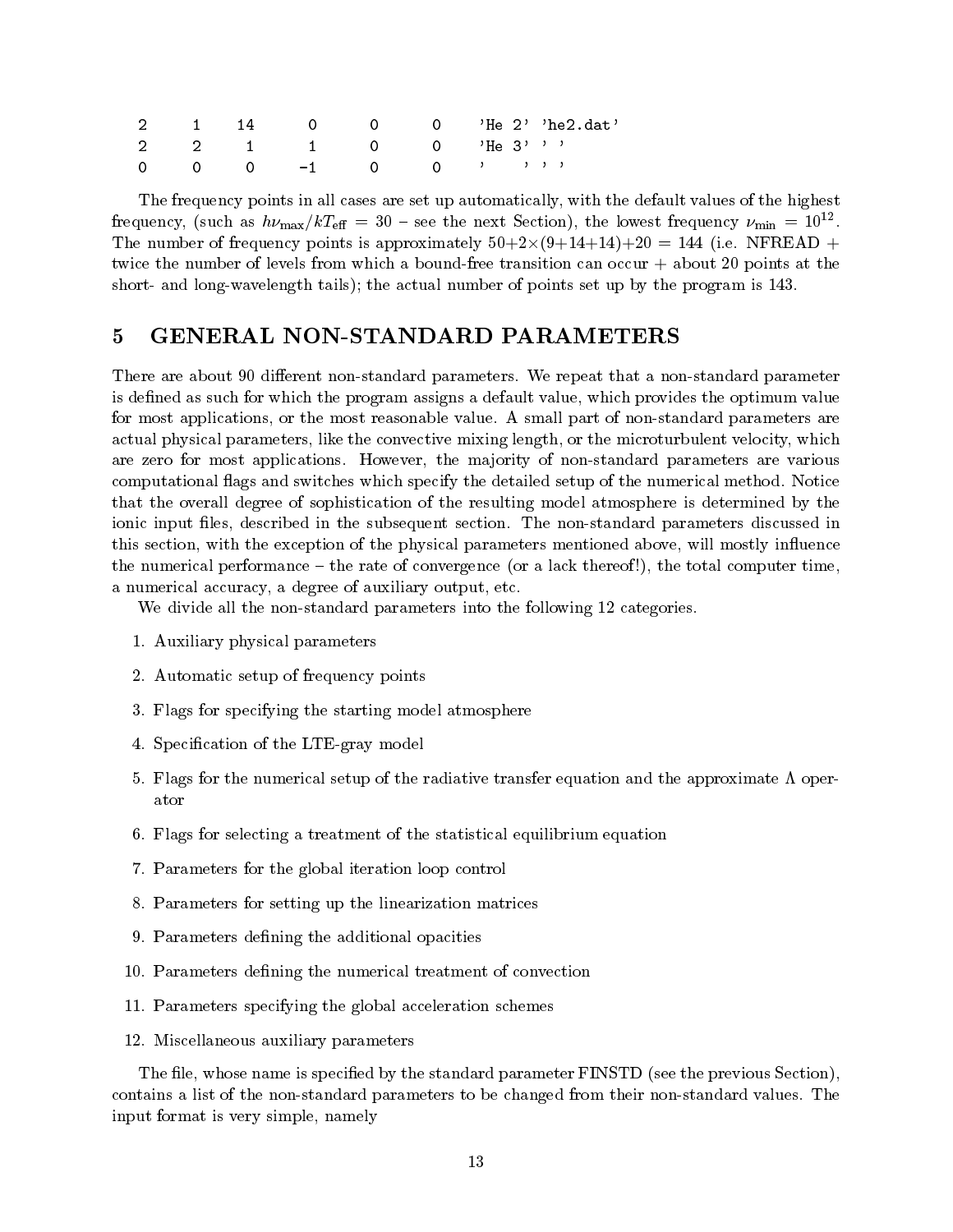```
2     1    14     0     0     0    'He 2' 'he2.dat'
2     2     1     1     0     0    'He 3' ' '
0     0     0    -1     0     0    '    ' ' '
```

The frequency points in all cases are set up automatically, with the default values of the highest frequency, (such as $h\nu_{\max}/kT_{\rm eff} = 30$ – see the next Section), the lowest frequency $\nu_{\min} = 10^{12}$. The number of frequency points is approximately $50+2\times(9+14+14)+20 = 144$ (i.e. NFREAD + twice the number of levels from which a bound-free transition can occur + about 20 points at the short- and long-wavelength tails); the actual number of points set up by the program is 143.

# 5 GENERAL NON-STANDARD PARAMETERS

There are about 90 different non-standard parameters. We repeat that a non-standard parameter is defined as such for which the program assigns a default value, which provides the optimum value for most applications, or the most reasonable value. A small part of non-standard parameters are actual physical parameters, like the convective mixing length, or the microturbulent velocity, which are zero for most applications. However, the majority of non-standard parameters are various computational flags and switches which specify the detailed setup of the numerical method. Notice that the overall degree of sophistication of the resulting model atmosphere is determined by the ionic input files, described in the subsequent section. The non-standard parameters discussed in this section, with the exception of the physical parameters mentioned above, will mostly influence the numerical performance – the rate of convergence (or a lack thereof!), the total computer time, a numerical accuracy, a degree of auxiliary output, etc.

We divide all the non-standard parameters into the following 12 categories.

1. Auxiliary physical parameters
2. Automatic setup of frequency points
3. Flags for specifying the starting model atmosphere
4. Specification of the LTE-gray model
5. Flags for the numerical setup of the radiative transfer equation and the approximate $\Lambda$ operator
6. Flags for selecting a treatment of the statistical equilibrium equation
7. Parameters for the global iteration loop control
8. Parameters for setting up the linearization matrices
9. Parameters defining the additional opacities
10. Parameters defining the numerical treatment of convection
11. Parameters specifying the global acceleration schemes
12. Miscellaneous auxiliary parameters

The file, whose name is specified by the standard parameter FINSTD (see the previous Section), contains a list of the non-standard parameters to be changed from their non-standard values. The input format is very simple, namely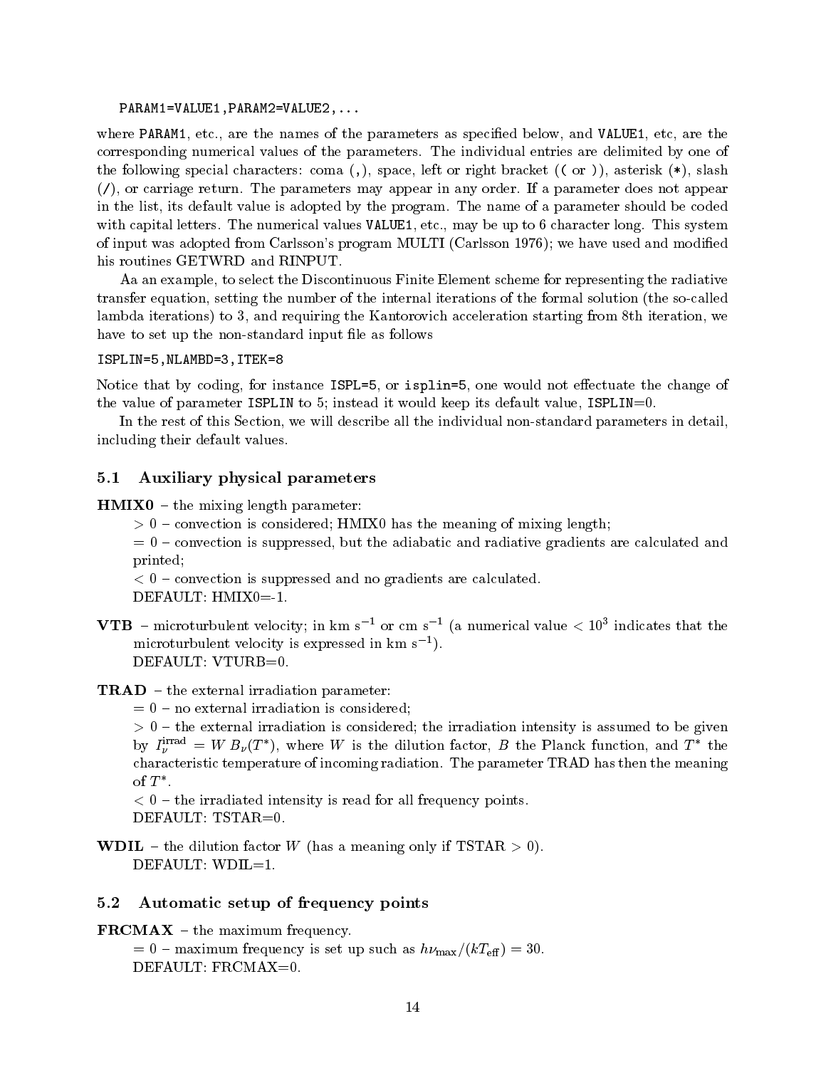```
PARAM1=VALUE1,PARAM2=VALUE2,...
```

where `PARAM1`, etc., are the names of the parameters as specified below, and `VALUE1`, etc, are the corresponding numerical values of the parameters. The individual entries are delimited by one of the following special characters: coma (`,`), space, left or right bracket (`(` or `)`), asterisk (`*`), slash (`/`), or carriage return. The parameters may appear in any order. If a parameter does not appear in the list, its default value is adopted by the program. The name of a parameter should be coded with capital letters. The numerical values `VALUE1`, etc., may be up to 6 character long. This system of input was adopted from Carlsson's program MULTI (Carlsson 1976); we have used and modified his routines GETWRD and RINPUT.

Aa an example, to select the Discontinuous Finite Element scheme for representing the radiative transfer equation, setting the number of the internal iterations of the formal solution (the so-called lambda iterations) to 3, and requiring the Kantorovich acceleration starting from 8th iteration, we have to set up the non-standard input file as follows

```
ISPLIN=5,NLAMBD=3,ITEK=8
```

Notice that by coding, for instance `ISPL=5`, or `isplin=5`, one would not effectuate the change of the value of parameter `ISPLIN` to 5; instead it would keep its default value, `ISPLIN`=0.

In the rest of this Section, we will describe all the individual non-standard parameters in detail, including their default values.

## 5.1 Auxiliary physical parameters

**HMIX0** – the mixing length parameter:

$> 0$ – convection is considered; HMIX0 has the meaning of mixing length;

$= 0$ – convection is suppressed, but the adiabatic and radiative gradients are calculated and printed;

$< 0$ – convection is suppressed and no gradients are calculated.

DEFAULT: HMIX0=-1.

**VTB** – microturbulent velocity; in km s$^{-1}$ or cm s$^{-1}$ (a numerical value $< 10^3$ indicates that the microturbulent velocity is expressed in km s$^{-1}$).

DEFAULT: VTURB=0.

**TRAD** – the external irradiation parameter:

$= 0$ – no external irradiation is considered;

$> 0$ – the external irradiation is considered; the irradiation intensity is assumed to be given by $I_\nu^{\rm irrad} = W\, B_\nu(T^*)$, where $W$ is the dilution factor, $B$ the Planck function, and $T^*$ the characteristic temperature of incoming radiation. The parameter TRAD has then the meaning of $T^*$.

$< 0$ – the irradiated intensity is read for all frequency points.

DEFAULT: TSTAR=0.

**WDIL** – the dilution factor $W$ (has a meaning only if TSTAR $> 0$).

DEFAULT: WDIL=1.

## 5.2 Automatic setup of frequency points

**FRCMAX** – the maximum frequency.

$= 0$ – maximum frequency is set up such as $h\nu_{\rm max}/(kT_{\rm eff}) = 30$.

DEFAULT: FRCMAX=0.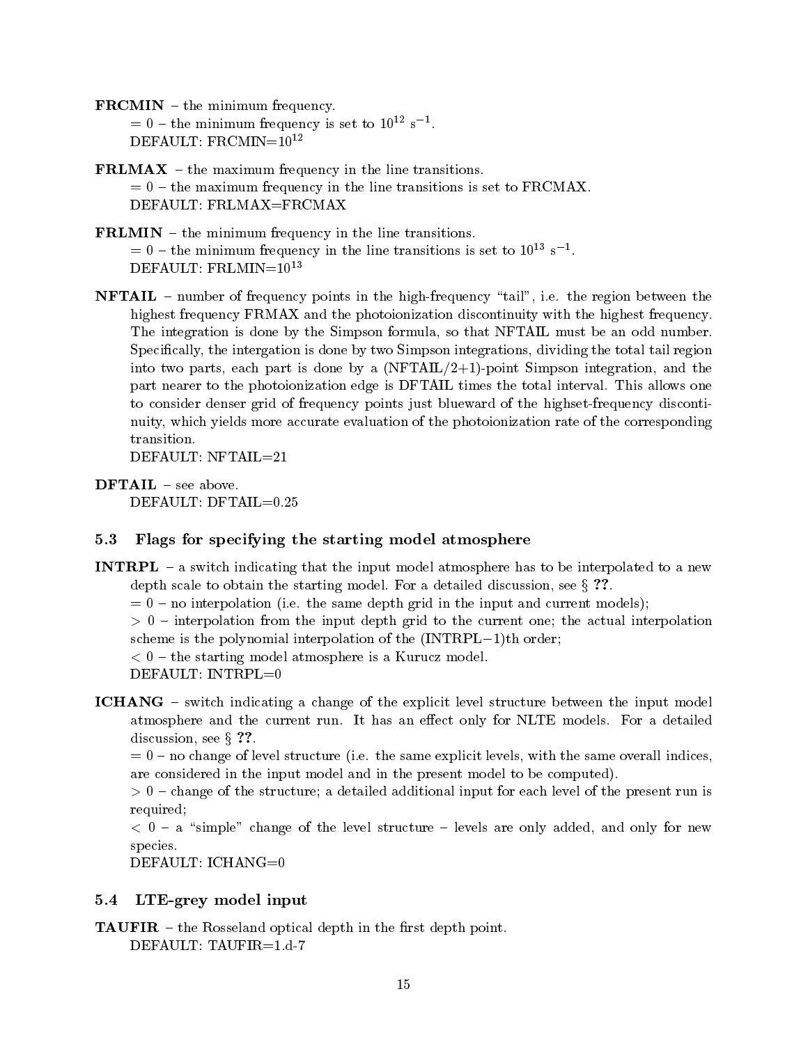**FRCMIN** – the minimum frequency.
  = 0 – the minimum frequency is set to $10^{12}$ s$^{-1}$.
  DEFAULT: FRCMIN=$10^{12}$

**FRLMAX** – the maximum frequency in the line transitions.
  = 0 – the maximum frequency in the line transitions is set to FRCMAX.
  DEFAULT: FRLMAX=FRCMAX

**FRLMIN** – the minimum frequency in the line transitions.
  = 0 – the minimum frequency in the line transitions is set to $10^{13}$ s$^{-1}$.
  DEFAULT: FRLMIN=$10^{13}$

**NFTAIL** – number of frequency points in the high-frequency "tail", i.e. the region between the highest frequency FRMAX and the photoionization discontinuity with the highest frequency. The integration is done by the Simpson formula, so that NFTAIL must be an odd number. Specifically, the intergation is done by two Simpson integrations, dividing the total tail region into two parts, each part is done by a (NFTAIL/2+1)-point Simpson integration, and the part nearer to the photoionization edge is DFTAIL times the total interval. This allows one to consider denser grid of frequency points just blueward of the highset-frequency discontinuity, which yields more accurate evaluation of the photoionization rate of the corresponding transition.
  DEFAULT: NFTAIL=21

**DFTAIL** – see above.
  DEFAULT: DFTAIL=0.25

### 5.3 Flags for specifying the starting model atmosphere

**INTRPL** – a switch indicating that the input model atmosphere has to be interpolated to a new depth scale to obtain the starting model. For a detailed discussion, see § **??**.
  = 0 – no interpolation (i.e. the same depth grid in the input and current models);
  > 0 – interpolation from the input depth grid to the current one; the actual interpolation scheme is the polynomial interpolation of the (INTRPL−1)th order;
  < 0 – the starting model atmosphere is a Kurucz model.
  DEFAULT: INTRPL=0

**ICHANG** – switch indicating a change of the explicit level structure between the input model atmosphere and the current run. It has an effect only for NLTE models. For a detailed discussion, see § **??**.
  = 0 – no change of level structure (i.e. the same explicit levels, with the same overall indices, are considered in the input model and in the present model to be computed).
  > 0 – change of the structure; a detailed additional input for each level of the present run is required;
  < 0 – a "simple" change of the level structure – levels are only added, and only for new species.
  DEFAULT: ICHANG=0

### 5.4 LTE-grey model input

**TAUFIR** – the Rosseland optical depth in the first depth point.
  DEFAULT: TAUFIR=1.d-7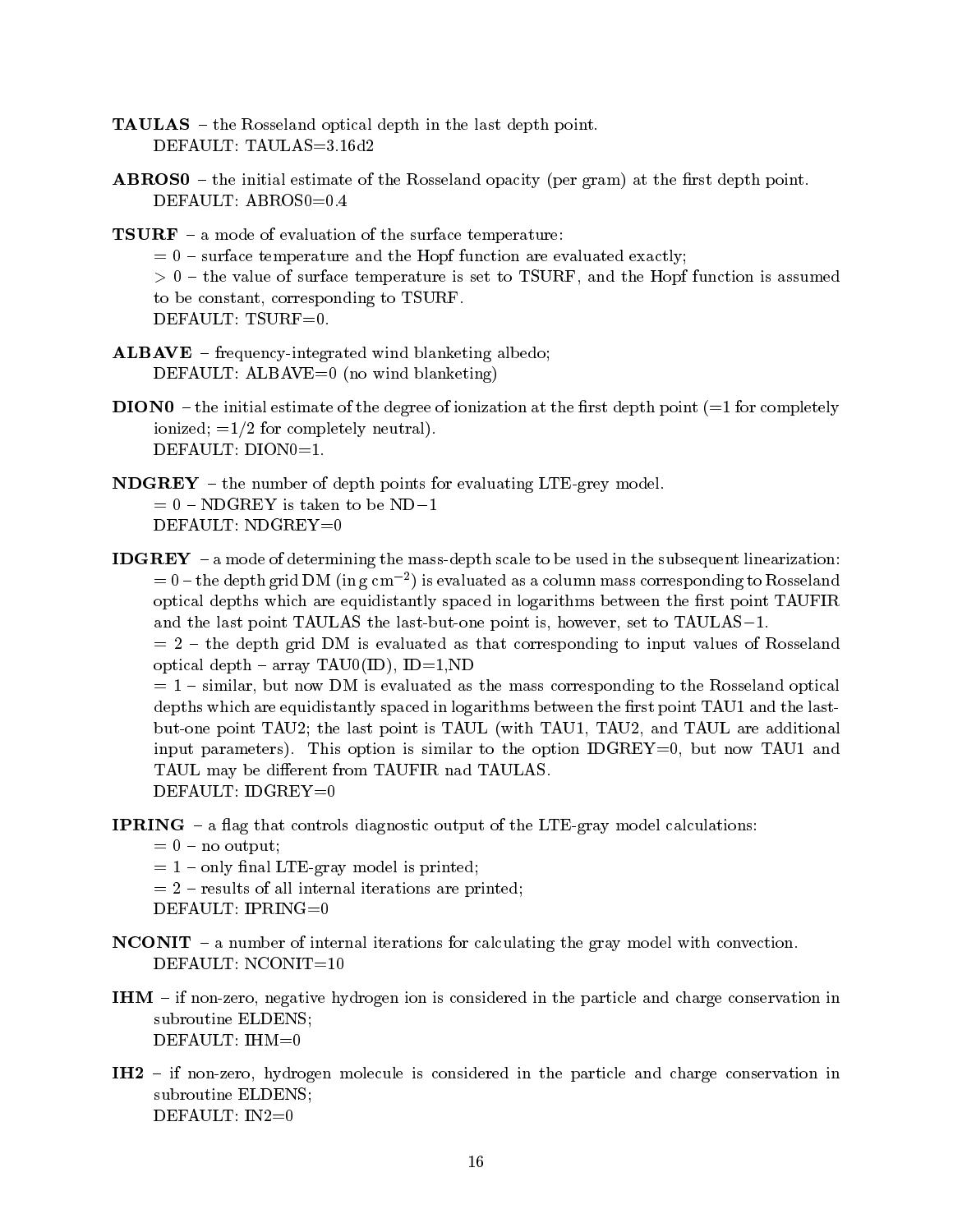**TAULAS** – the Rosseland optical depth in the last depth point.
DEFAULT: TAULAS=3.16d2

**ABROS0** – the initial estimate of the Rosseland opacity (per gram) at the first depth point.
DEFAULT: ABROS0=0.4

**TSURF** – a mode of evaluation of the surface temperature:
= 0 – surface temperature and the Hopf function are evaluated exactly;
> 0 – the value of surface temperature is set to TSURF, and the Hopf function is assumed to be constant, corresponding to TSURF.
DEFAULT: TSURF=0.

**ALBAVE** – frequency-integrated wind blanketing albedo;
DEFAULT: ALBAVE=0 (no wind blanketing)

**DION0** – the initial estimate of the degree of ionization at the first depth point (=1 for completely ionized; =1/2 for completely neutral).
DEFAULT: DION0=1.

**NDGREY** – the number of depth points for evaluating LTE-grey model.
= 0 – NDGREY is taken to be ND−1
DEFAULT: NDGREY=0

**IDGREY** – a mode of determining the mass-depth scale to be used in the subsequent linearization:
= 0 – the depth grid DM (in g $\mathrm{cm}^{-2}$) is evaluated as a column mass corresponding to Rosseland optical depths which are equidistantly spaced in logarithms between the first point TAUFIR and the last point TAULAS the last-but-one point is, however, set to TAULAS−1.
= 2 – the depth grid DM is evaluated as that corresponding to input values of Rosseland optical depth – array TAU0(ID), ID=1,ND
= 1 – similar, but now DM is evaluated as the mass corresponding to the Rosseland optical depths which are equidistantly spaced in logarithms between the first point TAU1 and the last-but-one point TAU2; the last point is TAUL (with TAU1, TAU2, and TAUL are additional input parameters). This option is similar to the option IDGREY=0, but now TAU1 and TAUL may be different from TAUFIR nad TAULAS.
DEFAULT: IDGREY=0

**IPRING** – a flag that controls diagnostic output of the LTE-gray model calculations:
= 0 – no output;
= 1 – only final LTE-gray model is printed;
= 2 – results of all internal iterations are printed;
DEFAULT: IPRING=0

**NCONIT** – a number of internal iterations for calculating the gray model with convection.
DEFAULT: NCONIT=10

**IHM** – if non-zero, negative hydrogen ion is considered in the particle and charge conservation in subroutine ELDENS;
DEFAULT: IHM=0

**IH2** – if non-zero, hydrogen molecule is considered in the particle and charge conservation in subroutine ELDENS;
DEFAULT: IN2=0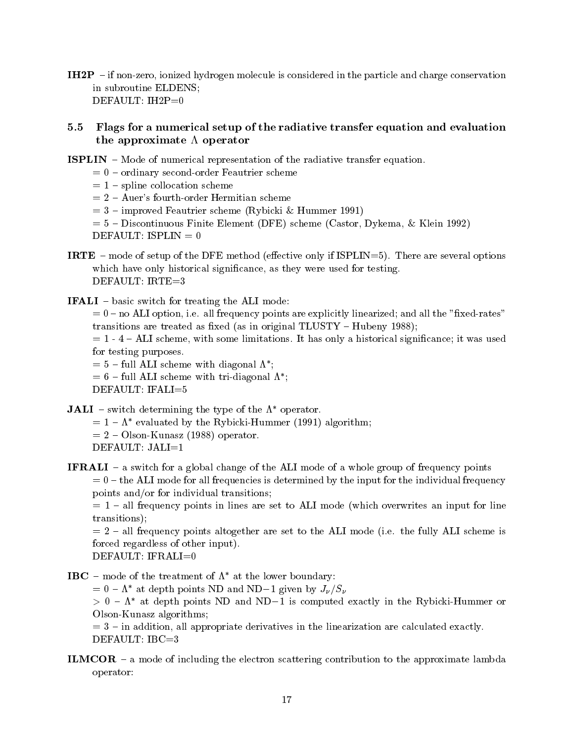**IH2P** – if non-zero, ionized hydrogen molecule is considered in the particle and charge conservation in subroutine ELDENS;
DEFAULT: IH2P=0

## 5.5 Flags for a numerical setup of the radiative transfer equation and evaluation the approximate $\Lambda$ operator

**ISPLIN** – Mode of numerical representation of the radiative transfer equation.
= 0 – ordinary second-order Feautrier scheme
= 1 – spline collocation scheme
= 2 – Auer's fourth-order Hermitian scheme
= 3 – improved Feautrier scheme (Rybicki & Hummer 1991)
= 5 – Discontinuous Finite Element (DFE) scheme (Castor, Dykema, & Klein 1992)
DEFAULT: ISPLIN = 0

**IRTE** – mode of setup of the DFE method (effective only if ISPLIN=5). There are several options which have only historical significance, as they were used for testing.
DEFAULT: IRTE=3

**IFALI** – basic switch for treating the ALI mode:
= 0 – no ALI option, i.e. all frequency points are explicitly linearized; and all the "fixed-rates" transitions are treated as fixed (as in original TLUSTY – Hubeny 1988);
= 1 - 4 – ALI scheme, with some limitations. It has only a historical significance; it was used for testing purposes.
= 5 – full ALI scheme with diagonal $\Lambda^*$;
= 6 – full ALI scheme with tri-diagonal $\Lambda^*$;
DEFAULT: IFALI=5

**JALI** – switch determining the type of the $\Lambda^*$ operator.
= 1 – $\Lambda^*$ evaluated by the Rybicki-Hummer (1991) algorithm;
= 2 – Olson-Kunasz (1988) operator.
DEFAULT: JALI=1

**IFRALI** – a switch for a global change of the ALI mode of a whole group of frequency points
= 0 – the ALI mode for all frequencies is determined by the input for the individual frequency points and/or for individual transitions;
= 1 – all frequency points in lines are set to ALI mode (which overwrites an input for line transitions);
= 2 – all frequency points altogether are set to the ALI mode (i.e. the fully ALI scheme is forced regardless of other input).
DEFAULT: IFRALI=0

**IBC** – mode of the treatment of $\Lambda^*$ at the lower boundary:
= 0 – $\Lambda^*$ at depth points ND and ND−1 given by $J_\nu/S_\nu$
> 0 – $\Lambda^*$ at depth points ND and ND−1 is computed exactly in the Rybicki-Hummer or Olson-Kunasz algorithms;
= 3 – in addition, all appropriate derivatives in the linearization are calculated exactly.
DEFAULT: IBC=3

**ILMCOR** – a mode of including the electron scattering contribution to the approximate lambda operator: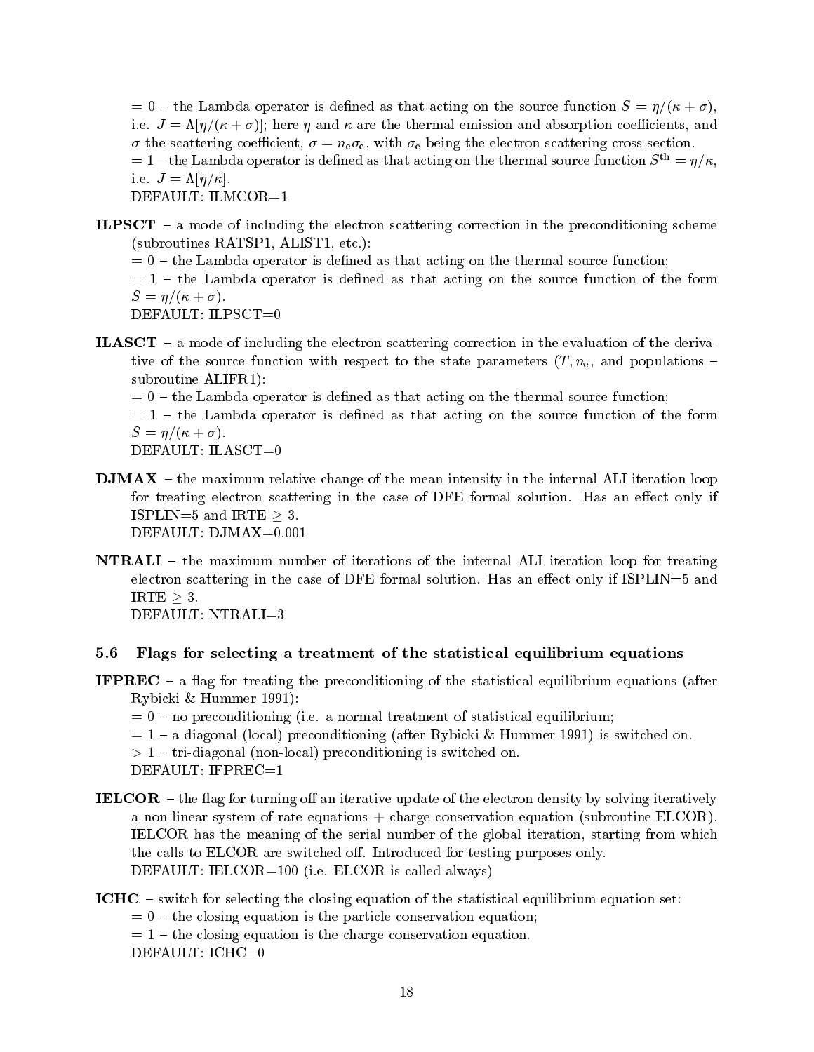= 0 – the Lambda operator is defined as that acting on the source function $S = \eta/(\kappa+\sigma)$, i.e. $J = \Lambda[\eta/(\kappa+\sigma)]$; here $\eta$ and $\kappa$ are the thermal emission and absorption coefficients, and $\sigma$ the scattering coefficient, $\sigma = n_e \sigma_e$, with $\sigma_e$ being the electron scattering cross-section.
= 1 – the Lambda operator is defined as that acting on the thermal source function $S^{\rm th} = \eta/\kappa$, i.e. $J = \Lambda[\eta/\kappa]$.
DEFAULT: ILMCOR=1

**ILPSCT** – a mode of including the electron scattering correction in the preconditioning scheme (subroutines RATSP1, ALIST1, etc.):
= 0 – the Lambda operator is defined as that acting on the thermal source function;
= 1 – the Lambda operator is defined as that acting on the source function of the form $S = \eta/(\kappa+\sigma)$.
DEFAULT: ILPSCT=0

**ILASCT** – a mode of including the electron scattering correction in the evaluation of the derivative of the source function with respect to the state parameters ($T, n_e$, and populations – subroutine ALIFR1):
= 0 – the Lambda operator is defined as that acting on the thermal source function;
= 1 – the Lambda operator is defined as that acting on the source function of the form $S = \eta/(\kappa+\sigma)$.
DEFAULT: ILASCT=0

**DJMAX** – the maximum relative change of the mean intensity in the internal ALI iteration loop for treating electron scattering in the case of DFE formal solution. Has an effect only if ISPLIN=5 and IRTE $\geq 3$.
DEFAULT: DJMAX=0.001

**NTRALI** – the maximum number of iterations of the internal ALI iteration loop for treating electron scattering in the case of DFE formal solution. Has an effect only if ISPLIN=5 and IRTE $\geq 3$.
DEFAULT: NTRALI=3

### 5.6 Flags for selecting a treatment of the statistical equilibrium equations

**IFPREC** – a flag for treating the preconditioning of the statistical equilibrium equations (after Rybicki & Hummer 1991):
= 0 – no preconditioning (i.e. a normal treatment of statistical equilibrium;
= 1 – a diagonal (local) preconditioning (after Rybicki & Hummer 1991) is switched on.
> 1 – tri-diagonal (non-local) preconditioning is switched on.
DEFAULT: IFPREC=1

**IELCOR** – the flag for turning off an iterative update of the electron density by solving iteratively a non-linear system of rate equations + charge conservation equation (subroutine ELCOR). IELCOR has the meaning of the serial number of the global iteration, starting from which the calls to ELCOR are switched off. Introduced for testing purposes only.
DEFAULT: IELCOR=100 (i.e. ELCOR is called always)

**ICHC** – switch for selecting the closing equation of the statistical equilibrium equation set:
= 0 – the closing equation is the particle conservation equation;
= 1 – the closing equation is the charge conservation equation.
DEFAULT: ICHC=0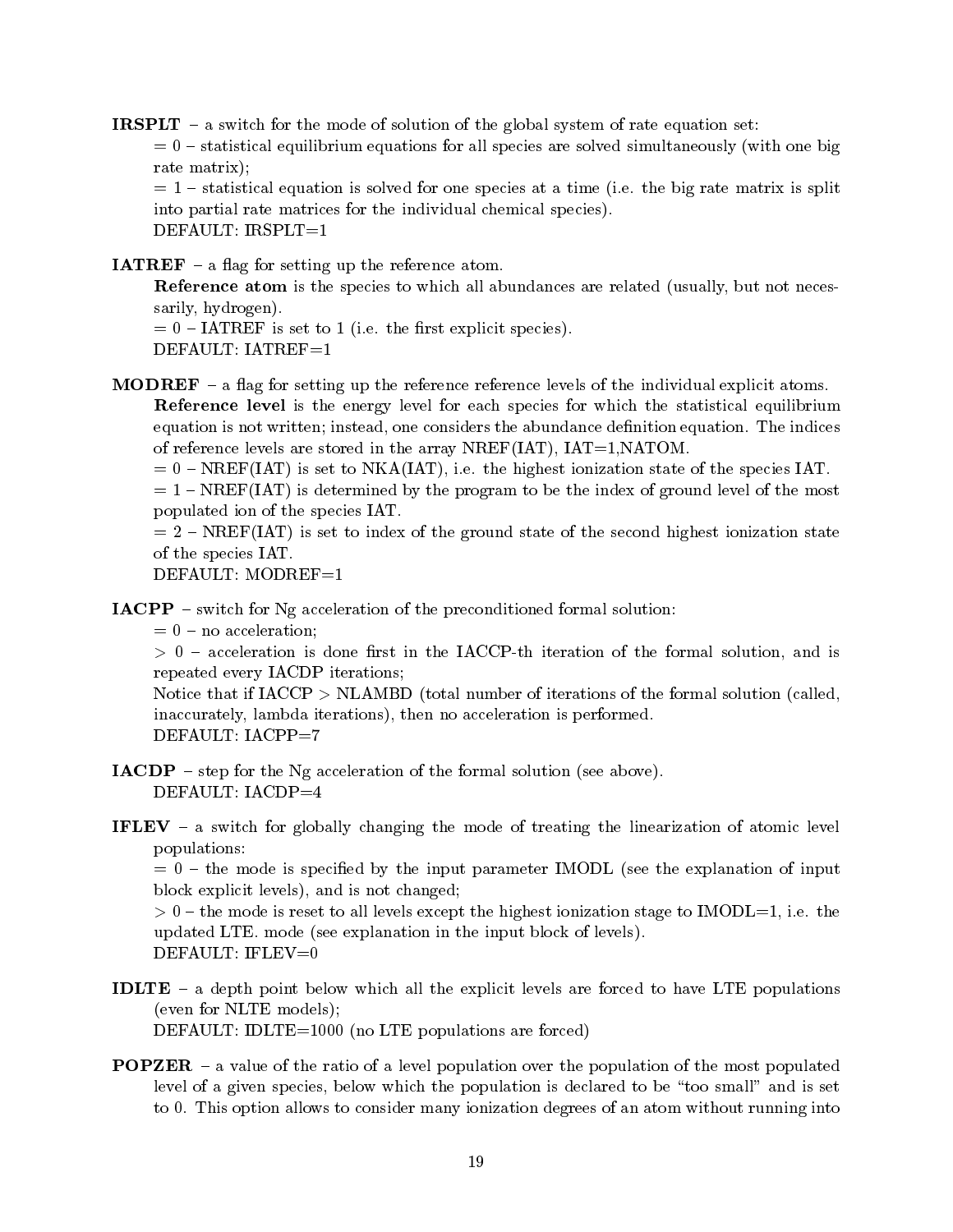**IRSPLT** – a switch for the mode of solution of the global system of rate equation set:
= 0 – statistical equilibrium equations for all species are solved simultaneously (with one big rate matrix);
= 1 – statistical equation is solved for one species at a time (i.e. the big rate matrix is split into partial rate matrices for the individual chemical species).
DEFAULT: IRSPLT=1

**IATREF** – a flag for setting up the reference atom.
**Reference atom** is the species to which all abundances are related (usually, but not necessarily, hydrogen).
= 0 – IATREF is set to 1 (i.e. the first explicit species).
DEFAULT: IATREF=1

**MODREF** – a flag for setting up the reference reference levels of the individual explicit atoms.
**Reference level** is the energy level for each species for which the statistical equilibrium equation is not written; instead, one considers the abundance definition equation. The indices of reference levels are stored in the array NREF(IAT), IAT=1,NATOM.
= 0 – NREF(IAT) is set to NKA(IAT), i.e. the highest ionization state of the species IAT.
= 1 – NREF(IAT) is determined by the program to be the index of ground level of the most populated ion of the species IAT.
= 2 – NREF(IAT) is set to index of the ground state of the second highest ionization state of the species IAT.
DEFAULT: MODREF=1

**IACPP** – switch for Ng acceleration of the preconditioned formal solution:
= 0 – no acceleration;
> 0 – acceleration is done first in the IACCP-th iteration of the formal solution, and is repeated every IACDP iterations;
Notice that if IACCP > NLAMBD (total number of iterations of the formal solution (called, inaccurately, lambda iterations), then no acceleration is performed.
DEFAULT: IACPP=7

**IACDP** – step for the Ng acceleration of the formal solution (see above).
DEFAULT: IACDP=4

**IFLEV** – a switch for globally changing the mode of treating the linearization of atomic level populations:
= 0 – the mode is specified by the input parameter IMODL (see the explanation of input block explicit levels), and is not changed;
> 0 – the mode is reset to all levels except the highest ionization stage to IMODL=1, i.e. the updated LTE. mode (see explanation in the input block of levels).
DEFAULT: IFLEV=0

**IDLTE** – a depth point below which all the explicit levels are forced to have LTE populations (even for NLTE models);
DEFAULT: IDLTE=1000 (no LTE populations are forced)

**POPZER** – a value of the ratio of a level population over the population of the most populated level of a given species, below which the population is declared to be "too small" and is set to 0. This option allows to consider many ionization degrees of an atom without running into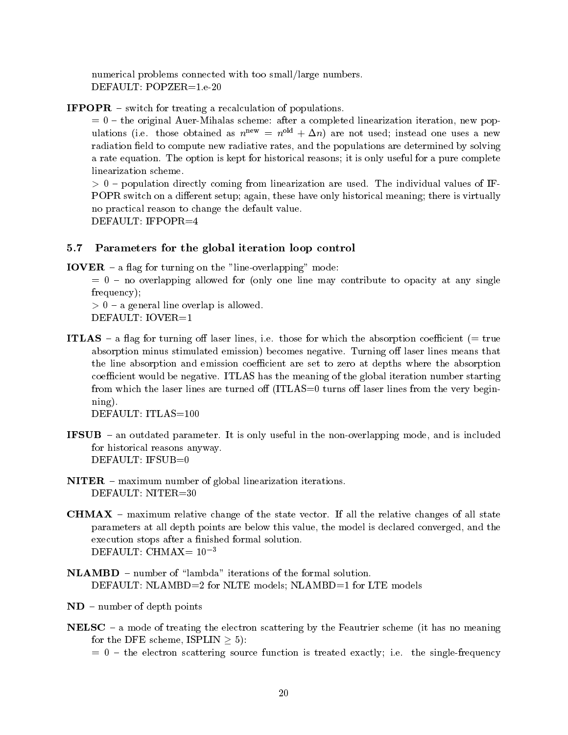numerical problems connected with too small/large numbers.
DEFAULT: POPZER=1.e-20

**IFPOPR** – switch for treating a recalculation of populations.

= 0 – the original Auer-Mihalas scheme: after a completed linearization iteration, new populations (i.e. those obtained as $n^{\rm new} = n^{\rm old} + \Delta n$) are not used; instead one uses a new radiation field to compute new radiative rates, and the populations are determined by solving a rate equation. The option is kept for historical reasons; it is only useful for a pure complete linearization scheme.

$> 0$ – population directly coming from linearization are used. The individual values of IFPOPR switch on a different setup; again, these have only historical meaning; there is virtually no practical reason to change the default value.

DEFAULT: IFPOPR=4

### 5.7 Parameters for the global iteration loop control

**IOVER** – a flag for turning on the "line-overlapping" mode:

= 0 – no overlapping allowed for (only one line may contribute to opacity at any single frequency);

$> 0$ – a general line overlap is allowed.

DEFAULT: IOVER=1

**ITLAS** – a flag for turning off laser lines, i.e. those for which the absorption coefficient (= true absorption minus stimulated emission) becomes negative. Turning off laser lines means that the line absorption and emission coefficient are set to zero at depths where the absorption coefficient would be negative. ITLAS has the meaning of the global iteration number starting from which the laser lines are turned off (ITLAS=0 turns off laser lines from the very beginning).

DEFAULT: ITLAS=100

**IFSUB** – an outdated parameter. It is only useful in the non-overlapping mode, and is included for historical reasons anyway.

DEFAULT: IFSUB=0

**NITER** – maximum number of global linearization iterations.

DEFAULT: NITER=30

**CHMAX** – maximum relative change of the state vector. If all the relative changes of all state parameters at all depth points are below this value, the model is declared converged, and the execution stops after a finished formal solution.

DEFAULT: CHMAX= $10^{-3}$

**NLAMBD** – number of "lambda" iterations of the formal solution.

DEFAULT: NLAMBD=2 for NLTE models; NLAMBD=1 for LTE models

**ND** – number of depth points

**NELSC** – a mode of treating the electron scattering by the Feautrier scheme (it has no meaning for the DFE scheme, ISPLIN $\geq$ 5):

= 0 – the electron scattering source function is treated exactly; i.e. the single-frequency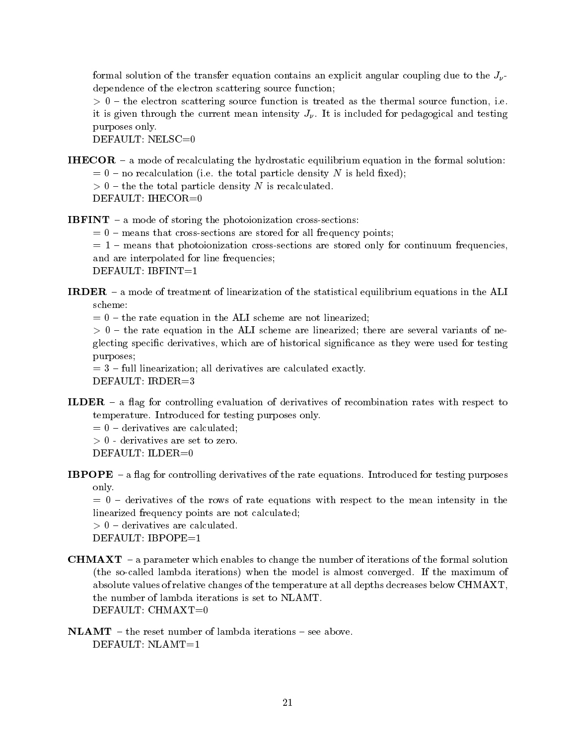formal solution of the transfer equation contains an explicit angular coupling due to the $J_\nu$-dependence of the electron scattering source function;

$> 0$ – the electron scattering source function is treated as the thermal source function, i.e. it is given through the current mean intensity $J_\nu$. It is included for pedagogical and testing purposes only.

DEFAULT: NELSC=0

**IHECOR** – a mode of recalculating the hydrostatic equilibrium equation in the formal solution:

$= 0$ – no recalculation (i.e. the total particle density $N$ is held fixed);

$> 0$ – the the total particle density $N$ is recalculated.

DEFAULT: IHECOR=0

**IBFINT** – a mode of storing the photoionization cross-sections:

$= 0$ – means that cross-sections are stored for all frequency points;

$= 1$ – means that photoionization cross-sections are stored only for continuum frequencies, and are interpolated for line frequencies;

DEFAULT: IBFINT=1

**IRDER** – a mode of treatment of linearization of the statistical equilibrium equations in the ALI scheme:

$= 0$ – the rate equation in the ALI scheme are not linearized;

$> 0$ – the rate equation in the ALI scheme are linearized; there are several variants of neglecting specific derivatives, which are of historical significance as they were used for testing purposes;

$= 3$ – full linearization; all derivatives are calculated exactly.

DEFAULT: IRDER=3

**ILDER** – a flag for controlling evaluation of derivatives of recombination rates with respect to temperature. Introduced for testing purposes only.

$= 0$ – derivatives are calculated;

$> 0$ - derivatives are set to zero.

DEFAULT: ILDER=0

**IBPOPE** – a flag for controlling derivatives of the rate equations. Introduced for testing purposes only.

$= 0$ – derivatives of the rows of rate equations with respect to the mean intensity in the linearized frequency points are not calculated;

$> 0$ – derivatives are calculated.

DEFAULT: IBPOPE=1

**CHMAXT** – a parameter which enables to change the number of iterations of the formal solution (the so-called lambda iterations) when the model is almost converged. If the maximum of absolute values of relative changes of the temperature at all depths decreases below CHMAXT, the number of lambda iterations is set to NLAMT.

DEFAULT: CHMAXT=0

**NLAMT** – the reset number of lambda iterations – see above.

DEFAULT: NLAMT=1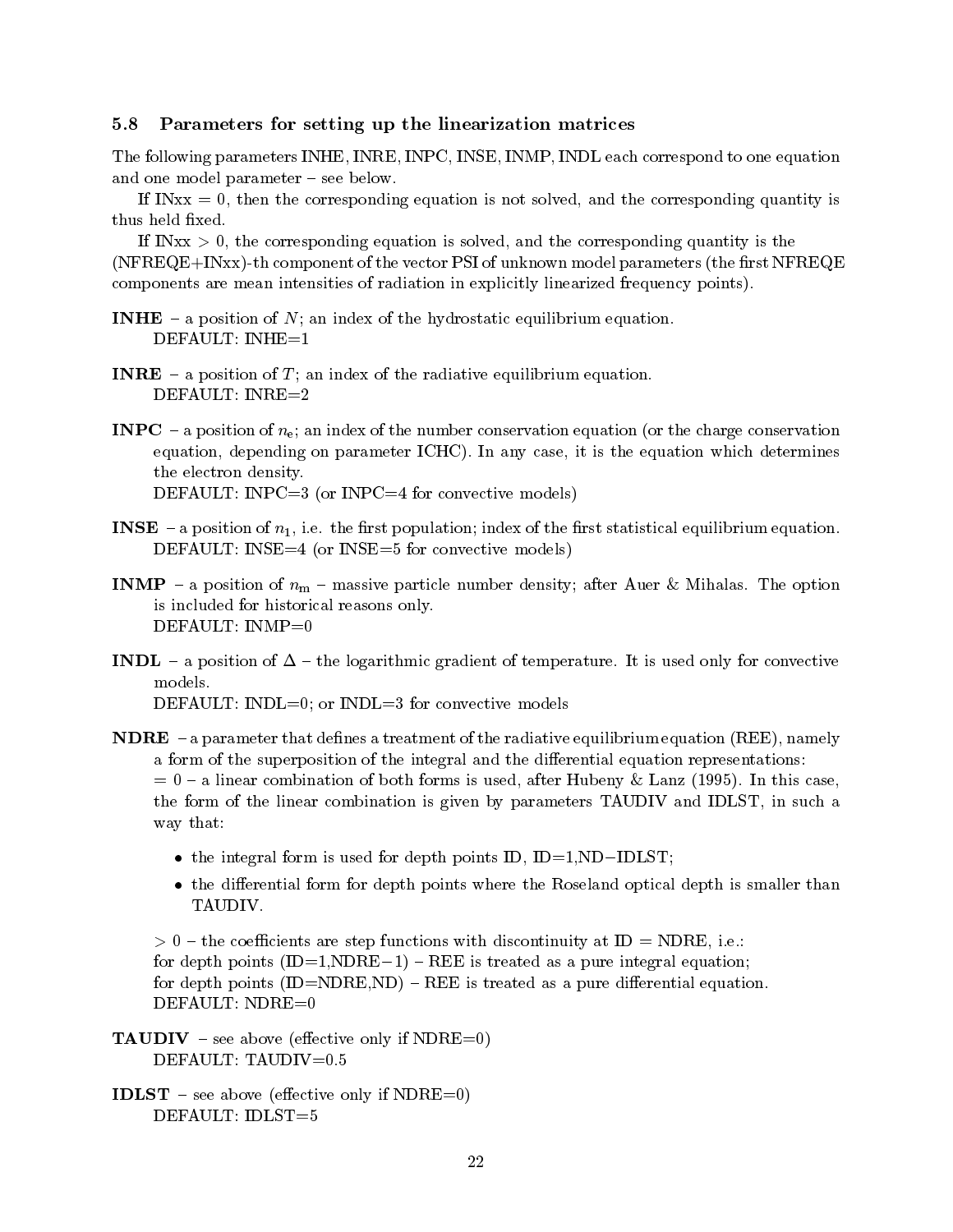### 5.8 Parameters for setting up the linearization matrices

The following parameters INHE, INRE, INPC, INSE, INMP, INDL each correspond to one equation and one model parameter – see below.

If INxx = 0, then the corresponding equation is not solved, and the corresponding quantity is thus held fixed.

If INxx > 0, the corresponding equation is solved, and the corresponding quantity is the (NFREQE+INxx)-th component of the vector PSI of unknown model parameters (the first NFREQE components are mean intensities of radiation in explicitly linearized frequency points).

**INHE** – a position of $N$; an index of the hydrostatic equilibrium equation.
DEFAULT: INHE=1

**INRE** – a position of $T$; an index of the radiative equilibrium equation.
DEFAULT: INRE=2

**INPC** – a position of $n_e$; an index of the number conservation equation (or the charge conservation equation, depending on parameter ICHC). In any case, it is the equation which determines the electron density.
DEFAULT: INPC=3 (or INPC=4 for convective models)

**INSE** – a position of $n_1$, i.e. the first population; index of the first statistical equilibrium equation.
DEFAULT: INSE=4 (or INSE=5 for convective models)

**INMP** – a position of $n_m$ – massive particle number density; after Auer & Mihalas. The option is included for historical reasons only.
DEFAULT: INMP=0

**INDL** – a position of $\Delta$ – the logarithmic gradient of temperature. It is used only for convective models.
DEFAULT: INDL=0; or INDL=3 for convective models

**NDRE** – a parameter that defines a treatment of the radiative equilibrium equation (REE), namely a form of the superposition of the integral and the differential equation representations:
= 0 – a linear combination of both forms is used, after Hubeny & Lanz (1995). In this case, the form of the linear combination is given by parameters TAUDIV and IDLST, in such a way that:

- the integral form is used for depth points ID, ID=1,ND−IDLST;
- the differential form for depth points where the Roseland optical depth is smaller than TAUDIV.

> 0 – the coefficients are step functions with discontinuity at ID = NDRE, i.e.:
for depth points (ID=1,NDRE−1) – REE is treated as a pure integral equation;
for depth points (ID=NDRE,ND) – REE is treated as a pure differential equation.
DEFAULT: NDRE=0

**TAUDIV** – see above (effective only if NDRE=0)
DEFAULT: TAUDIV=0.5

**IDLST** – see above (effective only if NDRE=0)
DEFAULT: IDLST=5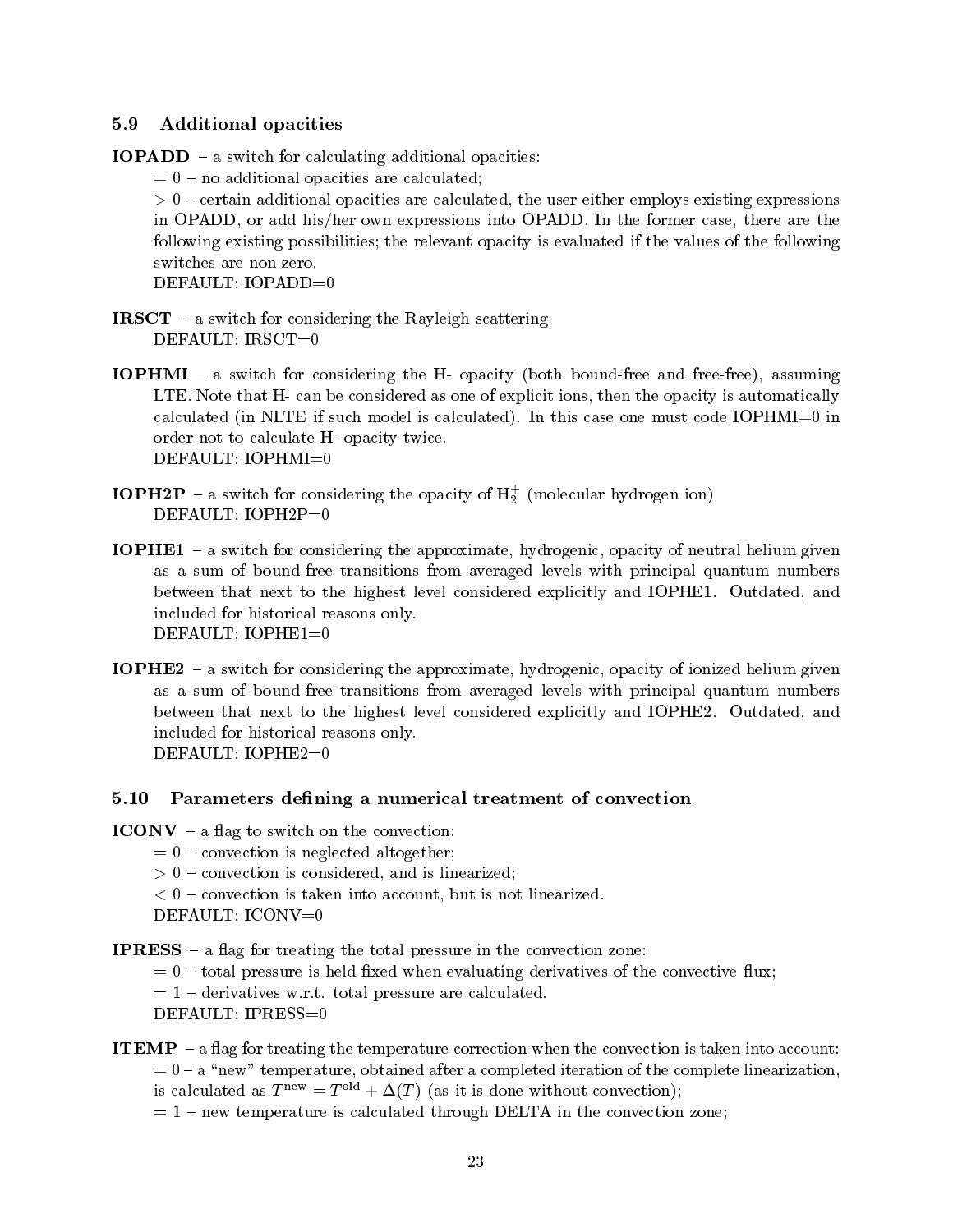### 5.9 Additional opacities

**IOPADD** – a switch for calculating additional opacities:

= 0 – no additional opacities are calculated;

> 0 – certain additional opacities are calculated, the user either employs existing expressions in OPADD, or add his/her own expressions into OPADD. In the former case, there are the following existing possibilities; the relevant opacity is evaluated if the values of the following switches are non-zero.

DEFAULT: IOPADD=0

**IRSCT** – a switch for considering the Rayleigh scattering

DEFAULT: IRSCT=0

**IOPHMI** – a switch for considering the H- opacity (both bound-free and free-free), assuming LTE. Note that H- can be considered as one of explicit ions, then the opacity is automatically calculated (in NLTE if such model is calculated). In this case one must code IOPHMI=0 in order not to calculate H- opacity twice.

DEFAULT: IOPHMI=0

**IOPH2P** – a switch for considering the opacity of $H_2^+$ (molecular hydrogen ion)

DEFAULT: IOPH2P=0

**IOPHE1** – a switch for considering the approximate, hydrogenic, opacity of neutral helium given as a sum of bound-free transitions from averaged levels with principal quantum numbers between that next to the highest level considered explicitly and IOPHE1. Outdated, and included for historical reasons only.

DEFAULT: IOPHE1=0

**IOPHE2** – a switch for considering the approximate, hydrogenic, opacity of ionized helium given as a sum of bound-free transitions from averaged levels with principal quantum numbers between that next to the highest level considered explicitly and IOPHE2. Outdated, and included for historical reasons only.

DEFAULT: IOPHE2=0

### 5.10 Parameters defining a numerical treatment of convection

**ICONV** – a flag to switch on the convection:

= 0 – convection is neglected altogether;

> 0 – convection is considered, and is linearized;

< 0 – convection is taken into account, but is not linearized.

DEFAULT: ICONV=0

**IPRESS** – a flag for treating the total pressure in the convection zone:

= 0 – total pressure is held fixed when evaluating derivatives of the convective flux;

= 1 – derivatives w.r.t. total pressure are calculated.

DEFAULT: IPRESS=0

**ITEMP** – a flag for treating the temperature correction when the convection is taken into account:

= 0 – a "new" temperature, obtained after a completed iteration of the complete linearization, is calculated as $T^{\rm new} = T^{\rm old} + \Delta(T)$ (as it is done without convection);

= 1 – new temperature is calculated through DELTA in the convection zone;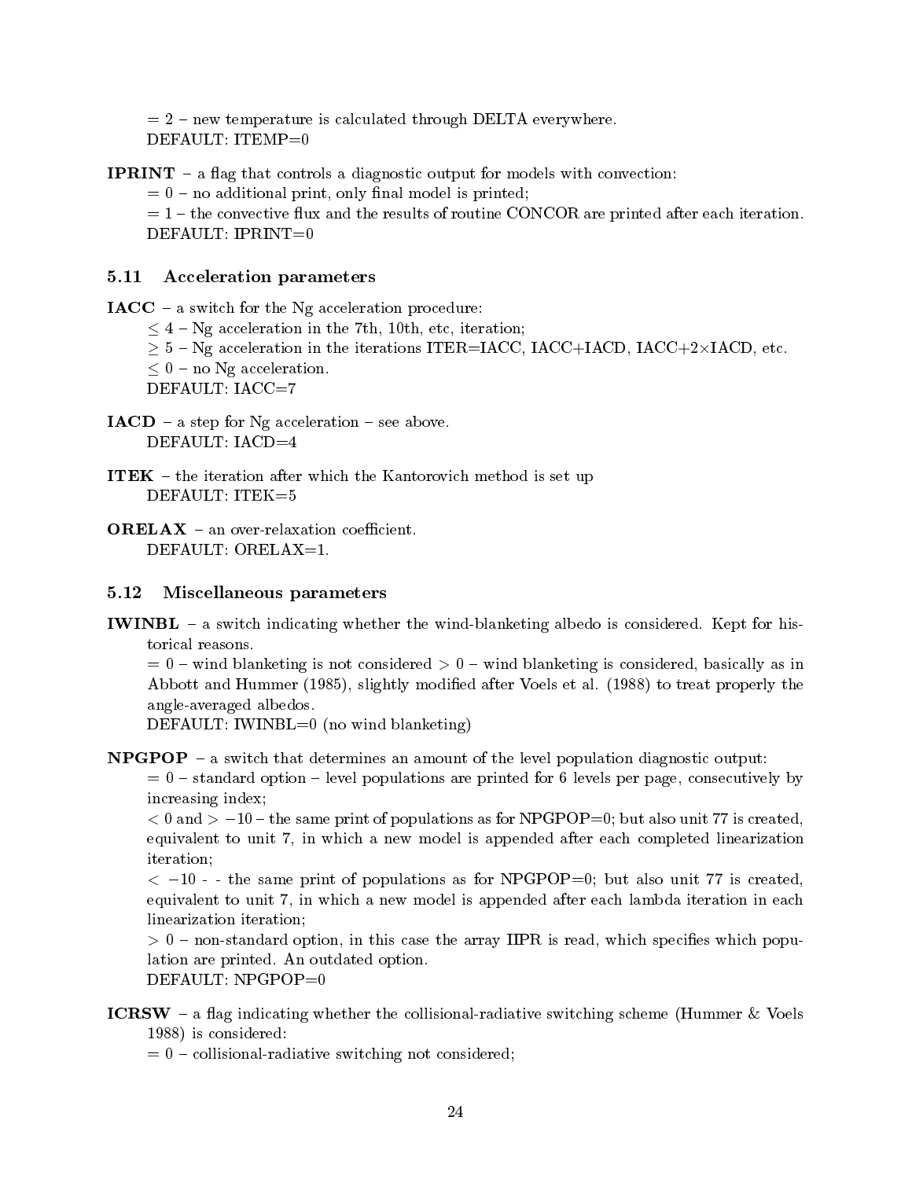= 2 – new temperature is calculated through DELTA everywhere.
DEFAULT: ITEMP=0

**IPRINT** – a flag that controls a diagnostic output for models with convection:
= 0 – no additional print, only final model is printed;
= 1 – the convective flux and the results of routine CONCOR are printed after each iteration.
DEFAULT: IPRINT=0

### 5.11 Acceleration parameters

**IACC** – a switch for the Ng acceleration procedure:
$\leq 4$ – Ng acceleration in the 7th, 10th, etc, iteration;
$\geq 5$ – Ng acceleration in the iterations ITER=IACC, IACC+IACD, IACC+2×IACD, etc.
$\leq 0$ – no Ng acceleration.
DEFAULT: IACC=7

**IACD** – a step for Ng acceleration – see above.
DEFAULT: IACD=4

**ITEK** – the iteration after which the Kantorovich method is set up
DEFAULT: ITEK=5

**ORELAX** – an over-relaxation coefficient.
DEFAULT: ORELAX=1.

### 5.12 Miscellaneous parameters

**IWINBL** – a switch indicating whether the wind-blanketing albedo is considered. Kept for historical reasons.
= 0 – wind blanketing is not considered > 0 – wind blanketing is considered, basically as in Abbott and Hummer (1985), slightly modified after Voels et al. (1988) to treat properly the angle-averaged albedos.
DEFAULT: IWINBL=0 (no wind blanketing)

**NPGPOP** – a switch that determines an amount of the level population diagnostic output:
= 0 – standard option – level populations are printed for 6 levels per page, consecutively by increasing index;
$< 0$ and $> -10$ – the same print of populations as for NPGPOP=0; but also unit 77 is created, equivalent to unit 7, in which a new model is appended after each completed linearization iteration;
$< -10$ - - the same print of populations as for NPGPOP=0; but also unit 77 is created, equivalent to unit 7, in which a new model is appended after each lambda iteration in each linearization iteration;
$> 0$ – non-standard option, in this case the array IIPR is read, which specifies which population are printed. An outdated option.
DEFAULT: NPGPOP=0

**ICRSW** – a flag indicating whether the collisional-radiative switching scheme (Hummer & Voels 1988) is considered:
= 0 – collisional-radiative switching not considered;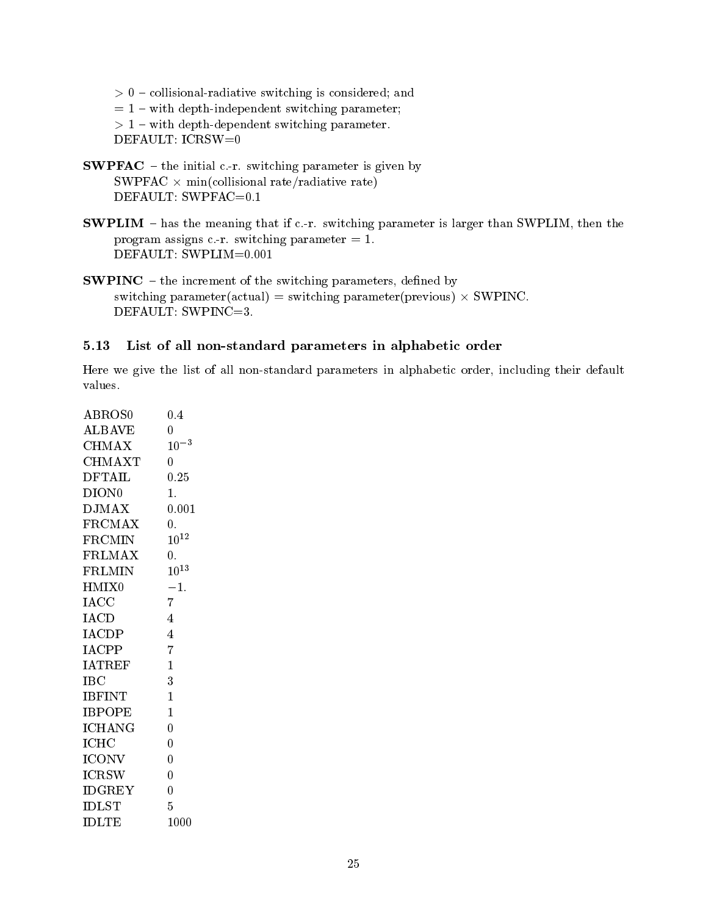> 0 – collisional-radiative switching is considered; and
= 1 – with depth-independent switching parameter;
> 1 – with depth-dependent switching parameter.
DEFAULT: ICRSW=0

**SWPFAC** – the initial c.-r. switching parameter is given by
SWPFAC × min(collisional rate/radiative rate)
DEFAULT: SWPFAC=0.1

**SWPLIM** – has the meaning that if c.-r. switching parameter is larger than SWPLIM, then the program assigns c.-r. switching parameter = 1.
DEFAULT: SWPLIM=0.001

**SWPINC** – the increment of the switching parameters, defined by
switching parameter(actual) = switching parameter(previous) × SWPINC.
DEFAULT: SWPINC=3.

### 5.13 List of all non-standard parameters in alphabetic order

Here we give the list of all non-standard parameters in alphabetic order, including their default values.

| | |
|---|---|
| ABROS0 | 0.4 |
| ALBAVE | 0 |
| CHMAX | $10^{-3}$ |
| CHMAXT | 0 |
| DFTAIL | 0.25 |
| DION0 | 1. |
| DJMAX | 0.001 |
| FRCMAX | 0. |
| FRCMIN | $10^{12}$ |
| FRLMAX | 0. |
| FRLMIN | $10^{13}$ |
| HMIX0 | −1. |
| IACC | 7 |
| IACD | 4 |
| IACDP | 4 |
| IACPP | 7 |
| IATREF | 1 |
| IBC | 3 |
| IBFINT | 1 |
| IBPOPE | 1 |
| ICHANG | 0 |
| ICHC | 0 |
| ICONV | 0 |
| ICRSW | 0 |
| IDGREY | 0 |
| IDLST | 5 |
| IDLTE | 1000 |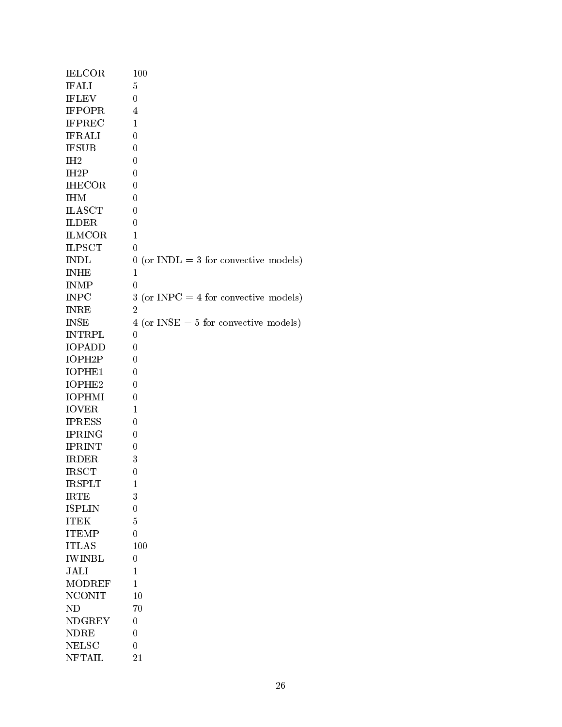| | |
|---|---|
| IELCOR | 100 |
| IFALI | 5 |
| IFLEV | 0 |
| IFPOPR | 4 |
| IFPREC | 1 |
| IFRALI | 0 |
| IFSUB | 0 |
| IH2 | 0 |
| IH2P | 0 |
| IHECOR | 0 |
| IHM | 0 |
| ILASCT | 0 |
| ILDER | 0 |
| ILMCOR | 1 |
| ILPSCT | 0 |
| INDL | 0 (or INDL = 3 for convective models) |
| INHE | 1 |
| INMP | 0 |
| INPC | 3 (or INPC = 4 for convective models) |
| INRE | 2 |
| INSE | 4 (or INSE = 5 for convective models) |
| INTRPL | 0 |
| IOPADD | 0 |
| IOPH2P | 0 |
| IOPHE1 | 0 |
| IOPHE2 | 0 |
| IOPHMI | 0 |
| IOVER | 1 |
| IPRESS | 0 |
| IPRING | 0 |
| IPRINT | 0 |
| IRDER | 3 |
| IRSCT | 0 |
| IRSPLT | 1 |
| IRTE | 3 |
| ISPLIN | 0 |
| ITEK | 5 |
| ITEMP | 0 |
| ITLAS | 100 |
| IWINBL | 0 |
| JALI | 1 |
| MODREF | 1 |
| NCONIT | 10 |
| ND | 70 |
| NDGREY | 0 |
| NDRE | 0 |
| NELSC | 0 |
| NFTAIL | 21 |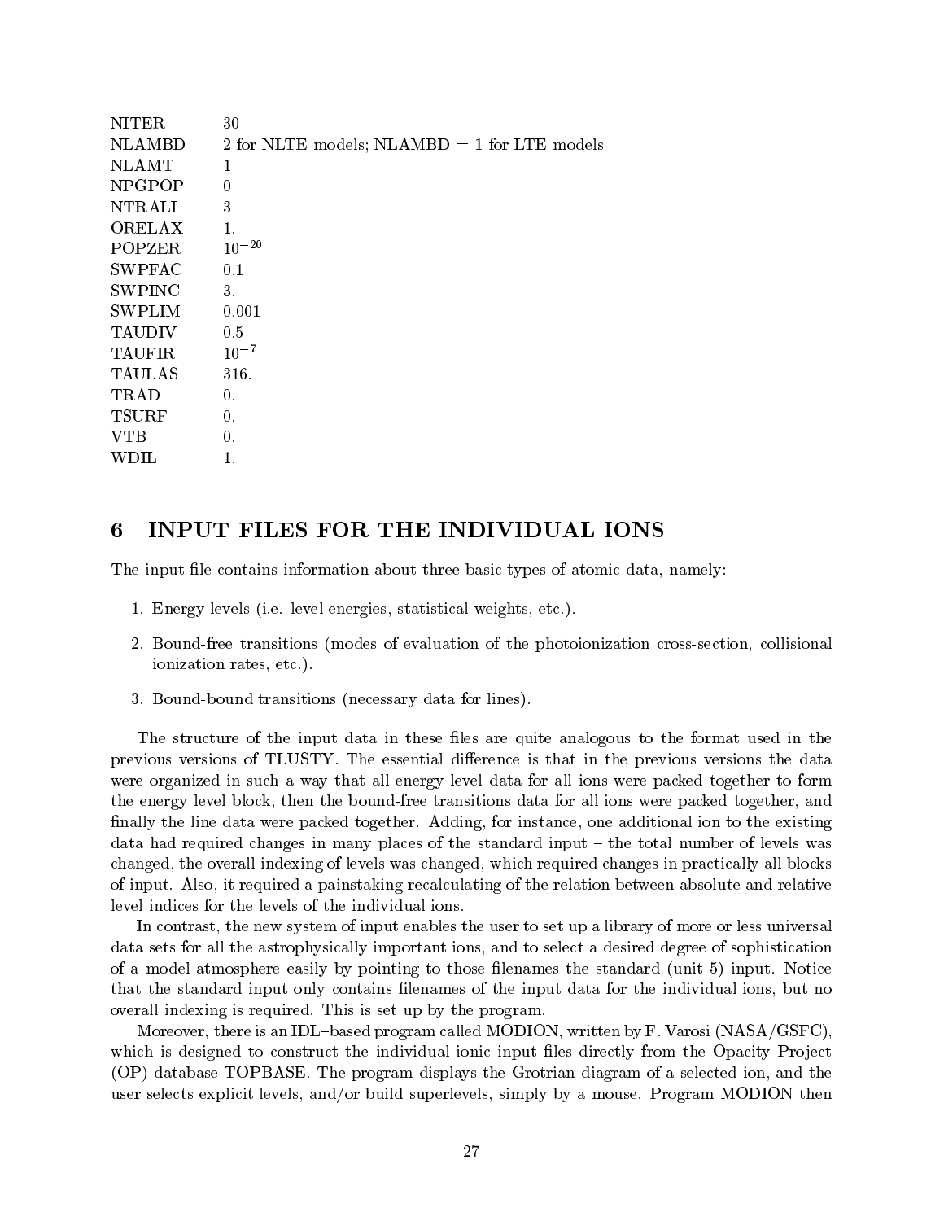| | |
|---|---|
| NITER | 30 |
| NLAMBD | 2 for NLTE models; NLAMBD = 1 for LTE models |
| NLAMT | 1 |
| NPGPOP | 0 |
| NTRALI | 3 |
| ORELAX | 1. |
| POPZER | $10^{-20}$ |
| SWPFAC | 0.1 |
| SWPINC | 3. |
| SWPLIM | 0.001 |
| TAUDIV | 0.5 |
| TAUFIR | $10^{-7}$ |
| TAULAS | 316. |
| TRAD | 0. |
| TSURF | 0. |
| VTB | 0. |
| WDIL | 1. |

## 6 INPUT FILES FOR THE INDIVIDUAL IONS

The input file contains information about three basic types of atomic data, namely:

1. Energy levels (i.e. level energies, statistical weights, etc.).
2. Bound-free transitions (modes of evaluation of the photoionization cross-section, collisional ionization rates, etc.).
3. Bound-bound transitions (necessary data for lines).

The structure of the input data in these files are quite analogous to the format used in the previous versions of TLUSTY. The essential difference is that in the previous versions the data were organized in such a way that all energy level data for all ions were packed together to form the energy level block, then the bound-free transitions data for all ions were packed together, and finally the line data were packed together. Adding, for instance, one additional ion to the existing data had required changes in many places of the standard input – the total number of levels was changed, the overall indexing of levels was changed, which required changes in practically all blocks of input. Also, it required a painstaking recalculating of the relation between absolute and relative level indices for the levels of the individual ions.

In contrast, the new system of input enables the user to set up a library of more or less universal data sets for all the astrophysically important ions, and to select a desired degree of sophistication of a model atmosphere easily by pointing to those filenames the standard (unit 5) input. Notice that the standard input only contains filenames of the input data for the individual ions, but no overall indexing is required. This is set up by the program.

Moreover, there is an IDL–based program called MODION, written by F. Varosi (NASA/GSFC), which is designed to construct the individual ionic input files directly from the Opacity Project (OP) database TOPBASE. The program displays the Grotrian diagram of a selected ion, and the user selects explicit levels, and/or build superlevels, simply by a mouse. Program MODION then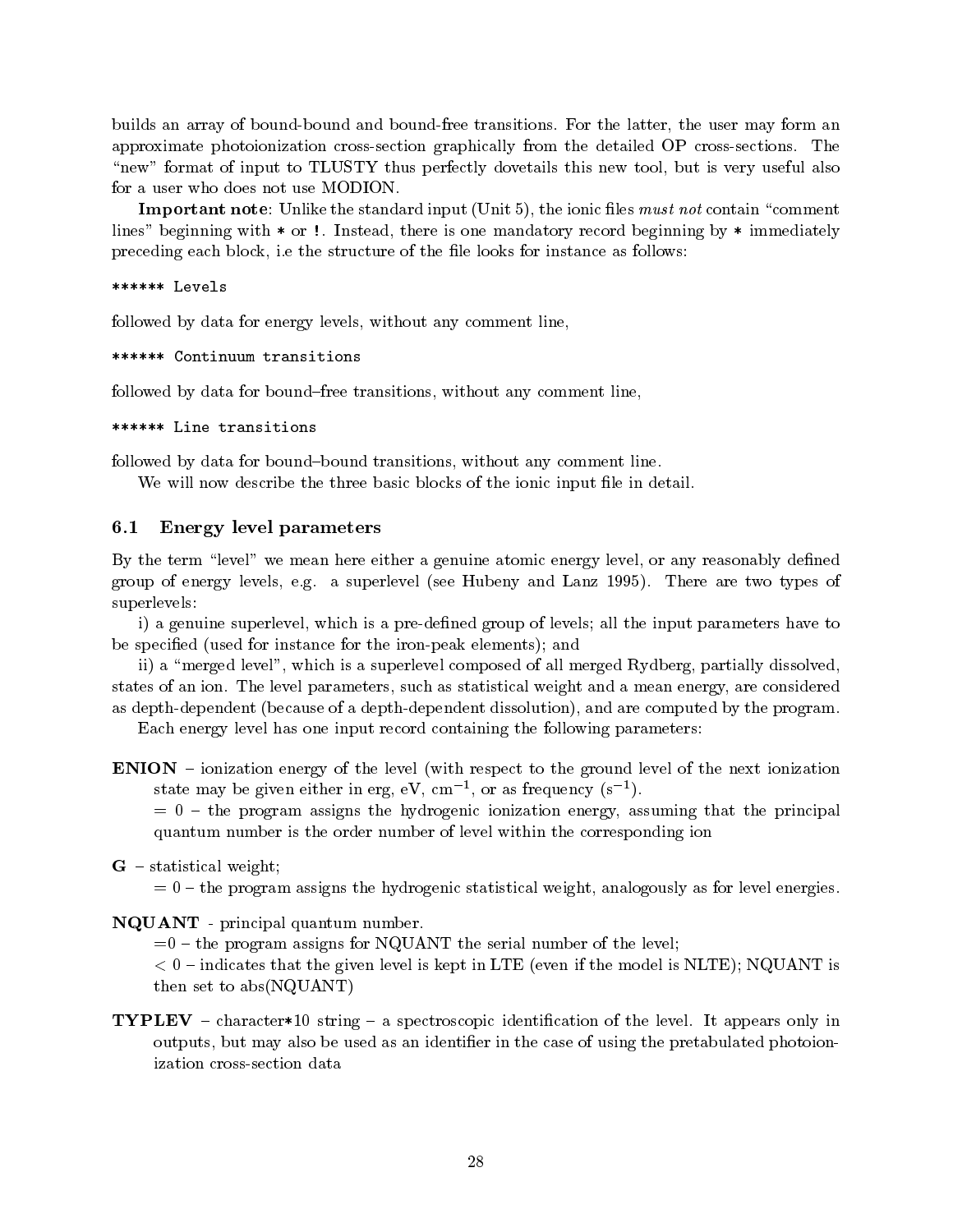builds an array of bound-bound and bound-free transitions. For the latter, the user may form an approximate photoionization cross-section graphically from the detailed OP cross-sections. The "new" format of input to TLUSTY thus perfectly dovetails this new tool, but is very useful also for a user who does not use MODION.

**Important note**: Unlike the standard input (Unit 5), the ionic files *must not* contain "comment lines" beginning with * or !. Instead, there is one mandatory record beginning by * immediately preceding each block, i.e the structure of the file looks for instance as follows:

```
****** Levels
```

followed by data for energy levels, without any comment line,

```
****** Continuum transitions
```

followed by data for bound–free transitions, without any comment line,

```
****** Line transitions
```

followed by data for bound–bound transitions, without any comment line.

We will now describe the three basic blocks of the ionic input file in detail.

## 6.1 Energy level parameters

By the term "level" we mean here either a genuine atomic energy level, or any reasonably defined group of energy levels, e.g. a superlevel (see Hubeny and Lanz 1995). There are two types of superlevels:

i) a genuine superlevel, which is a pre-defined group of levels; all the input parameters have to be specified (used for instance for the iron-peak elements); and

ii) a "merged level", which is a superlevel composed of all merged Rydberg, partially dissolved, states of an ion. The level parameters, such as statistical weight and a mean energy, are considered as depth-dependent (because of a depth-dependent dissolution), and are computed by the program.

Each energy level has one input record containing the following parameters:

**ENION** – ionization energy of the level (with respect to the ground level of the next ionization state may be given either in erg, eV, $\mathrm{cm}^{-1}$, or as frequency ($\mathrm{s}^{-1}$).
= 0 – the program assigns the hydrogenic ionization energy, assuming that the principal quantum number is the order number of level within the corresponding ion

**G** – statistical weight;
= 0 – the program assigns the hydrogenic statistical weight, analogously as for level energies.

**NQUANT** - principal quantum number.
=0 – the program assigns for NQUANT the serial number of the level;
$< 0$ – indicates that the given level is kept in LTE (even if the model is NLTE); NQUANT is then set to abs(NQUANT)

**TYPLEV** – character*10 string – a spectroscopic identification of the level. It appears only in outputs, but may also be used as an identifier in the case of using the pretabulated photoionization cross-section data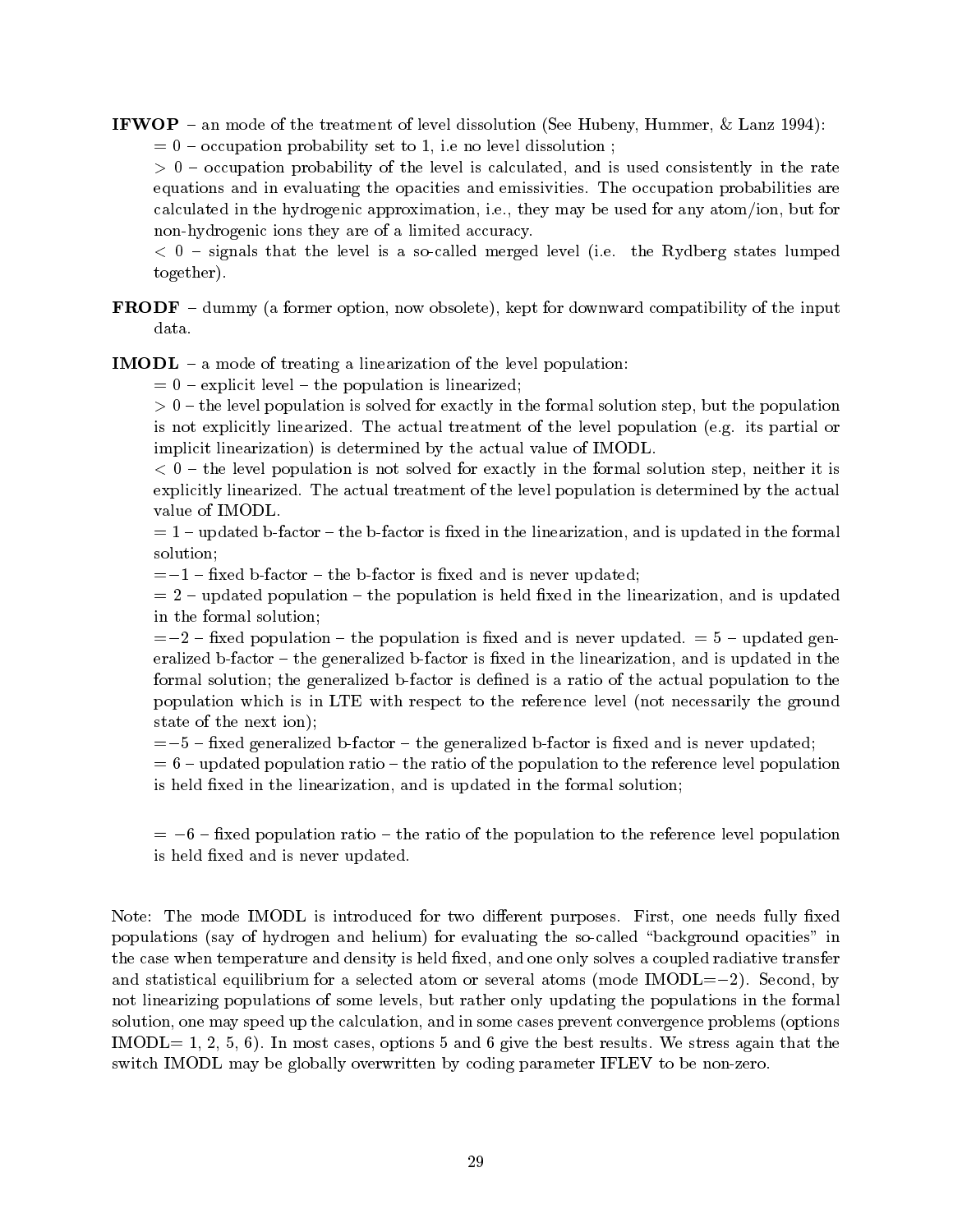**IFWOP** – an mode of the treatment of level dissolution (See Hubeny, Hummer, & Lanz 1994):

$= 0$ – occupation probability set to 1, i.e no level dissolution ;

$> 0$ – occupation probability of the level is calculated, and is used consistently in the rate equations and in evaluating the opacities and emissivities. The occupation probabilities are calculated in the hydrogenic approximation, i.e., they may be used for any atom/ion, but for non-hydrogenic ions they are of a limited accuracy.

$< 0$ – signals that the level is a so-called merged level (i.e. the Rydberg states lumped together).

**FRODF** – dummy (a former option, now obsolete), kept for downward compatibility of the input data.

**IMODL** – a mode of treating a linearization of the level population:

$= 0$ – explicit level – the population is linearized;

$> 0$ – the level population is solved for exactly in the formal solution step, but the population is not explicitly linearized. The actual treatment of the level population (e.g. its partial or implicit linearization) is determined by the actual value of IMODL.

$< 0$ – the level population is not solved for exactly in the formal solution step, neither it is explicitly linearized. The actual treatment of the level population is determined by the actual value of IMODL.

$= 1$ – updated b-factor – the b-factor is fixed in the linearization, and is updated in the formal solution;

$= -1$ – fixed b-factor – the b-factor is fixed and is never updated;

$= 2$ – updated population – the population is held fixed in the linearization, and is updated in the formal solution;

$= -2$ – fixed population – the population is fixed and is never updated. $= 5$ – updated generalized b-factor – the generalized b-factor is fixed in the linearization, and is updated in the formal solution; the generalized b-factor is defined is a ratio of the actual population to the population which is in LTE with respect to the reference level (not necessarily the ground state of the next ion);

$= -5$ – fixed generalized b-factor – the generalized b-factor is fixed and is never updated;

$= 6$ – updated population ratio – the ratio of the population to the reference level population is held fixed in the linearization, and is updated in the formal solution;

$= -6$ – fixed population ratio – the ratio of the population to the reference level population is held fixed and is never updated.

Note: The mode IMODL is introduced for two different purposes. First, one needs fully fixed populations (say of hydrogen and helium) for evaluating the so-called "background opacities" in the case when temperature and density is held fixed, and one only solves a coupled radiative transfer and statistical equilibrium for a selected atom or several atoms (mode IMODL$=-2$). Second, by not linearizing populations of some levels, but rather only updating the populations in the formal solution, one may speed up the calculation, and in some cases prevent convergence problems (options IMODL= 1, 2, 5, 6). In most cases, options 5 and 6 give the best results. We stress again that the switch IMODL may be globally overwritten by coding parameter IFLEV to be non-zero.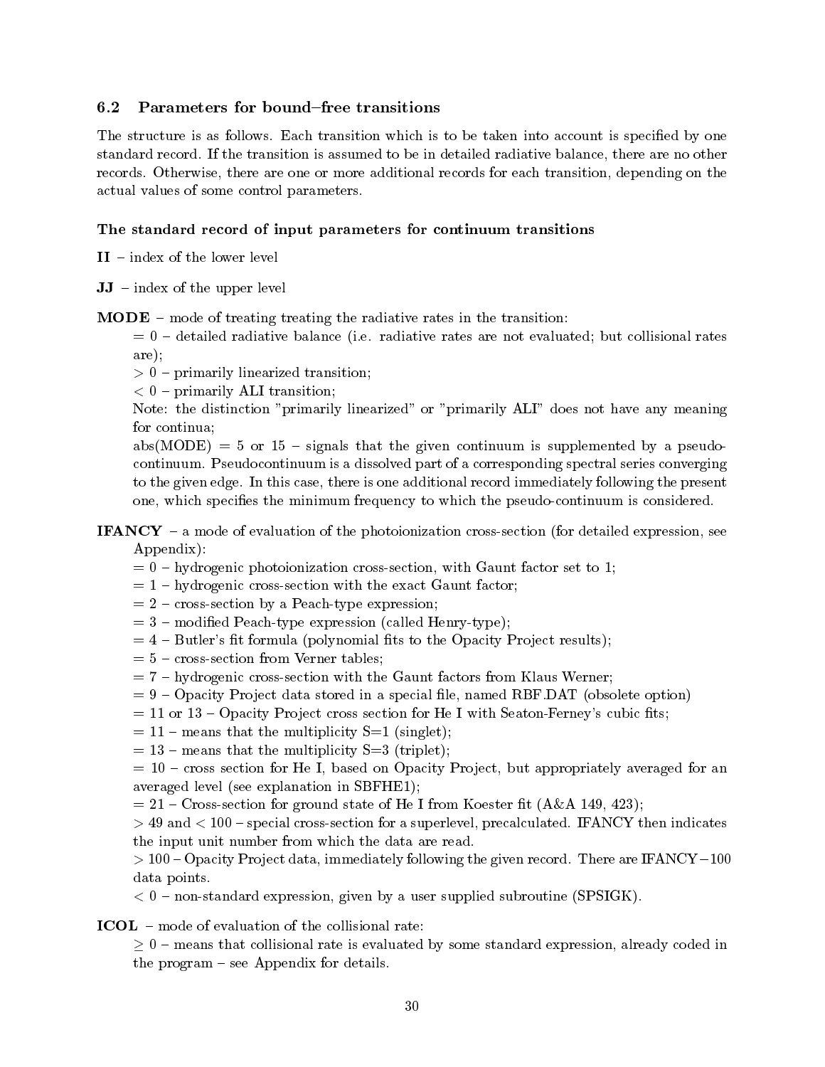## 6.2 Parameters for bound–free transitions

The structure is as follows. Each transition which is to be taken into account is specified by one standard record. If the transition is assumed to be in detailed radiative balance, there are no other records. Otherwise, there are one or more additional records for each transition, depending on the actual values of some control parameters.

### The standard record of input parameters for continuum transitions

**II** – index of the lower level

**JJ** – index of the upper level

**MODE** – mode of treating treating the radiative rates in the transition:

= 0 – detailed radiative balance (i.e. radiative rates are not evaluated; but collisional rates are);
> 0 – primarily linearized transition;
< 0 – primarily ALI transition;
Note: the distinction "primarily linearized" or "primarily ALI" does not have any meaning for continua;
abs(MODE) = 5 or 15 – signals that the given continuum is supplemented by a pseudo-continuum. Pseudocontinuum is a dissolved part of a corresponding spectral series converging to the given edge. In this case, there is one additional record immediately following the present one, which specifies the minimum frequency to which the pseudo-continuum is considered.

**IFANCY** – a mode of evaluation of the photoionization cross-section (for detailed expression, see Appendix):

= 0 – hydrogenic photoionization cross-section, with Gaunt factor set to 1;
= 1 – hydrogenic cross-section with the exact Gaunt factor;
= 2 – cross-section by a Peach-type expression;
= 3 – modified Peach-type expression (called Henry-type);
= 4 – Butler's fit formula (polynomial fits to the Opacity Project results);
= 5 – cross-section from Verner tables;
= 7 – hydrogenic cross-section with the Gaunt factors from Klaus Werner;
= 9 – Opacity Project data stored in a special file, named RBF.DAT (obsolete option)
= 11 or 13 – Opacity Project cross section for He I with Seaton-Ferney's cubic fits;
= 11 – means that the multiplicity S=1 (singlet);
= 13 – means that the multiplicity S=3 (triplet);
= 10 – cross section for He I, based on Opacity Project, but appropriately averaged for an averaged level (see explanation in SBFHE1);
= 21 – Cross-section for ground state of He I from Koester fit (A&A 149, 423);
> 49 and < 100 – special cross-section for a superlevel, precalculated. IFANCY then indicates the input unit number from which the data are read.
> 100 – Opacity Project data, immediately following the given record. There are IFANCY−100 data points.
< 0 – non-standard expression, given by a user supplied subroutine (SPSIGK).

**ICOL** – mode of evaluation of the collisional rate:

≥ 0 – means that collisional rate is evaluated by some standard expression, already coded in the program – see Appendix for details.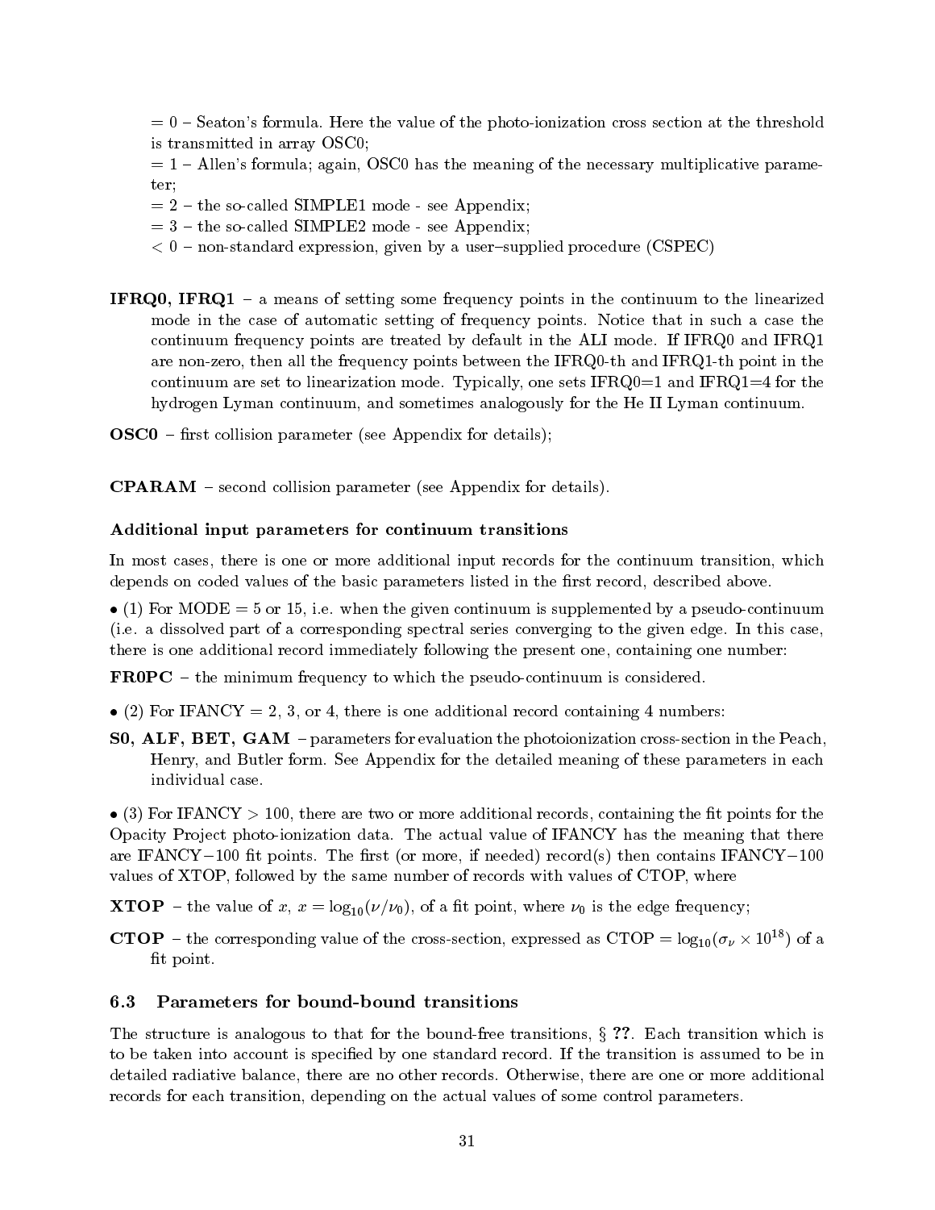= 0 – Seaton's formula. Here the value of the photo-ionization cross section at the threshold is transmitted in array OSC0;

= 1 – Allen's formula; again, OSC0 has the meaning of the necessary multiplicative parameter;

= 2 – the so-called SIMPLE1 mode - see Appendix;

= 3 – the so-called SIMPLE2 mode - see Appendix;

< 0 – non-standard expression, given by a user–supplied procedure (CSPEC)

**IFRQ0, IFRQ1** – a means of setting some frequency points in the continuum to the linearized mode in the case of automatic setting of frequency points. Notice that in such a case the continuum frequency points are treated by default in the ALI mode. If IFRQ0 and IFRQ1 are non-zero, then all the frequency points between the IFRQ0-th and IFRQ1-th point in the continuum are set to linearization mode. Typically, one sets IFRQ0=1 and IFRQ1=4 for the hydrogen Lyman continuum, and sometimes analogously for the He II Lyman continuum.

**OSC0** – first collision parameter (see Appendix for details);

**CPARAM** – second collision parameter (see Appendix for details).

### Additional input parameters for continuum transitions

In most cases, there is one or more additional input records for the continuum transition, which depends on coded values of the basic parameters listed in the first record, described above.

• (1) For MODE = 5 or 15, i.e. when the given continuum is supplemented by a pseudo-continuum (i.e. a dissolved part of a corresponding spectral series converging to the given edge. In this case, there is one additional record immediately following the present one, containing one number:

**FR0PC** – the minimum frequency to which the pseudo-continuum is considered.

• (2) For IFANCY = 2, 3, or 4, there is one additional record containing 4 numbers:

**S0, ALF, BET, GAM** – parameters for evaluation the photoionization cross-section in the Peach, Henry, and Butler form. See Appendix for the detailed meaning of these parameters in each individual case.

• (3) For IFANCY > 100, there are two or more additional records, containing the fit points for the Opacity Project photo-ionization data. The actual value of IFANCY has the meaning that there are IFANCY−100 fit points. The first (or more, if needed) record(s) then contains IFANCY−100 values of XTOP, followed by the same number of records with values of CTOP, where

**XTOP** – the value of $x$, $x = \log_{10}(\nu/\nu_0)$, of a fit point, where $\nu_0$ is the edge frequency;

**CTOP** – the corresponding value of the cross-section, expressed as CTOP $= \log_{10}(\sigma_\nu \times 10^{18})$ of a fit point.

## 6.3 Parameters for bound-bound transitions

The structure is analogous to that for the bound-free transitions, § **??**. Each transition which is to be taken into account is specified by one standard record. If the transition is assumed to be in detailed radiative balance, there are no other records. Otherwise, there are one or more additional records for each transition, depending on the actual values of some control parameters.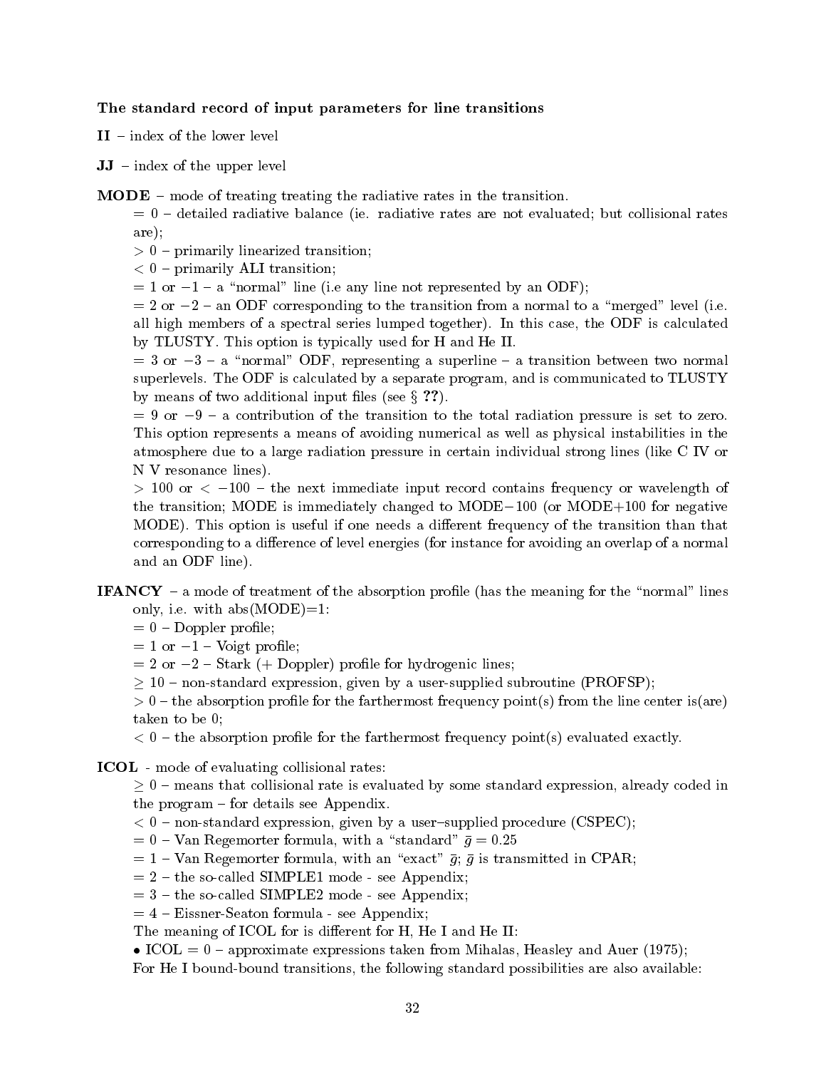**The standard record of input parameters for line transitions**

**II** – index of the lower level

**JJ** – index of the upper level

**MODE** – mode of treating treating the radiative rates in the transition.

= 0 – detailed radiative balance (ie. radiative rates are not evaluated; but collisional rates are);

> 0 – primarily linearized transition;

< 0 – primarily ALI transition;

= 1 or −1 – a "normal" line (i.e any line not represented by an ODF);

= 2 or −2 – an ODF corresponding to the transition from a normal to a "merged" level (i.e. all high members of a spectral series lumped together). In this case, the ODF is calculated by TLUSTY. This option is typically used for H and He II.

= 3 or −3 – a "normal" ODF, representing a superline – a transition between two normal superlevels. The ODF is calculated by a separate program, and is communicated to TLUSTY by means of two additional input files (see § **??**).

= 9 or −9 – a contribution of the transition to the total radiation pressure is set to zero. This option represents a means of avoiding numerical as well as physical instabilities in the atmosphere due to a large radiation pressure in certain individual strong lines (like C IV or N V resonance lines).

> 100 or < −100 – the next immediate input record contains frequency or wavelength of the transition; MODE is immediately changed to MODE−100 (or MODE+100 for negative MODE). This option is useful if one needs a different frequency of the transition than that corresponding to a difference of level energies (for instance for avoiding an overlap of a normal and an ODF line).

**IFANCY** – a mode of treatment of the absorption profile (has the meaning for the "normal" lines only, i.e. with abs(MODE)=1:

= 0 – Doppler profile;

= 1 or −1 – Voigt profile;

= 2 or −2 – Stark (+ Doppler) profile for hydrogenic lines;

≥ 10 – non-standard expression, given by a user-supplied subroutine (PROFSP);

> 0 – the absorption profile for the farthermost frequency point(s) from the line center is(are) taken to be 0;

< 0 – the absorption profile for the farthermost frequency point(s) evaluated exactly.

**ICOL** - mode of evaluating collisional rates:

≥ 0 – means that collisional rate is evaluated by some standard expression, already coded in the program – for details see Appendix.

< 0 – non-standard expression, given by a user–supplied procedure (CSPEC);

= 0 – Van Regemorter formula, with a "standard" $\bar{g} = 0.25$

= 1 – Van Regemorter formula, with an "exact" $\bar{g}$; $\bar{g}$ is transmitted in CPAR;

= 2 – the so-called SIMPLE1 mode - see Appendix;

= 3 – the so-called SIMPLE2 mode - see Appendix;

= 4 – Eissner-Seaton formula - see Appendix;

The meaning of ICOL for is different for H, He I and He II:

- ICOL = 0 – approximate expressions taken from Mihalas, Heasley and Auer (1975);

For He I bound-bound transitions, the following standard possibilities are also available: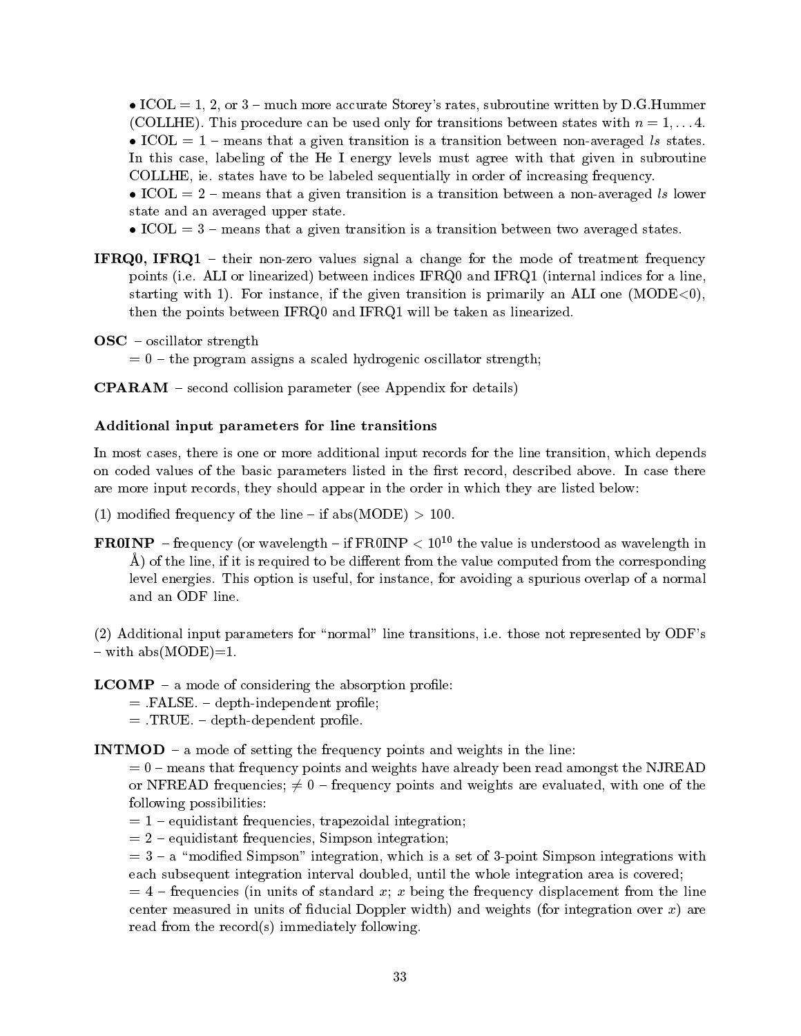• ICOL = 1, 2, or 3 – much more accurate Storey's rates, subroutine written by D.G.Hummer (COLLHE). This procedure can be used only for transitions between states with $n = 1, \dots 4$.
• ICOL = 1 – means that a given transition is a transition between non-averaged *ls* states. In this case, labeling of the He I energy levels must agree with that given in subroutine COLLHE, ie. states have to be labeled sequentially in order of increasing frequency.
• ICOL = 2 – means that a given transition is a transition between a non-averaged *ls* lower state and an averaged upper state.
• ICOL = 3 – means that a given transition is a transition between two averaged states.

**IFRQ0, IFRQ1** – their non-zero values signal a change for the mode of treatment frequency points (i.e. ALI or linearized) between indices IFRQ0 and IFRQ1 (internal indices for a line, starting with 1). For instance, if the given transition is primarily an ALI one (MODE<0), then the points between IFRQ0 and IFRQ1 will be taken as linearized.

**OSC** – oscillator strength
= 0 – the program assigns a scaled hydrogenic oscillator strength;

**CPARAM** – second collision parameter (see Appendix for details)

### Additional input parameters for line transitions

In most cases, there is one or more additional input records for the line transition, which depends on coded values of the basic parameters listed in the first record, described above. In case there are more input records, they should appear in the order in which they are listed below:

(1) modified frequency of the line – if abs(MODE) > 100.

**FR0INP** – frequency (or wavelength – if FR0INP $< 10^{10}$ the value is understood as wavelength in Å) of the line, if it is required to be different from the value computed from the corresponding level energies. This option is useful, for instance, for avoiding a spurious overlap of a normal and an ODF line.

(2) Additional input parameters for "normal" line transitions, i.e. those not represented by ODF's – with abs(MODE)=1.

**LCOMP** – a mode of considering the absorption profile:
= .FALSE. – depth-independent profile;
= .TRUE. – depth-dependent profile.

**INTMOD** – a mode of setting the frequency points and weights in the line:
= 0 – means that frequency points and weights have already been read amongst the NJREAD or NFREAD frequencies; ≠ 0 – frequency points and weights are evaluated, with one of the following possibilities:
= 1 – equidistant frequencies, trapezoidal integration;
= 2 – equidistant frequencies, Simpson integration;
= 3 – a "modified Simpson" integration, which is a set of 3-point Simpson integrations with each subsequent integration interval doubled, until the whole integration area is covered;
= 4 – frequencies (in units of standard $x$; $x$ being the frequency displacement from the line center measured in units of fiducial Doppler width) and weights (for integration over $x$) are read from the record(s) immediately following.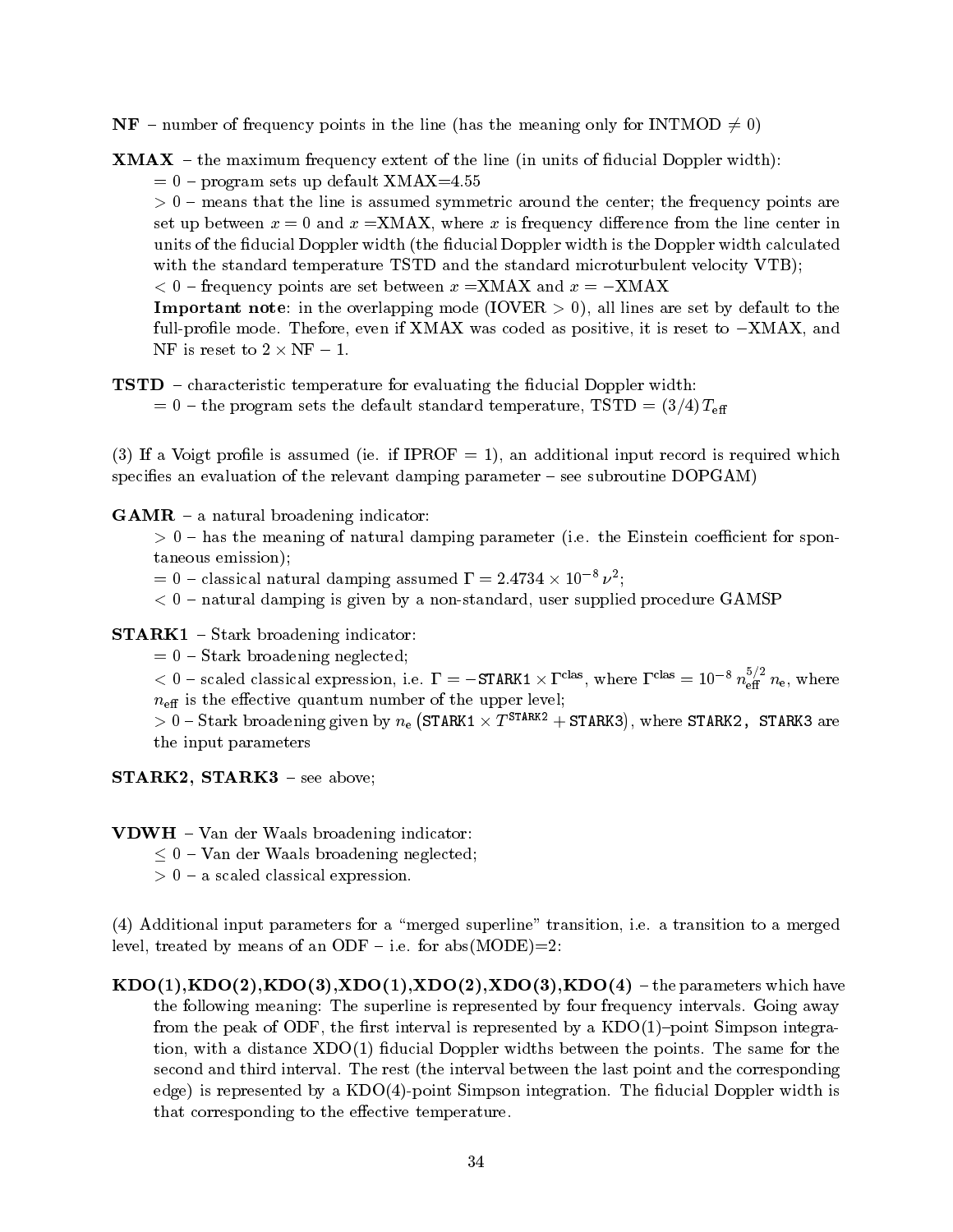**NF** – number of frequency points in the line (has the meaning only for INTMOD $\neq 0$)

**XMAX** – the maximum frequency extent of the line (in units of fiducial Doppler width):
$= 0$ – program sets up default XMAX=4.55
$> 0$ – means that the line is assumed symmetric around the center; the frequency points are set up between $x = 0$ and $x =$XMAX, where $x$ is frequency difference from the line center in units of the fiducial Doppler width (the fiducial Doppler width is the Doppler width calculated with the standard temperature TSTD and the standard microturbulent velocity VTB);
$< 0$ – frequency points are set between $x =$XMAX and $x = -$XMAX
**Important note**: in the overlapping mode (IOVER $> 0$), all lines are set by default to the full-profile mode. Thefore, even if XMAX was coded as positive, it is reset to $-$XMAX, and NF is reset to $2 \times$ NF $- 1$.

**TSTD** – characteristic temperature for evaluating the fiducial Doppler width:
$= 0$ – the program sets the default standard temperature, TSTD $= (3/4)\, T_{\rm eff}$

(3) If a Voigt profile is assumed (ie. if IPROF = 1), an additional input record is required which specifies an evaluation of the relevant damping parameter – see subroutine DOPGAM)

**GAMR** – a natural broadening indicator:
$> 0$ – has the meaning of natural damping parameter (i.e. the Einstein coefficient for spontaneous emission);
$= 0$ – classical natural damping assumed $\Gamma = 2.4734 \times 10^{-8}\, \nu^2$;
$< 0$ – natural damping is given by a non-standard, user supplied procedure GAMSP

**STARK1** – Stark broadening indicator:
$= 0$ – Stark broadening neglected;
$< 0$ – scaled classical expression, i.e. $\Gamma = -\mathtt{STARK1} \times \Gamma^{\rm clas}$, where $\Gamma^{\rm clas} = 10^{-8}\, n_{\rm eff}^{5/2}\, n_{\rm e}$, where $n_{\rm eff}$ is the effective quantum number of the upper level;
$> 0$ – Stark broadening given by $n_{\rm e}\left(\mathtt{STARK1} \times T^{\mathtt{STARK2}} + \mathtt{STARK3}\right)$, where STARK2, STARK3 are the input parameters

**STARK2, STARK3** – see above;

**VDWH** – Van der Waals broadening indicator:
$\leq 0$ – Van der Waals broadening neglected;
$> 0$ – a scaled classical expression.

(4) Additional input parameters for a "merged superline" transition, i.e. a transition to a merged level, treated by means of an ODF – i.e. for abs(MODE)=2:

**KDO(1),KDO(2),KDO(3),XDO(1),XDO(2),XDO(3),KDO(4)** – the parameters which have the following meaning: The superline is represented by four frequency intervals. Going away from the peak of ODF, the first interval is represented by a KDO(1)–point Simpson integration, with a distance XDO(1) fiducial Doppler widths between the points. The same for the second and third interval. The rest (the interval between the last point and the corresponding edge) is represented by a KDO(4)-point Simpson integration. The fiducial Doppler width is that corresponding to the effective temperature.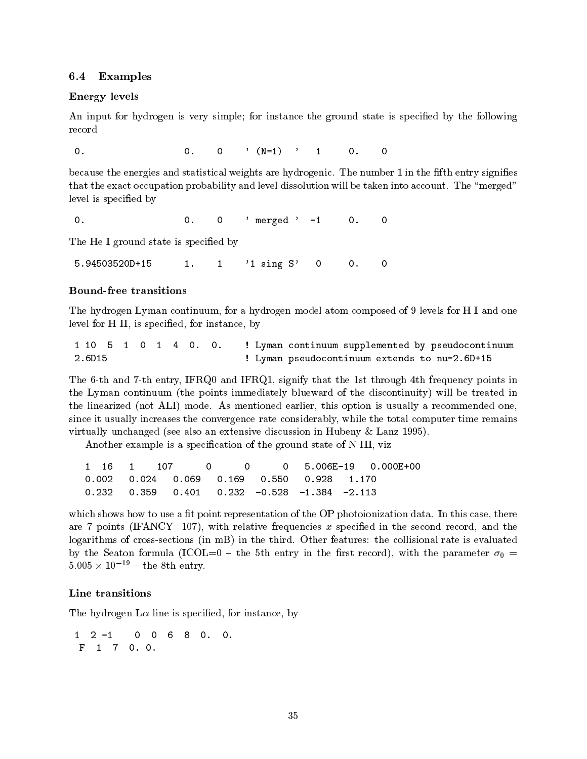## 6.4 Examples

### Energy levels

An input for hydrogen is very simple; for instance the ground state is specified by the following record

```
 0.                   0.    0    ' (N=1)  '   1     0.    0
```

because the energies and statistical weights are hydrogenic. The number 1 in the fifth entry signifies that the exact occupation probability and level dissolution will be taken into account. The "merged" level is specified by

```
 0.                   0.    0    ' merged '  -1     0.    0
```

The He I ground state is specified by

```
 5.94503520D+15       1.    1    '1 sing S'   0     0.    0
```

### Bound-free transitions

The hydrogen Lyman continuum, for a hydrogen model atom composed of 9 levels for H I and one level for H II, is specified, for instance, by

```
 1 10  5  1  0  1  4  0.  0.    ! Lyman continuum supplemented by pseudocontinuum
 2.6D15                         ! Lyman pseudocontinuum extends to nu=2.6D+15
```

The 6-th and 7-th entry, IFRQ0 and IFRQ1, signify that the 1st through 4th frequency points in the Lyman continuum (the points immediately blueward of the discontinuity) will be treated in the linearized (not ALI) mode. As mentioned earlier, this option is usually a recommended one, since it usually increases the convergence rate considerably, while the total computer time remains virtually unchanged (see also an extensive discussion in Hubeny & Lanz 1995).

Another example is a specification of the ground state of N III, viz

```
   1   16    1     107       0       0       0    5.006E-19   0.000E+00
   0.002    0.024    0.069    0.169    0.550    0.928    1.170
   0.232    0.359    0.401    0.232   -0.528   -1.384   -2.113
```

which shows how to use a fit point representation of the OP photoionization data. In this case, there are 7 points (IFANCY=107), with relative frequencies $x$ specified in the second record, and the logarithms of cross-sections (in mB) in the third. Other features: the collisional rate is evaluated by the Seaton formula (ICOL=0 – the 5th entry in the first record), with the parameter $\sigma_0 = 5.005 \times 10^{-19}$ – the 8th entry.

### Line transitions

The hydrogen L$\alpha$ line is specified, for instance, by

```
 1  2 -1    0  0  6  8  0.  0.
  F  1  7  0. 0.
```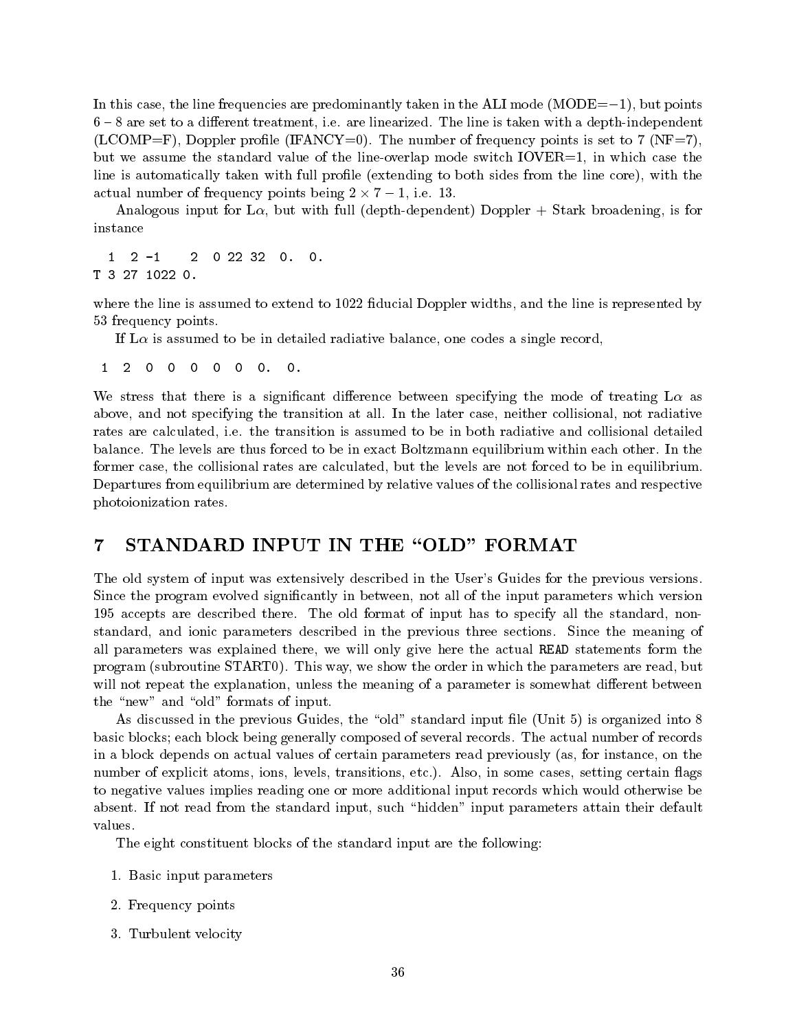In this case, the line frequencies are predominantly taken in the ALI mode (MODE=$-1$), but points $6-8$ are set to a different treatment, i.e. are linearized. The line is taken with a depth-independent (LCOMP=F), Doppler profile (IFANCY=0). The number of frequency points is set to 7 (NF=7), but we assume the standard value of the line-overlap mode switch IOVER=1, in which case the line is automatically taken with full profile (extending to both sides from the line core), with the actual number of frequency points being $2 \times 7 - 1$, i.e. 13.

Analogous input for L$\alpha$, but with full (depth-dependent) Doppler + Stark broadening, is for instance

```
  1  2 -1    2  0 22 32  0.  0.
T 3 27 1022 0.
```

where the line is assumed to extend to 1022 fiducial Doppler widths, and the line is represented by 53 frequency points.

If L$\alpha$ is assumed to be in detailed radiative balance, one codes a single record,

```
 1  2  0  0  0  0  0  0.  0.
```

We stress that there is a significant difference between specifying the mode of treating L$\alpha$ as above, and not specifying the transition at all. In the later case, neither collisional, not radiative rates are calculated, i.e. the transition is assumed to be in both radiative and collisional detailed balance. The levels are thus forced to be in exact Boltzmann equilibrium within each other. In the former case, the collisional rates are calculated, but the levels are not forced to be in equilibrium. Departures from equilibrium are determined by relative values of the collisional rates and respective photoionization rates.

# 7 STANDARD INPUT IN THE "OLD" FORMAT

The old system of input was extensively described in the User's Guides for the previous versions. Since the program evolved significantly in between, not all of the input parameters which version 195 accepts are described there. The old format of input has to specify all the standard, non-standard, and ionic parameters described in the previous three sections. Since the meaning of all parameters was explained there, we will only give here the actual `READ` statements form the program (subroutine START0). This way, we show the order in which the parameters are read, but will not repeat the explanation, unless the meaning of a parameter is somewhat different between the "new" and "old" formats of input.

As discussed in the previous Guides, the "old" standard input file (Unit 5) is organized into 8 basic blocks; each block being generally composed of several records. The actual number of records in a block depends on actual values of certain parameters read previously (as, for instance, on the number of explicit atoms, ions, levels, transitions, etc.). Also, in some cases, setting certain flags to negative values implies reading one or more additional input records which would otherwise be absent. If not read from the standard input, such "hidden" input parameters attain their default values.

The eight constituent blocks of the standard input are the following:

1. Basic input parameters
2. Frequency points
3. Turbulent velocity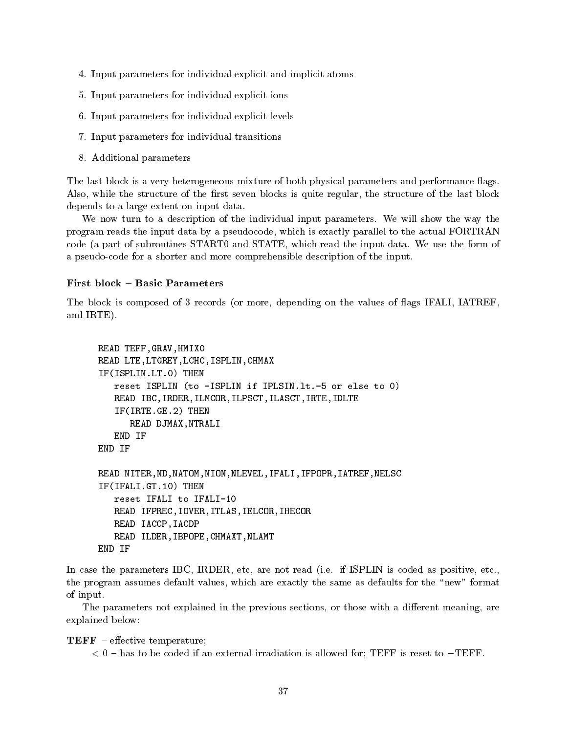4. Input parameters for individual explicit and implicit atoms
5. Input parameters for individual explicit ions
6. Input parameters for individual explicit levels
7. Input parameters for individual transitions
8. Additional parameters

The last block is a very heterogeneous mixture of both physical parameters and performance flags. Also, while the structure of the first seven blocks is quite regular, the structure of the last block depends to a large extent on input data.

We now turn to a description of the individual input parameters. We will show the way the program reads the input data by a pseudocode, which is exactly parallel to the actual FORTRAN code (a part of subroutines START0 and STATE, which read the input data. We use the form of a pseudo-code for a shorter and more comprehensible description of the input.

**First block – Basic Parameters**

The block is composed of 3 records (or more, depending on the values of flags IFALI, IATREF, and IRTE).

```
READ TEFF,GRAV,HMIX0
READ LTE,LTGREY,LCHC,ISPLIN,CHMAX
IF(ISPLIN.LT.0) THEN
   reset ISPLIN (to -ISPLIN if IPLSIN.lt.-5 or else to 0)
   READ IBC,IRDER,ILMCOR,ILPSCT,ILASCT,IRTE,IDLTE
   IF(IRTE.GE.2) THEN
      READ DJMAX,NTRALI
   END IF
END IF

READ NITER,ND,NATOM,NION,NLEVEL,IFALI,IFPOPR,IATREF,NELSC
IF(IFALI.GT.10) THEN
   reset IFALI to IFALI-10
   READ IFPREC,IOVER,ITLAS,IELCOR,IHECOR
   READ IACCP,IACDP
   READ ILDER,IBPOPE,CHMAXT,NLAMT
END IF
```

In case the parameters IBC, IRDER, etc, are not read (i.e. if ISPLIN is coded as positive, etc., the program assumes default values, which are exactly the same as defaults for the "new" format of input.

The parameters not explained in the previous sections, or those with a different meaning, are explained below:

**TEFF** – effective temperature;
$<0$ – has to be coded if an external irradiation is allowed for; TEFF is reset to $-$TEFF.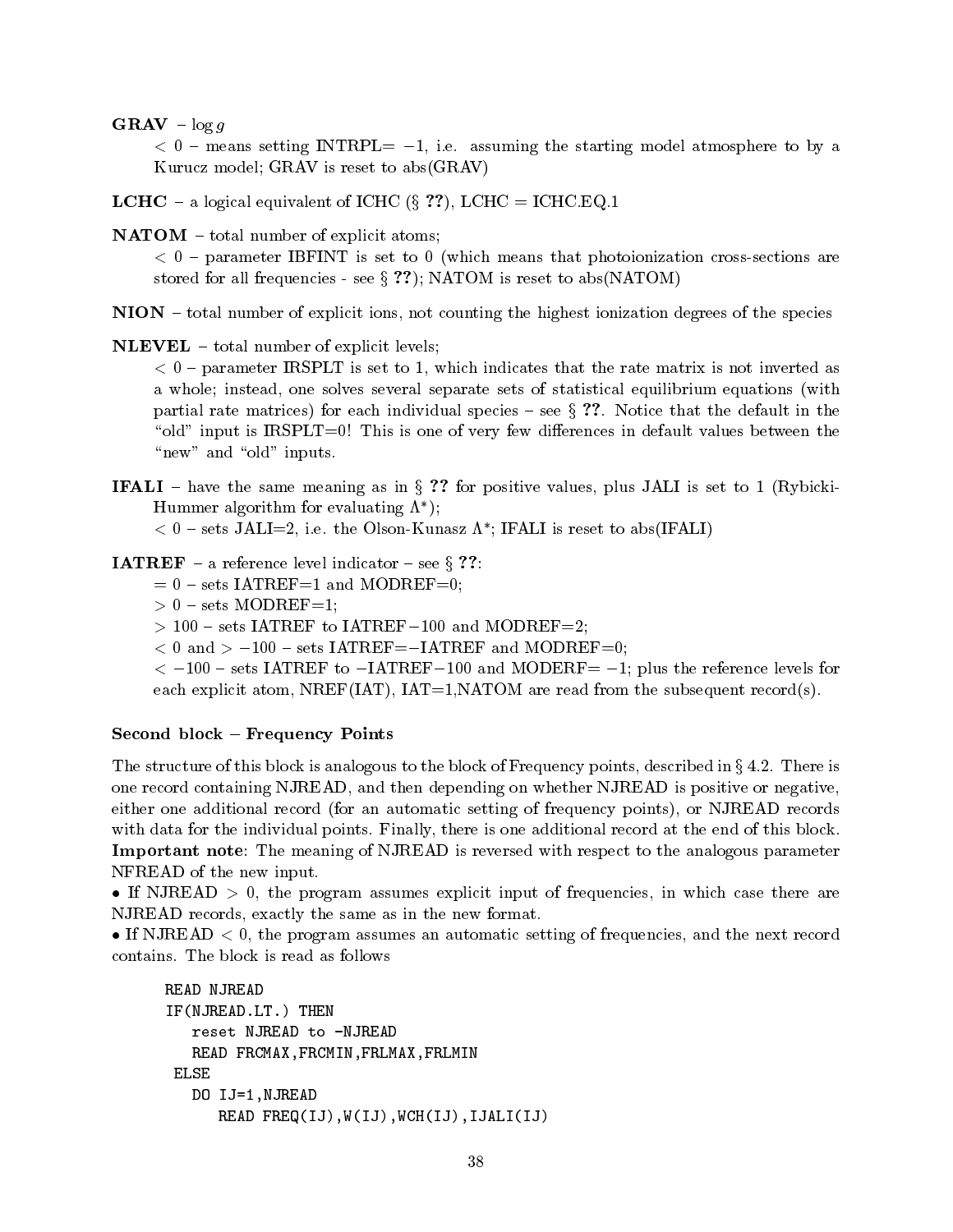**GRAV** – $\log g$

$< 0$ – means setting INTRPL= $-1$, i.e. assuming the starting model atmosphere to by a Kurucz model; GRAV is reset to abs(GRAV)

**LCHC** – a logical equivalent of ICHC (§ **??**), LCHC = ICHC.EQ.1

**NATOM** – total number of explicit atoms;

$< 0$ – parameter IBFINT is set to 0 (which means that photoionization cross-sections are stored for all frequencies - see § **??**); NATOM is reset to abs(NATOM)

**NION** – total number of explicit ions, not counting the highest ionization degrees of the species

**NLEVEL** – total number of explicit levels;

$< 0$ – parameter IRSPLT is set to 1, which indicates that the rate matrix is not inverted as a whole; instead, one solves several separate sets of statistical equilibrium equations (with partial rate matrices) for each individual species – see § **??**. Notice that the default in the "old" input is IRSPLT=0! This is one of very few differences in default values between the "new" and "old" inputs.

**IFALI** – have the same meaning as in § **??** for positive values, plus JALI is set to 1 (Rybicki-Hummer algorithm for evaluating $\Lambda^*$);

$< 0$ – sets JALI=2, i.e. the Olson-Kunasz $\Lambda^*$; IFALI is reset to abs(IFALI)

**IATREF** – a reference level indicator – see § **??**:

$= 0$ – sets IATREF=1 and MODREF=0;

$> 0$ – sets MODREF=1;

$> 100$ – sets IATREF to IATREF$-100$ and MODREF=2;

$< 0$ and $> -100$ – sets IATREF=$-$IATREF and MODREF=0;

$< -100$ – sets IATREF to $-$IATREF$-100$ and MODERF= $-1$; plus the reference levels for each explicit atom, NREF(IAT), IAT=1,NATOM are read from the subsequent record(s).

### Second block – Frequency Points

The structure of this block is analogous to the block of Frequency points, described in § 4.2. There is one record containing NJREAD, and then depending on whether NJREAD is positive or negative, either one additional record (for an automatic setting of frequency points), or NJREAD records with data for the individual points. Finally, there is one additional record at the end of this block. **Important note**: The meaning of NJREAD is reversed with respect to the analogous parameter NFREAD of the new input.

• If NJREAD $> 0$, the program assumes explicit input of frequencies, in which case there are NJREAD records, exactly the same as in the new format.

• If NJREAD $< 0$, the program assumes an automatic setting of frequencies, and the next record contains. The block is read as follows

```
READ NJREAD
IF(NJREAD.LT.) THEN
   reset NJREAD to -NJREAD
   READ FRCMAX,FRCMIN,FRLMAX,FRLMIN
 ELSE
   DO IJ=1,NJREAD
      READ FREQ(IJ),W(IJ),WCH(IJ),IJALI(IJ)
```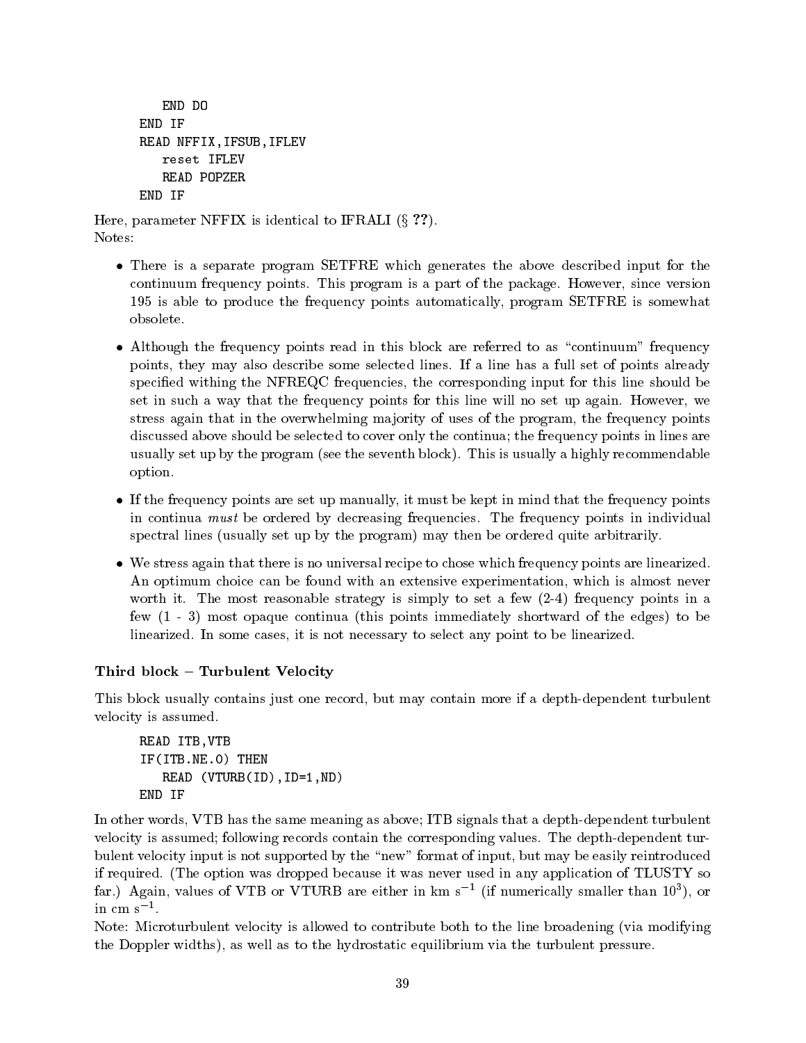```
      END DO
   END IF
   READ NFFIX,IFSUB,IFLEV
      reset IFLEV
      READ POPZER
   END IF
```

Here, parameter NFFIX is identical to IFRALI (§ **??**).
Notes:

- There is a separate program SETFRE which generates the above described input for the continuum frequency points. This program is a part of the package. However, since version 195 is able to produce the frequency points automatically, program SETFRE is somewhat obsolete.
- Although the frequency points read in this block are referred to as "continuum" frequency points, they may also describe some selected lines. If a line has a full set of points already specified withing the NFREQC frequencies, the corresponding input for this line should be set in such a way that the frequency points for this line will no set up again. However, we stress again that in the overwhelming majority of uses of the program, the frequency points discussed above should be selected to cover only the continua; the frequency points in lines are usually set up by the program (see the seventh block). This is usually a highly recommendable option.
- If the frequency points are set up manually, it must be kept in mind that the frequency points in continua *must* be ordered by decreasing frequencies. The frequency points in individual spectral lines (usually set up by the program) may then be ordered quite arbitrarily.
- We stress again that there is no universal recipe to chose which frequency points are linearized. An optimum choice can be found with an extensive experimentation, which is almost never worth it. The most reasonable strategy is simply to set a few (2-4) frequency points in a few (1 - 3) most opaque continua (this points immediately shortward of the edges) to be linearized. In some cases, it is not necessary to select any point to be linearized.

### Third block – Turbulent Velocity

This block usually contains just one record, but may contain more if a depth-dependent turbulent velocity is assumed.

```
   READ ITB,VTB
   IF(ITB.NE.0) THEN
      READ (VTURB(ID),ID=1,ND)
   END IF
```

In other words, VTB has the same meaning as above; ITB signals that a depth-dependent turbulent velocity is assumed; following records contain the corresponding values. The depth-dependent turbulent velocity input is not supported by the "new" format of input, but may be easily reintroduced if required. (The option was dropped because it was never used in any application of TLUSTY so far.) Again, values of VTB or VTURB are either in km $s^{-1}$ (if numerically smaller than $10^3$), or in cm $s^{-1}$.

Note: Microturbulent velocity is allowed to contribute both to the line broadening (via modifying the Doppler widths), as well as to the hydrostatic equilibrium via the turbulent pressure.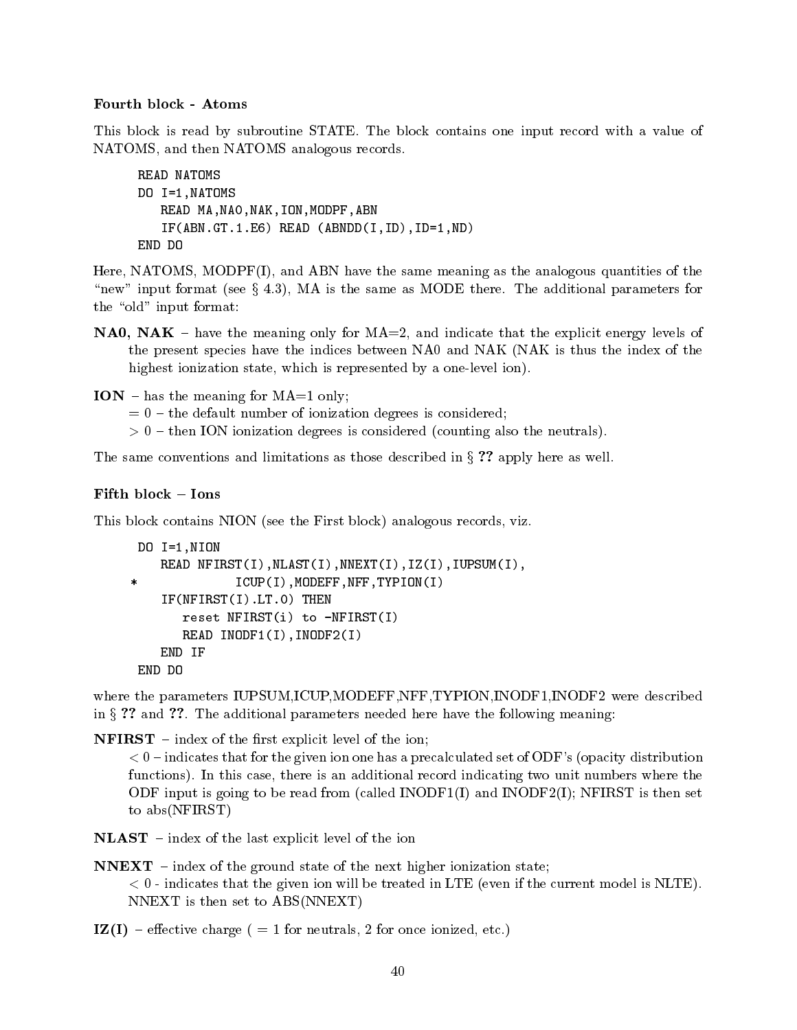#### Fourth block - Atoms

This block is read by subroutine STATE. The block contains one input record with a value of NATOMS, and then NATOMS analogous records.

```
READ NATOMS
DO I=1,NATOMS
   READ MA,NAO,NAK,ION,MODPF,ABN
   IF(ABN.GT.1.E6) READ (ABNDD(I,ID),ID=1,ND)
END DO
```

Here, NATOMS, MODPF(I), and ABN have the same meaning as the analogous quantities of the "new" input format (see § 4.3), MA is the same as MODE there. The additional parameters for the "old" input format:

**NA0, NAK** – have the meaning only for MA=2, and indicate that the explicit energy levels of the present species have the indices between NA0 and NAK (NAK is thus the index of the highest ionization state, which is represented by a one-level ion).

**ION** – has the meaning for MA=1 only;
= 0 – the default number of ionization degrees is considered;
> 0 – then ION ionization degrees is considered (counting also the neutrals).

The same conventions and limitations as those described in § **??** apply here as well.

#### Fifth block – Ions

This block contains NION (see the First block) analogous records, viz.

```
 DO I=1,NION
    READ NFIRST(I),NLAST(I),NNEXT(I),IZ(I),IUPSUM(I),
*             ICUP(I),MODEFF,NFF,TYPION(I)
    IF(NFIRST(I).LT.0) THEN
       reset NFIRST(i) to -NFIRST(I)
       READ INODF1(I),INODF2(I)
    END IF
 END DO
```

where the parameters IUPSUM,ICUP,MODEFF,NFF,TYPION,INODF1,INODF2 were described in § **??** and **??**. The additional parameters needed here have the following meaning:

**NFIRST** – index of the first explicit level of the ion;
< 0 – indicates that for the given ion one has a precalculated set of ODF's (opacity distribution functions). In this case, there is an additional record indicating two unit numbers where the ODF input is going to be read from (called INODF1(I) and INODF2(I); NFIRST is then set to abs(NFIRST)

**NLAST** – index of the last explicit level of the ion

**NNEXT** – index of the ground state of the next higher ionization state;
< 0 - indicates that the given ion will be treated in LTE (even if the current model is NLTE). NNEXT is then set to ABS(NNEXT)

**IZ(I)** – effective charge ( = 1 for neutrals, 2 for once ionized, etc.)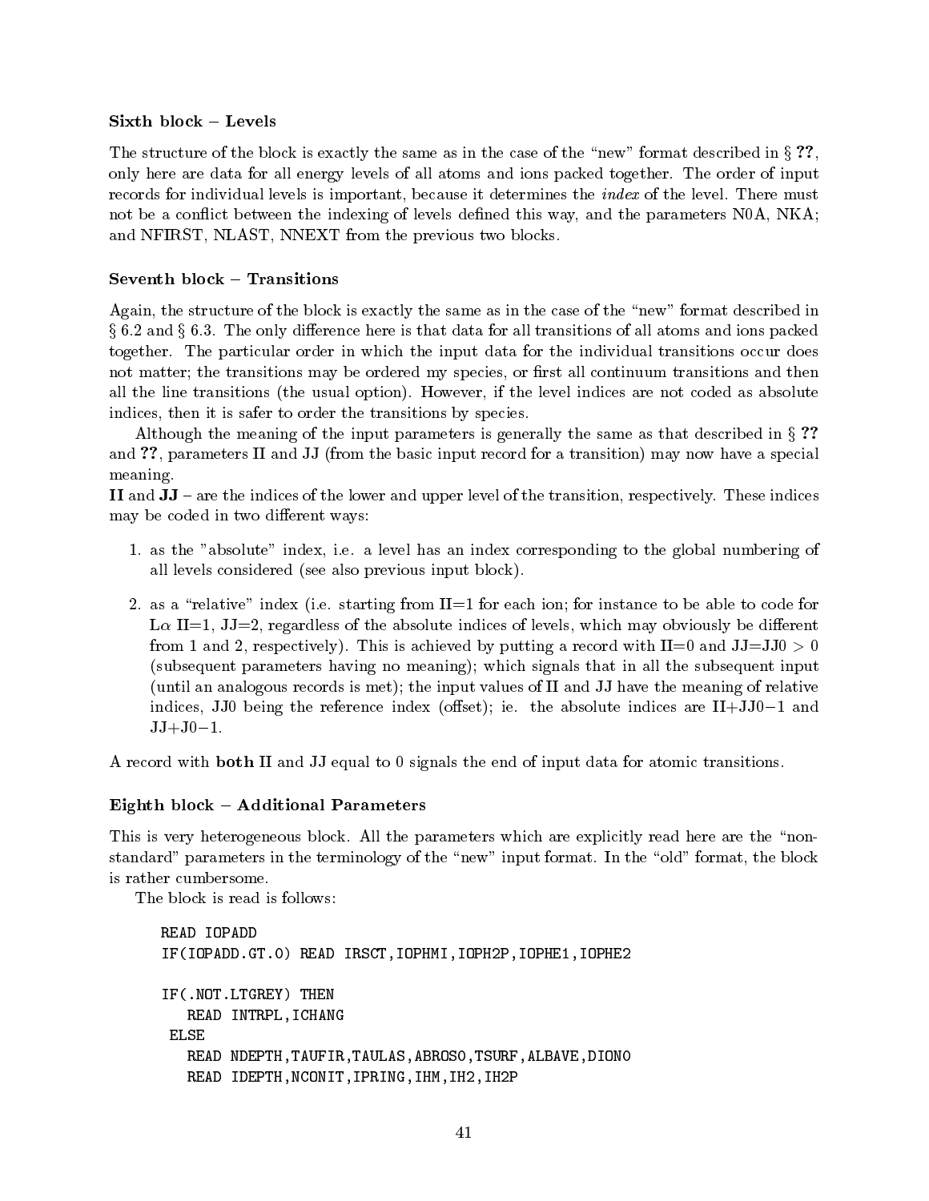### Sixth block – Levels

The structure of the block is exactly the same as in the case of the "new" format described in § **??**, only here are data for all energy levels of all atoms and ions packed together. The order of input records for individual levels is important, because it determines the *index* of the level. There must not be a conflict between the indexing of levels defined this way, and the parameters N0A, NKA; and NFIRST, NLAST, NNEXT from the previous two blocks.

### Seventh block – Transitions

Again, the structure of the block is exactly the same as in the case of the "new" format described in § 6.2 and § 6.3. The only difference here is that data for all transitions of all atoms and ions packed together. The particular order in which the input data for the individual transitions occur does not matter; the transitions may be ordered my species, or first all continuum transitions and then all the line transitions (the usual option). However, if the level indices are not coded as absolute indices, then it is safer to order the transitions by species.

Although the meaning of the input parameters is generally the same as that described in § **??** and **??**, parameters II and JJ (from the basic input record for a transition) may now have a special meaning.

**II** and **JJ** – are the indices of the lower and upper level of the transition, respectively. These indices may be coded in two different ways:

1. as the "absolute" index, i.e. a level has an index corresponding to the global numbering of all levels considered (see also previous input block).
2. as a "relative" index (i.e. starting from II=1 for each ion; for instance to be able to code for L$\alpha$ II=1, JJ=2, regardless of the absolute indices of levels, which may obviously be different from 1 and 2, respectively). This is achieved by putting a record with II=0 and JJ=JJ0 $> 0$ (subsequent parameters having no meaning); which signals that in all the subsequent input (until an analogous records is met); the input values of II and JJ have the meaning of relative indices, JJ0 being the reference index (offset); ie. the absolute indices are II+JJ0$-$1 and JJ+J0$-$1.

A record with **both** II and JJ equal to 0 signals the end of input data for atomic transitions.

### Eighth block – Additional Parameters

This is very heterogeneous block. All the parameters which are explicitly read here are the "non-standard" parameters in the terminology of the "new" input format. In the "old" format, the block is rather cumbersome.

The block is read is follows:

```
READ IOPADD
IF(IOPADD.GT.0) READ IRSCT,IOPHMI,IOPH2P,IOPHE1,IOPHE2

IF(.NOT.LTGREY) THEN
   READ INTRPL,ICHANG
 ELSE
   READ NDEPTH,TAUFIR,TAULAS,ABROS0,TSURF,ALBAVE,DION0
   READ IDEPTH,NCONIT,IPRING,IHM,IH2,IH2P
```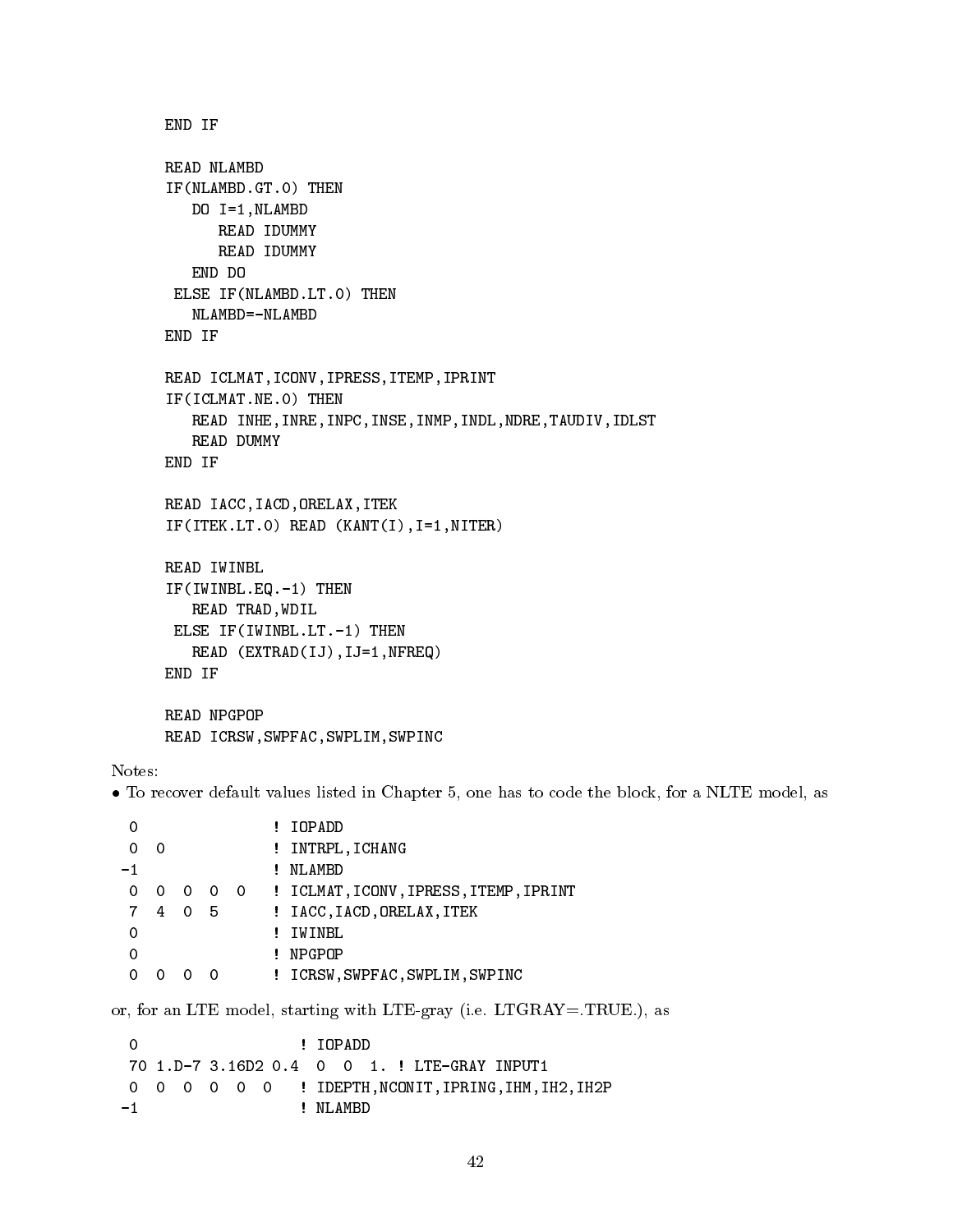```
      END IF

      READ NLAMBD
      IF(NLAMBD.GT.0) THEN
         DO I=1,NLAMBD
            READ IDUMMY
            READ IDUMMY
         END DO
       ELSE IF(NLAMBD.LT.0) THEN
         NLAMBD=-NLAMBD
      END IF

      READ ICLMAT,ICONV,IPRESS,ITEMP,IPRINT
      IF(ICLMAT.NE.0) THEN
         READ INHE,INRE,INPC,INSE,INMP,INDL,NDRE,TAUDIV,IDLST
         READ DUMMY
      END IF

      READ IACC,IACD,ORELAX,ITEK
      IF(ITEK.LT.0) READ (KANT(I),I=1,NITER)

      READ IWINBL
      IF(IWINBL.EQ.-1) THEN
         READ TRAD,WDIL
       ELSE IF(IWINBL.LT.-1) THEN
         READ (EXTRAD(IJ),IJ=1,NFREQ)
      END IF

      READ NPGPOP
      READ ICRSW,SWPFAC,SWPLIM,SWPINC
```

Notes:

- To recover default values listed in Chapter 5, one has to code the block, for a NLTE model, as

```
 0               ! IOPADD
 0  0            ! INTRPL,ICHANG
-1               ! NLAMBD
 0  0  0  0  0   ! ICLMAT,ICONV,IPRESS,ITEMP,IPRINT
 7  4  0  5      ! IACC,IACD,ORELAX,ITEK
 0               ! IWINBL
 0               ! NPGPOP
 0  0  0  0      ! ICRSW,SWPFAC,SWPLIM,SWPINC
```

or, for an LTE model, starting with LTE-gray (i.e. LTGRAY=.TRUE.), as

```
 0                    ! IOPADD
 70 1.D-7 3.16D2 0.4  0  0  1. ! LTE-GRAY INPUT1
 0  0  0  0  0  0    ! IDEPTH,NCONIT,IPRING,IHM,IH2,IH2P
-1                    ! NLAMBD
```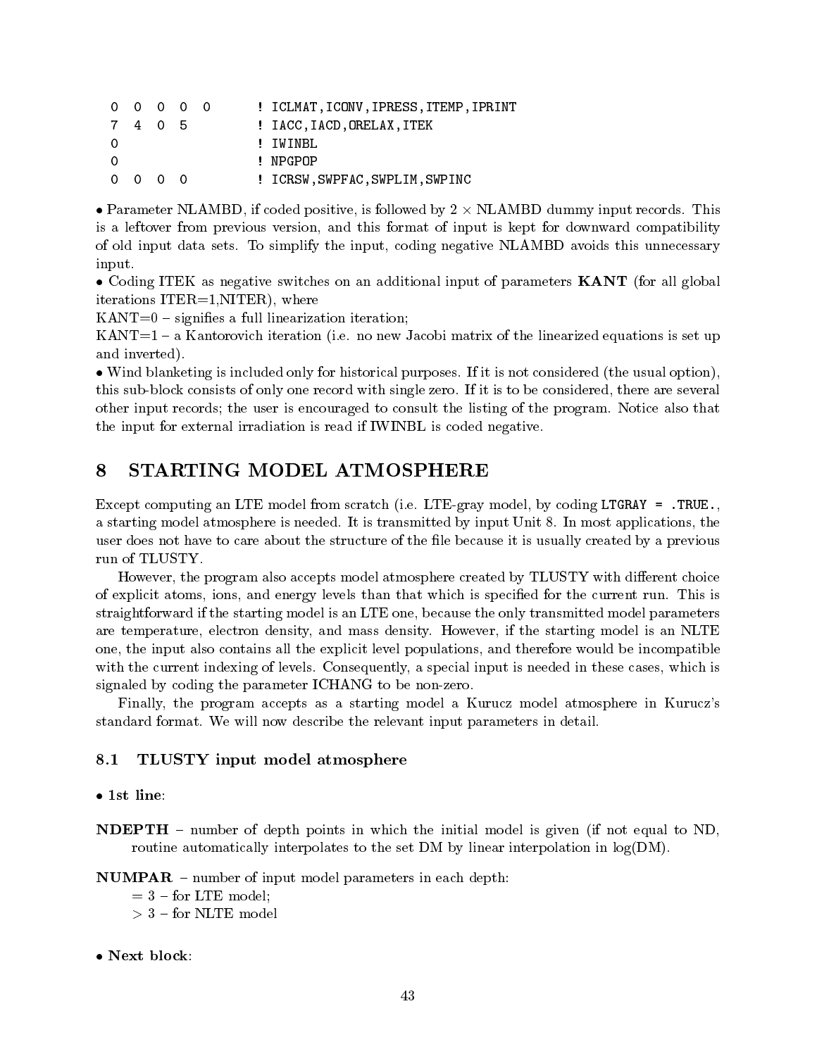```
 0  0  0  0  0        ! ICLMAT,ICONV,IPRESS,ITEMP,IPRINT
 7  4  0  5           ! IACC,IACD,ORELAX,ITEK
 0                    ! IWINBL
 0                    ! NPGPOP
 0  0  0  0           ! ICRSW,SWPFAC,SWPLIM,SWPINC
```

• Parameter NLAMBD, if coded positive, is followed by $2 \times$ NLAMBD dummy input records. This is a leftover from previous version, and this format of input is kept for downward compatibility of old input data sets. To simplify the input, coding negative NLAMBD avoids this unnecessary input.

• Coding ITEK as negative switches on an additional input of parameters **KANT** (for all global iterations ITER=1,NITER), where

KANT=0 – signifies a full linearization iteration;

KANT=1 – a Kantorovich iteration (i.e. no new Jacobi matrix of the linearized equations is set up and inverted).

• Wind blanketing is included only for historical purposes. If it is not considered (the usual option), this sub-block consists of only one record with single zero. If it is to be considered, there are several other input records; the user is encouraged to consult the listing of the program. Notice also that the input for external irradiation is read if IWINBL is coded negative.

# 8 STARTING MODEL ATMOSPHERE

Except computing an LTE model from scratch (i.e. LTE-gray model, by coding `LTGRAY = .TRUE.`, a starting model atmosphere is needed. It is transmitted by input Unit 8. In most applications, the user does not have to care about the structure of the file because it is usually created by a previous run of TLUSTY.

However, the program also accepts model atmosphere created by TLUSTY with different choice of explicit atoms, ions, and energy levels than that which is specified for the current run. This is straightforward if the starting model is an LTE one, because the only transmitted model parameters are temperature, electron density, and mass density. However, if the starting model is an NLTE one, the input also contains all the explicit level populations, and therefore would be incompatible with the current indexing of levels. Consequently, a special input is needed in these cases, which is signaled by coding the parameter ICHANG to be non-zero.

Finally, the program accepts as a starting model a Kurucz model atmosphere in Kurucz's standard format. We will now describe the relevant input parameters in detail.

## 8.1 TLUSTY input model atmosphere

• **1st line**:

**NDEPTH** – number of depth points in which the initial model is given (if not equal to ND, routine automatically interpolates to the set DM by linear interpolation in log(DM).

**NUMPAR** – number of input model parameters in each depth:
$= 3$ – for LTE model;
$> 3$ – for NLTE model

• **Next block**: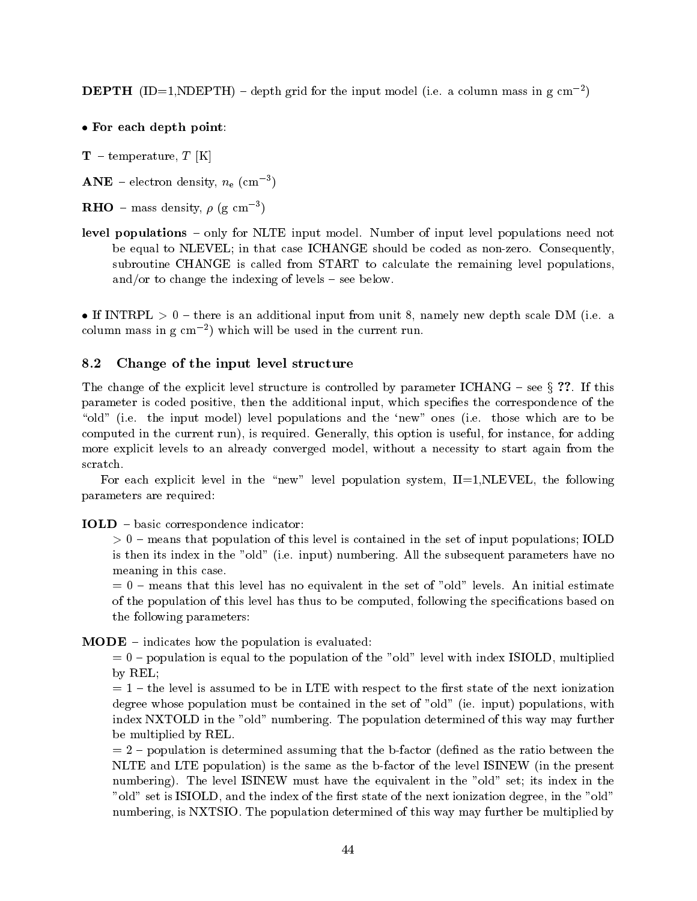**DEPTH** (ID=1,NDEPTH) – depth grid for the input model (i.e. a column mass in g cm$^{-2}$)

• **For each depth point**:

**T** – temperature, $T$ [K]

**ANE** – electron density, $n_e$ (cm$^{-3}$)

**RHO** – mass density, $\rho$ (g cm$^{-3}$)

**level populations** – only for NLTE input model. Number of input level populations need not be equal to NLEVEL; in that case ICHANGE should be coded as non-zero. Consequently, subroutine CHANGE is called from START to calculate the remaining level populations, and/or to change the indexing of levels – see below.

• If INTRPL > 0 – there is an additional input from unit 8, namely new depth scale DM (i.e. a column mass in g cm$^{-2}$) which will be used in the current run.

## 8.2 Change of the input level structure

The change of the explicit level structure is controlled by parameter ICHANG – see § **??**. If this parameter is coded positive, then the additional input, which specifies the correspondence of the "old" (i.e. the input model) level populations and the 'new" ones (i.e. those which are to be computed in the current run), is required. Generally, this option is useful, for instance, for adding more explicit levels to an already converged model, without a necessity to start again from the scratch.

For each explicit level in the "new" level population system, II=1,NLEVEL, the following parameters are required:

**IOLD** – basic correspondence indicator:
> 0 – means that population of this level is contained in the set of input populations; IOLD is then its index in the "old" (i.e. input) numbering. All the subsequent parameters have no meaning in this case.
= 0 – means that this level has no equivalent in the set of "old" levels. An initial estimate of the population of this level has thus to be computed, following the specifications based on the following parameters:

**MODE** – indicates how the population is evaluated:
= 0 – population is equal to the population of the "old" level with index ISIOLD, multiplied by REL;
= 1 – the level is assumed to be in LTE with respect to the first state of the next ionization degree whose population must be contained in the set of "old" (ie. input) populations, with index NXTOLD in the "old" numbering. The population determined of this way may further be multiplied by REL.
= 2 – population is determined assuming that the b-factor (defined as the ratio between the NLTE and LTE population) is the same as the b-factor of the level ISINEW (in the present numbering). The level ISINEW must have the equivalent in the "old" set; its index in the "old" set is ISIOLD, and the index of the first state of the next ionization degree, in the "old" numbering, is NXTSIO. The population determined of this way may further be multiplied by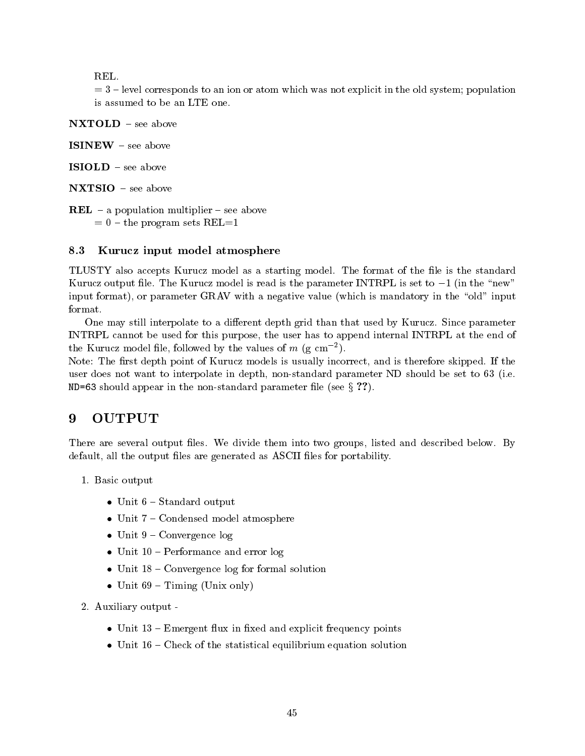REL.

= 3 – level corresponds to an ion or atom which was not explicit in the old system; population is assumed to be an LTE one.

**NXTOLD** – see above

**ISINEW** – see above

**ISIOLD** – see above

**NXTSIO** – see above

**REL** – a population multiplier – see above
= 0 – the program sets REL=1

### 8.3 Kurucz input model atmosphere

TLUSTY also accepts Kurucz model as a starting model. The format of the file is the standard Kurucz output file. The Kurucz model is read is the parameter INTRPL is set to $-1$ (in the "new" input format), or parameter GRAV with a negative value (which is mandatory in the "old" input format.

One may still interpolate to a different depth grid than that used by Kurucz. Since parameter INTRPL cannot be used for this purpose, the user has to append internal INTRPL at the end of the Kurucz model file, followed by the values of $m$ (g cm$^{-2}$).

Note: The first depth point of Kurucz models is usually incorrect, and is therefore skipped. If the user does not want to interpolate in depth, non-standard parameter ND should be set to 63 (i.e. `ND=63` should appear in the non-standard parameter file (see § **??**).

## 9 OUTPUT

There are several output files. We divide them into two groups, listed and described below. By default, all the output files are generated as ASCII files for portability.

1. Basic output
   - Unit 6 – Standard output
   - Unit 7 – Condensed model atmosphere
   - Unit 9 – Convergence log
   - Unit 10 – Performance and error log
   - Unit 18 – Convergence log for formal solution
   - Unit 69 – Timing (Unix only)
2. Auxiliary output -
   - Unit 13 – Emergent flux in fixed and explicit frequency points
   - Unit 16 – Check of the statistical equilibrium equation solution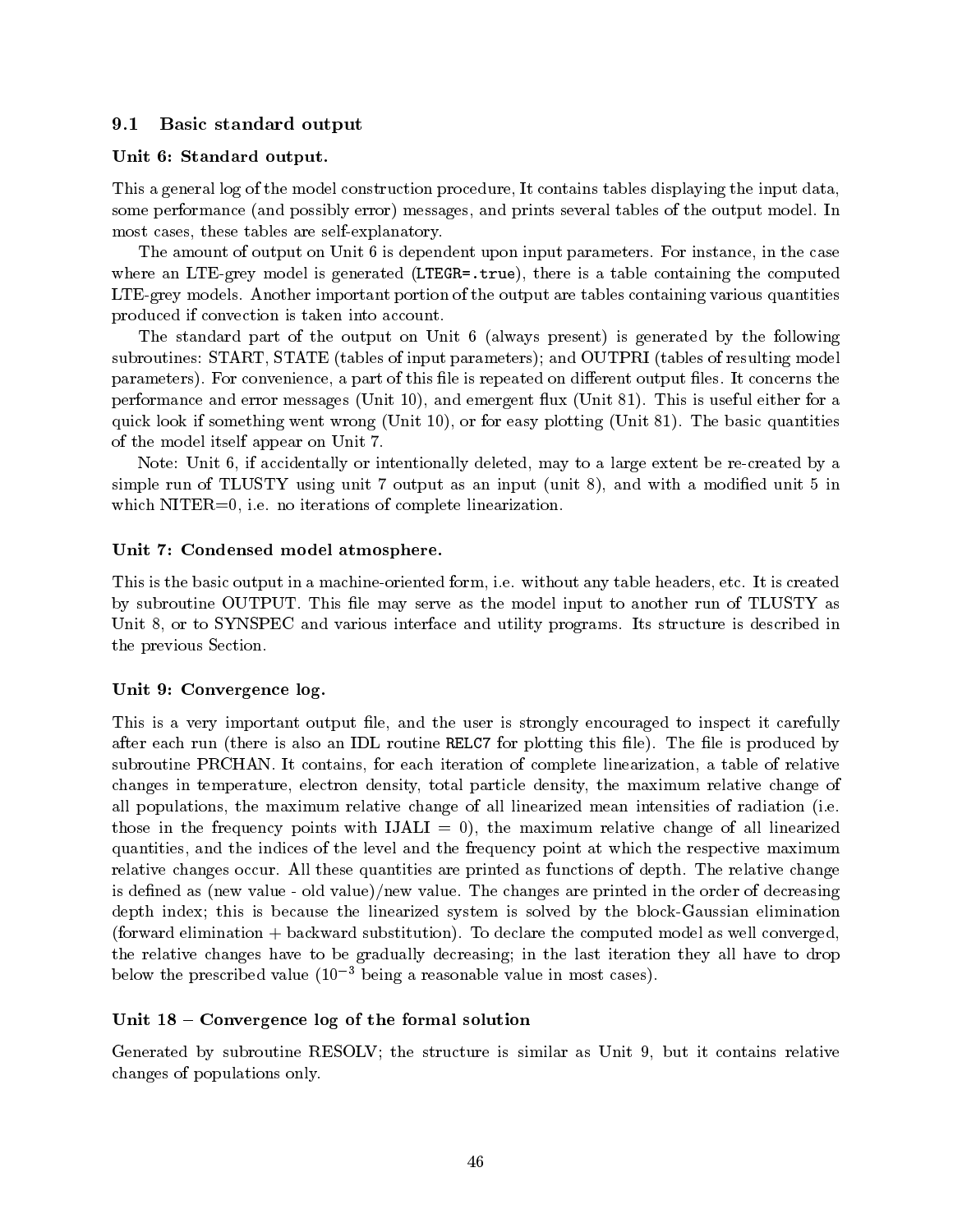## 9.1 Basic standard output

### Unit 6: Standard output.

This a general log of the model construction procedure, It contains tables displaying the input data, some performance (and possibly error) messages, and prints several tables of the output model. In most cases, these tables are self-explanatory.

The amount of output on Unit 6 is dependent upon input parameters. For instance, in the case where an LTE-grey model is generated (`LTEGR=.true`), there is a table containing the computed LTE-grey models. Another important portion of the output are tables containing various quantities produced if convection is taken into account.

The standard part of the output on Unit 6 (always present) is generated by the following subroutines: START, STATE (tables of input parameters); and OUTPRI (tables of resulting model parameters). For convenience, a part of this file is repeated on different output files. It concerns the performance and error messages (Unit 10), and emergent flux (Unit 81). This is useful either for a quick look if something went wrong (Unit 10), or for easy plotting (Unit 81). The basic quantities of the model itself appear on Unit 7.

Note: Unit 6, if accidentally or intentionally deleted, may to a large extent be re-created by a simple run of TLUSTY using unit 7 output as an input (unit 8), and with a modified unit 5 in which NITER=0, i.e. no iterations of complete linearization.

### Unit 7: Condensed model atmosphere.

This is the basic output in a machine-oriented form, i.e. without any table headers, etc. It is created by subroutine OUTPUT. This file may serve as the model input to another run of TLUSTY as Unit 8, or to SYNSPEC and various interface and utility programs. Its structure is described in the previous Section.

### Unit 9: Convergence log.

This is a very important output file, and the user is strongly encouraged to inspect it carefully after each run (there is also an IDL routine `RELC7` for plotting this file). The file is produced by subroutine PRCHAN. It contains, for each iteration of complete linearization, a table of relative changes in temperature, electron density, total particle density, the maximum relative change of all populations, the maximum relative change of all linearized mean intensities of radiation (i.e. those in the frequency points with IJALI = 0), the maximum relative change of all linearized quantities, and the indices of the level and the frequency point at which the respective maximum relative changes occur. All these quantities are printed as functions of depth. The relative change is defined as (new value - old value)/new value. The changes are printed in the order of decreasing depth index; this is because the linearized system is solved by the block-Gaussian elimination (forward elimination + backward substitution). To declare the computed model as well converged, the relative changes have to be gradually decreasing; in the last iteration they all have to drop below the prescribed value ($10^{-3}$ being a reasonable value in most cases).

### Unit 18 – Convergence log of the formal solution

Generated by subroutine RESOLV; the structure is similar as Unit 9, but it contains relative changes of populations only.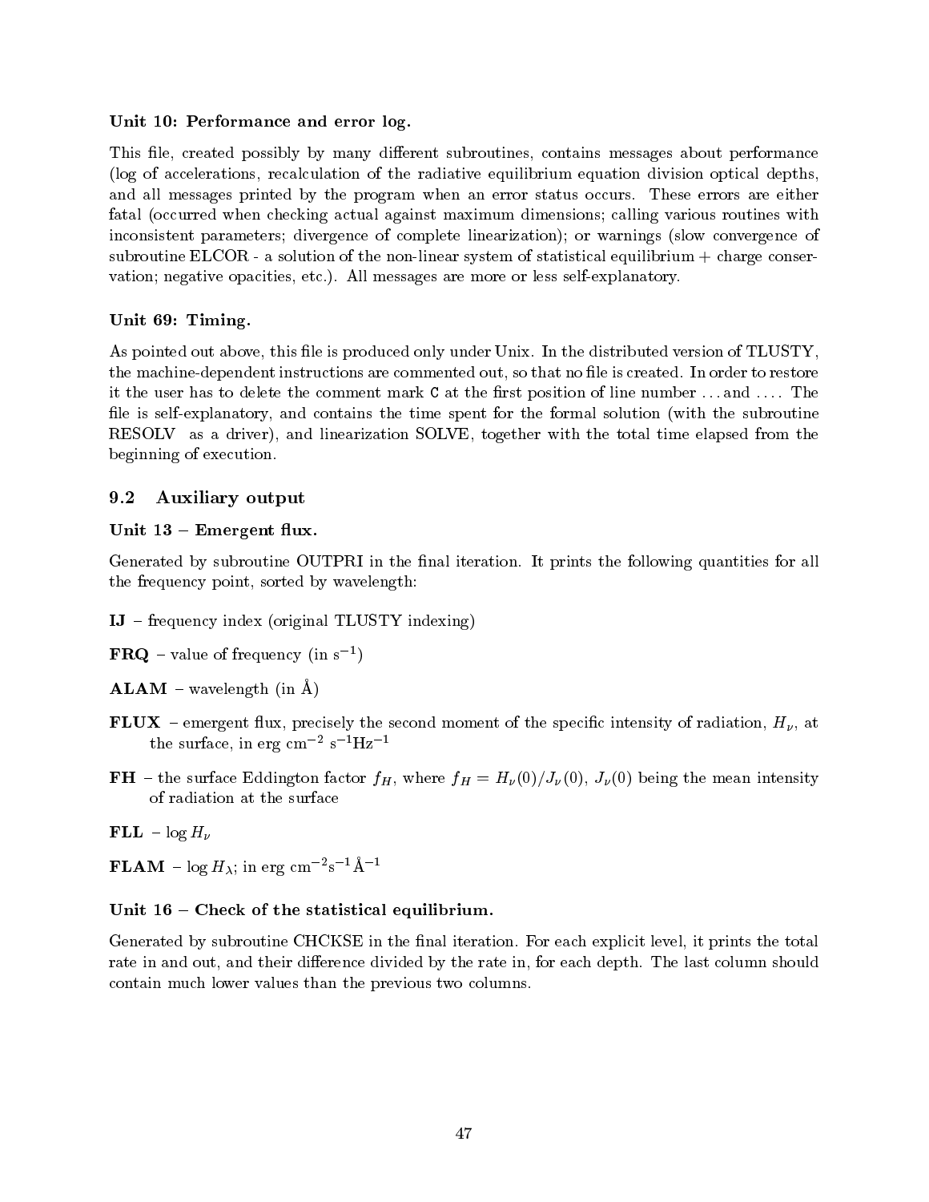**Unit 10: Performance and error log.**

This file, created possibly by many different subroutines, contains messages about performance (log of accelerations, recalculation of the radiative equilibrium equation division optical depths, and all messages printed by the program when an error status occurs. These errors are either fatal (occurred when checking actual against maximum dimensions; calling various routines with inconsistent parameters; divergence of complete linearization); or warnings (slow convergence of subroutine ELCOR - a solution of the non-linear system of statistical equilibrium + charge conservation; negative opacities, etc.). All messages are more or less self-explanatory.

**Unit 69: Timing.**

As pointed out above, this file is produced only under Unix. In the distributed version of TLUSTY, the machine-dependent instructions are commented out, so that no file is created. In order to restore it the user has to delete the comment mark `C` at the first position of line number ... and .... The file is self-explanatory, and contains the time spent for the formal solution (with the subroutine RESOLV as a driver), and linearization SOLVE, together with the total time elapsed from the beginning of execution.

## 9.2 Auxiliary output

**Unit 13 – Emergent flux.**

Generated by subroutine OUTPRI in the final iteration. It prints the following quantities for all the frequency point, sorted by wavelength:

**IJ** – frequency index (original TLUSTY indexing)

**FRQ** – value of frequency (in $\mathrm{s}^{-1}$)

**ALAM** – wavelength (in Å)

**FLUX** – emergent flux, precisely the second moment of the specific intensity of radiation, $H_\nu$, at the surface, in erg $\mathrm{cm}^{-2}$ $\mathrm{s}^{-1}\mathrm{Hz}^{-1}$

**FH** – the surface Eddington factor $f_H$, where $f_H = H_\nu(0)/J_\nu(0)$, $J_\nu(0)$ being the mean intensity of radiation at the surface

**FLL** – $\log H_\nu$

**FLAM** – $\log H_\lambda$; in erg $\mathrm{cm}^{-2}\mathrm{s}^{-1}$ Å$^{-1}$

**Unit 16 – Check of the statistical equilibrium.**

Generated by subroutine CHCKSE in the final iteration. For each explicit level, it prints the total rate in and out, and their difference divided by the rate in, for each depth. The last column should contain much lower values than the previous two columns.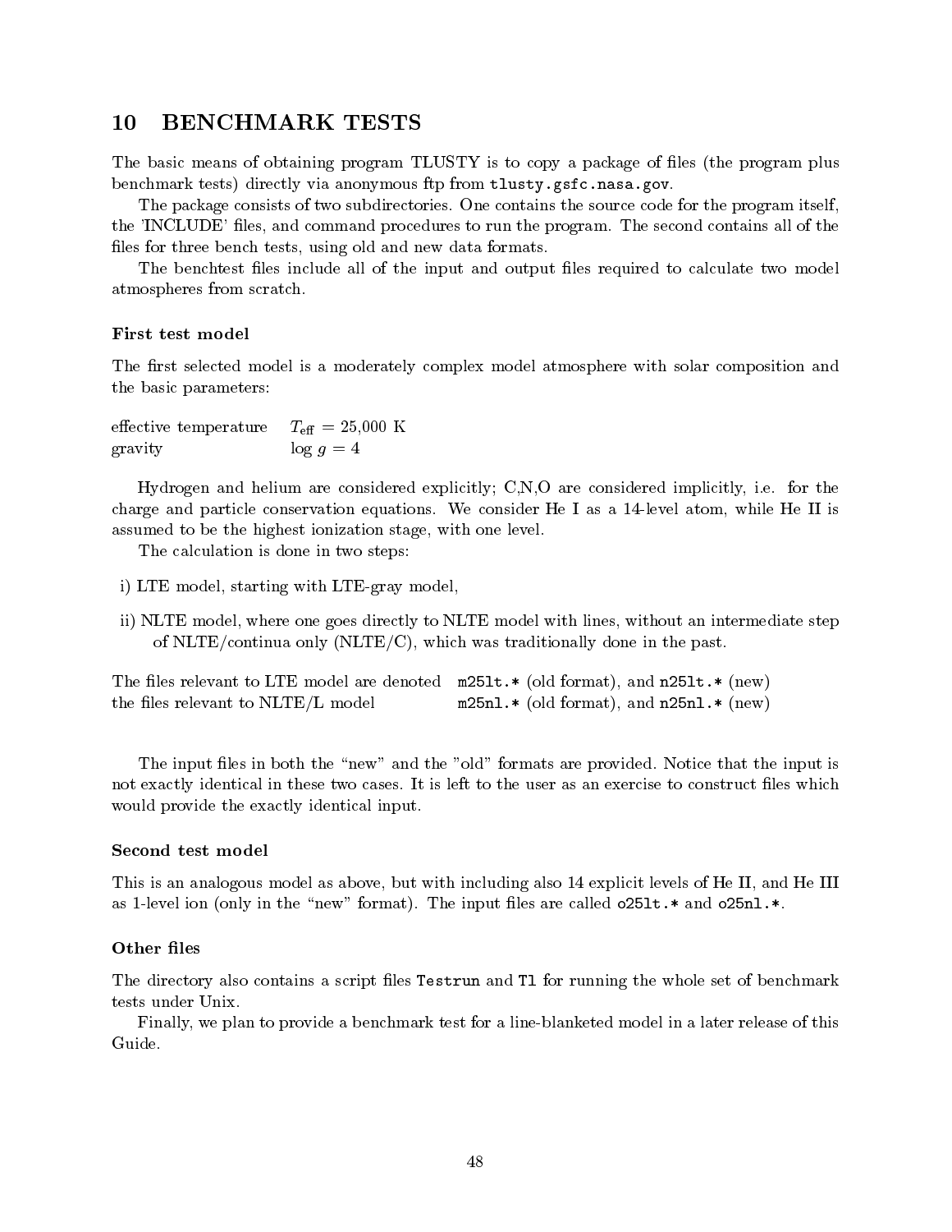## 10 BENCHMARK TESTS

The basic means of obtaining program TLUSTY is to copy a package of files (the program plus benchmark tests) directly via anonymous ftp from `tlusty.gsfc.nasa.gov`.

The package consists of two subdirectories. One contains the source code for the program itself, the 'INCLUDE' files, and command procedures to run the program. The second contains all of the files for three bench tests, using old and new data formats.

The benchtest files include all of the input and output files required to calculate two model atmospheres from scratch.

### First test model

The first selected model is a moderately complex model atmosphere with solar composition and the basic parameters:

| | |
|---|---|
| effective temperature | $T_{\rm eff}$ = 25,000 K |
| gravity | $\log g = 4$ |

Hydrogen and helium are considered explicitly; C,N,O are considered implicitly, i.e. for the charge and particle conservation equations. We consider He I as a 14-level atom, while He II is assumed to be the highest ionization stage, with one level.

The calculation is done in two steps:

i) LTE model, starting with LTE-gray model,

ii) NLTE model, where one goes directly to NLTE model with lines, without an intermediate step of NLTE/continua only (NLTE/C), which was traditionally done in the past.

| | |
|---|---|
| The files relevant to LTE model are denoted | `m25lt.*` (old format), and `n25lt.*` (new) |
| the files relevant to NLTE/L model | `m25nl.*` (old format), and `n25nl.*` (new) |

The input files in both the "new" and the "old" formats are provided. Notice that the input is not exactly identical in these two cases. It is left to the user as an exercise to construct files which would provide the exactly identical input.

### Second test model

This is an analogous model as above, but with including also 14 explicit levels of He II, and He III as 1-level ion (only in the "new" format). The input files are called `o25lt.*` and `o25nl.*`.

### Other files

The directory also contains a script files `Testrun` and `Tl` for running the whole set of benchmark tests under Unix.

Finally, we plan to provide a benchmark test for a line-blanketed model in a later release of this Guide.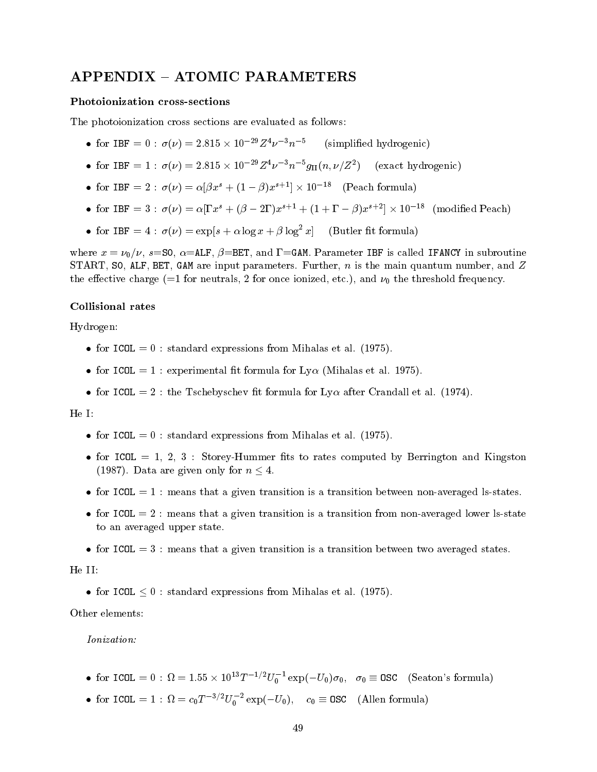## APPENDIX – ATOMIC PARAMETERS

### Photoionization cross-sections

The photoionization cross sections are evaluated as follows:

- for `IBF` $= 0$ : $\sigma(\nu) = 2.815 \times 10^{-29} Z^4 \nu^{-3} n^{-5}$ (simplified hydrogenic)
- for `IBF` $= 1$ : $\sigma(\nu) = 2.815 \times 10^{-29} Z^4 \nu^{-3} n^{-5} g_{\rm II}(n, \nu/Z^2)$ (exact hydrogenic)
- for `IBF` $= 2$ : $\sigma(\nu) = \alpha[\beta x^s + (1-\beta) x^{s+1}] \times 10^{-18}$ (Peach formula)
- for `IBF` $= 3$ : $\sigma(\nu) = \alpha[\Gamma x^s + (\beta - 2\Gamma) x^{s+1} + (1 + \Gamma - \beta) x^{s+2}] \times 10^{-18}$ (modified Peach)
- for `IBF` $= 4$ : $\sigma(\nu) = \exp[s + \alpha \log x + \beta \log^2 x]$ (Butler fit formula)

where $x = \nu_0/\nu$, $s$=`SO`, $\alpha$=`ALF`, $\beta$=`BET`, and $\Gamma$=`GAM`. Parameter `IBF` is called `IFANCY` in subroutine START, `SO`, `ALF`, `BET`, `GAM` are input parameters. Further, $n$ is the main quantum number, and $Z$ the effective charge (=1 for neutrals, 2 for once ionized, etc.), and $\nu_0$ the threshold frequency.

### Collisional rates

Hydrogen:

- for `ICOL` $= 0$ : standard expressions from Mihalas et al. (1975).
- for `ICOL` $= 1$ : experimental fit formula for Ly$\alpha$ (Mihalas et al. 1975).
- for `ICOL` $= 2$ : the Tschebyschev fit formula for Ly$\alpha$ after Crandall et al. (1974).

He I:

- for `ICOL` $= 0$ : standard expressions from Mihalas et al. (1975).
- for `ICOL` $= 1, 2, 3$ : Storey-Hummer fits to rates computed by Berrington and Kingston (1987). Data are given only for $n \leq 4$.
- for `ICOL` $= 1$ : means that a given transition is a transition between non-averaged ls-states.
- for `ICOL` $= 2$ : means that a given transition is a transition from non-averaged lower ls-state to an averaged upper state.
- for `ICOL` $= 3$ : means that a given transition is a transition between two averaged states.

He II:

- for `ICOL` $\leq 0$ : standard expressions from Mihalas et al. (1975).

Other elements:

*Ionization:*

- for `ICOL` $= 0$ : $\Omega = 1.55 \times 10^{13} T^{-1/2} U_0^{-1} \exp(-U_0) \sigma_0$, $\sigma_0 \equiv$ `OSC` (Seaton's formula)
- for `ICOL` $= 1$ : $\Omega = c_0 T^{-3/2} U_0^{-2} \exp(-U_0)$, $c_0 \equiv$ `OSC` (Allen formula)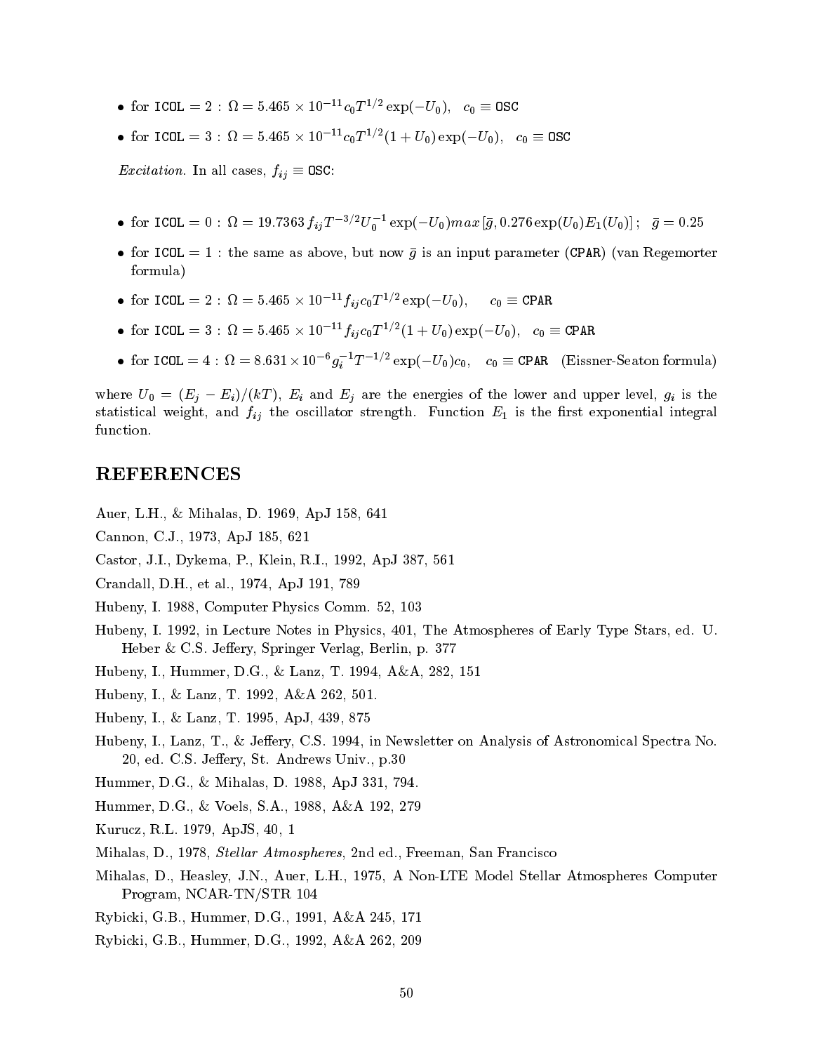- for $\texttt{ICOL} = 2$ : $\Omega = 5.465 \times 10^{-11} c_0 T^{1/2} \exp(-U_0), \quad c_0 \equiv \texttt{OSC}$
- for $\texttt{ICOL} = 3$ : $\Omega = 5.465 \times 10^{-11} c_0 T^{1/2} (1 + U_0) \exp(-U_0), \quad c_0 \equiv \texttt{OSC}$

*Excitation.* In all cases, $f_{ij} \equiv \texttt{OSC}$:

- for $\texttt{ICOL} = 0$ : $\Omega = 19.7363 \, f_{ij} T^{-3/2} U_0^{-1} \exp(-U_0) max \, [\bar{g}, 0.276 \exp(U_0) E_1(U_0)] \, ; \quad \bar{g} = 0.25$
- for $\texttt{ICOL} = 1$ : the same as above, but now $\bar{g}$ is an input parameter (CPAR) (van Regemorter formula)
- for $\texttt{ICOL} = 2$ : $\Omega = 5.465 \times 10^{-11} f_{ij} c_0 T^{1/2} \exp(-U_0), \quad c_0 \equiv \texttt{CPAR}$
- for $\texttt{ICOL} = 3$ : $\Omega = 5.465 \times 10^{-11} f_{ij} c_0 T^{1/2} (1 + U_0) \exp(-U_0), \quad c_0 \equiv \texttt{CPAR}$
- for $\texttt{ICOL} = 4$ : $\Omega = 8.631 \times 10^{-6} g_i^{-1} T^{-1/2} \exp(-U_0) c_0, \quad c_0 \equiv \texttt{CPAR}$ (Eissner-Seaton formula)

where $U_0 = (E_j - E_i)/(kT)$, $E_i$ and $E_j$ are the energies of the lower and upper level, $g_i$ is the statistical weight, and $f_{ij}$ the oscillator strength. Function $E_1$ is the first exponential integral function.

## REFERENCES

Auer, L.H., & Mihalas, D. 1969, ApJ 158, 641

Cannon, C.J., 1973, ApJ 185, 621

Castor, J.I., Dykema, P., Klein, R.I., 1992, ApJ 387, 561

Crandall, D.H., et al., 1974, ApJ 191, 789

Hubeny, I. 1988, Computer Physics Comm. 52, 103

Hubeny, I. 1992, in Lecture Notes in Physics, 401, The Atmospheres of Early Type Stars, ed. U. Heber & C.S. Jeffery, Springer Verlag, Berlin, p. 377

Hubeny, I., Hummer, D.G., & Lanz, T. 1994, A&A, 282, 151

Hubeny, I., & Lanz, T. 1992, A&A 262, 501.

Hubeny, I., & Lanz, T. 1995, ApJ, 439, 875

Hubeny, I., Lanz, T., & Jeffery, C.S. 1994, in Newsletter on Analysis of Astronomical Spectra No. 20, ed. C.S. Jeffery, St. Andrews Univ., p.30

Hummer, D.G., & Mihalas, D. 1988, ApJ 331, 794.

Hummer, D.G., & Voels, S.A., 1988, A&A 192, 279

Kurucz, R.L. 1979, ApJS, 40, 1

Mihalas, D., 1978, *Stellar Atmospheres*, 2nd ed., Freeman, San Francisco

Mihalas, D., Heasley, J.N., Auer, L.H., 1975, A Non-LTE Model Stellar Atmospheres Computer Program, NCAR-TN/STR 104

Rybicki, G.B., Hummer, D.G., 1991, A&A 245, 171

Rybicki, G.B., Hummer, D.G., 1992, A&A 262, 209